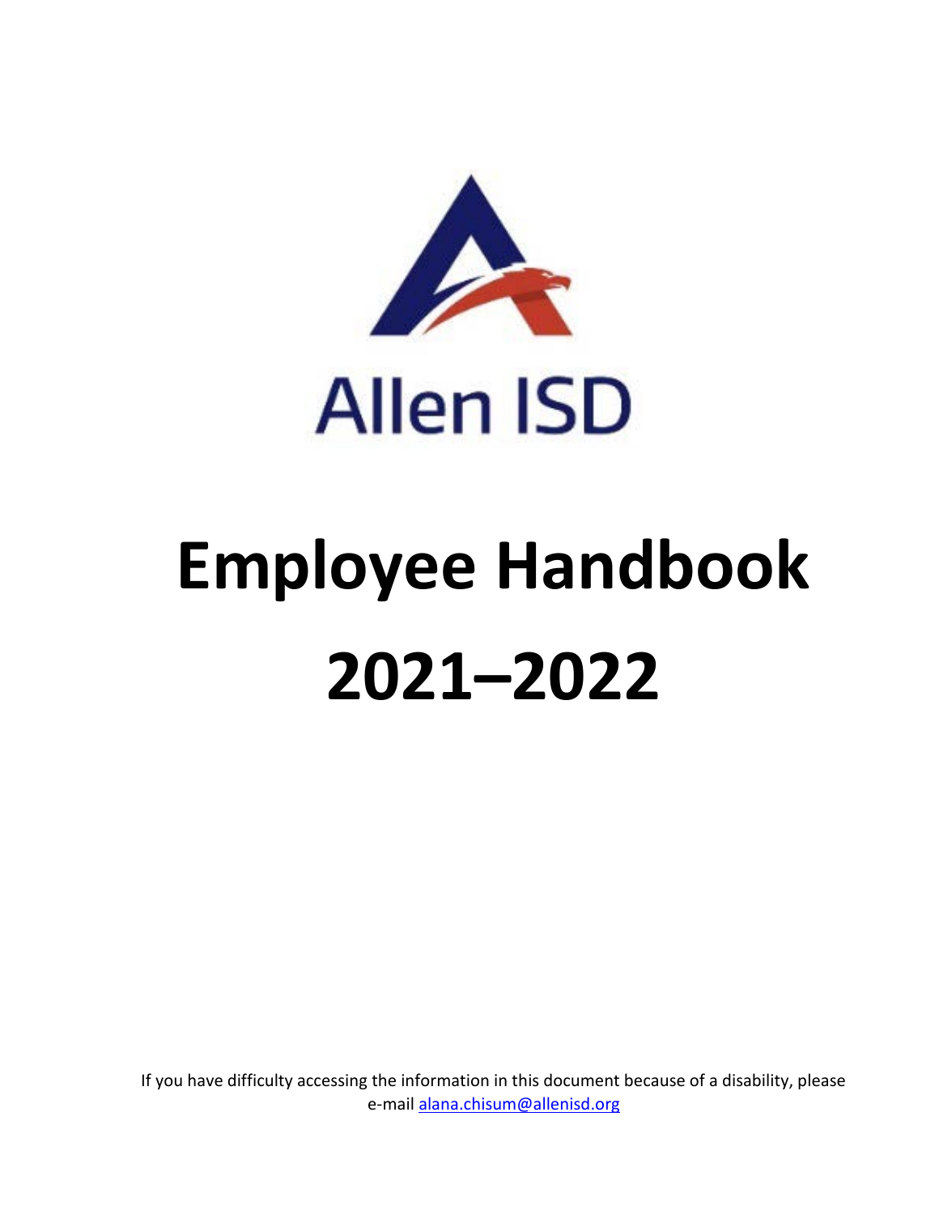Allen ISD

# Employee Handbook

# 2021–2022

If you have difficulty accessing the information in this document because of a disability, please e-mail [alana.chisum@allenisd.org](mailto:alana.chisum@allenisd.org)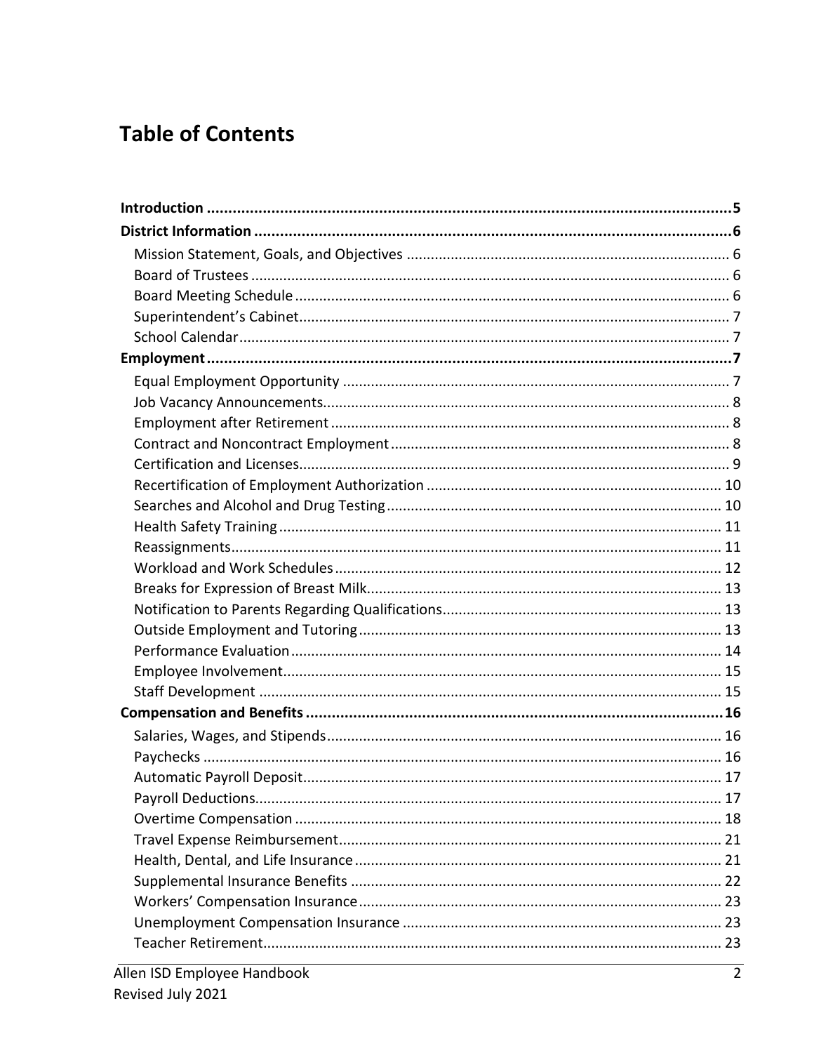# Table of Contents

**Introduction** ..... **5**

**District Information** ..... **6**

- Mission Statement, Goals, and Objectives ..... 6
- Board of Trustees ..... 6
- Board Meeting Schedule ..... 6
- Superintendent's Cabinet ..... 7
- School Calendar ..... 7

**Employment** ..... **7**

- Equal Employment Opportunity ..... 7
- Job Vacancy Announcements ..... 8
- Employment after Retirement ..... 8
- Contract and Noncontract Employment ..... 8
- Certification and Licenses ..... 9
- Recertification of Employment Authorization ..... 10
- Searches and Alcohol and Drug Testing ..... 10
- Health Safety Training ..... 11
- Reassignments ..... 11
- Workload and Work Schedules ..... 12
- Breaks for Expression of Breast Milk ..... 13
- Notification to Parents Regarding Qualifications ..... 13
- Outside Employment and Tutoring ..... 13
- Performance Evaluation ..... 14
- Employee Involvement ..... 15
- Staff Development ..... 15

**Compensation and Benefits** ..... **16**

- Salaries, Wages, and Stipends ..... 16
- Paychecks ..... 16
- Automatic Payroll Deposit ..... 17
- Payroll Deductions ..... 17
- Overtime Compensation ..... 18
- Travel Expense Reimbursement ..... 21
- Health, Dental, and Life Insurance ..... 21
- Supplemental Insurance Benefits ..... 22
- Workers' Compensation Insurance ..... 23
- Unemployment Compensation Insurance ..... 23
- Teacher Retirement ..... 23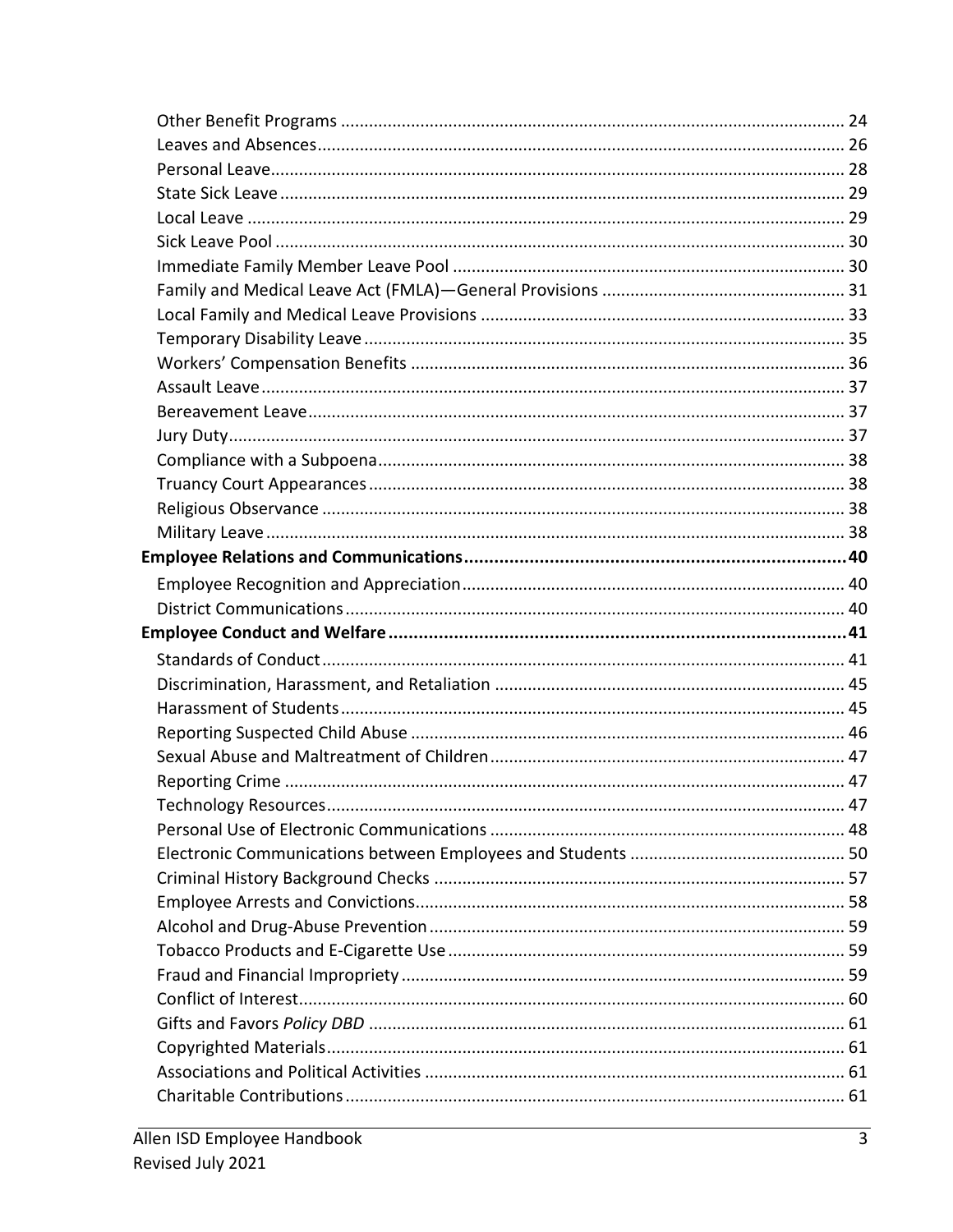Other Benefit Programs .......... 24
Leaves and Absences .......... 26
Personal Leave .......... 28
State Sick Leave .......... 29
Local Leave .......... 29
Sick Leave Pool .......... 30
Immediate Family Member Leave Pool .......... 30
Family and Medical Leave Act (FMLA)—General Provisions .......... 31
Local Family and Medical Leave Provisions .......... 33
Temporary Disability Leave .......... 35
Workers' Compensation Benefits .......... 36
Assault Leave .......... 37
Bereavement Leave .......... 37
Jury Duty .......... 37
Compliance with a Subpoena .......... 38
Truancy Court Appearances .......... 38
Religious Observance .......... 38
Military Leave .......... 38

**Employee Relations and Communications .......... 40**

Employee Recognition and Appreciation .......... 40
District Communications .......... 40

**Employee Conduct and Welfare .......... 41**

Standards of Conduct .......... 41
Discrimination, Harassment, and Retaliation .......... 45
Harassment of Students .......... 45
Reporting Suspected Child Abuse .......... 46
Sexual Abuse and Maltreatment of Children .......... 47
Reporting Crime .......... 47
Technology Resources .......... 47
Personal Use of Electronic Communications .......... 48
Electronic Communications between Employees and Students .......... 50
Criminal History Background Checks .......... 57
Employee Arrests and Convictions .......... 58
Alcohol and Drug-Abuse Prevention .......... 59
Tobacco Products and E-Cigarette Use .......... 59
Fraud and Financial Impropriety .......... 59
Conflict of Interest .......... 60
Gifts and Favors *Policy DBD* .......... 61
Copyrighted Materials .......... 61
Associations and Political Activities .......... 61
Charitable Contributions .......... 61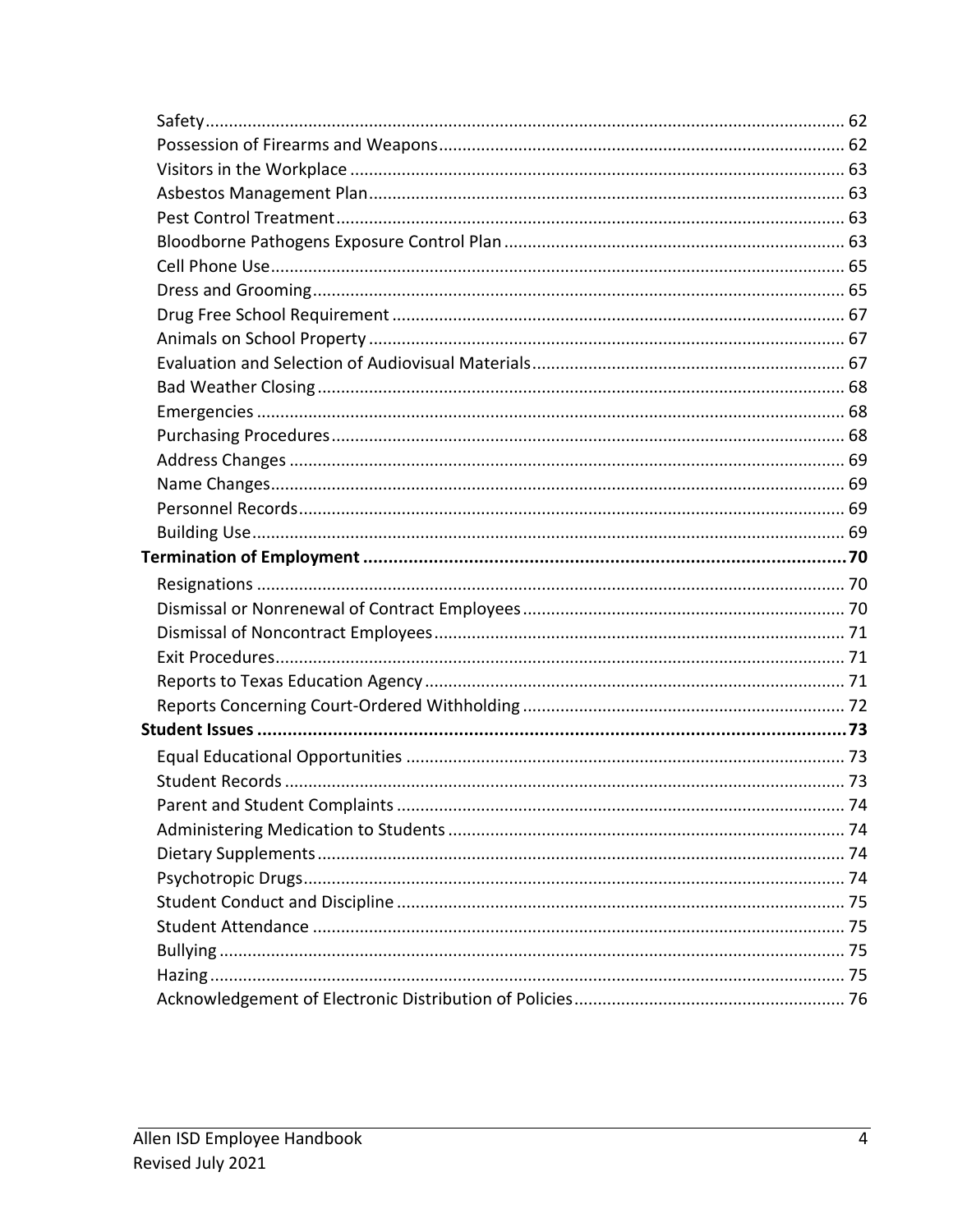Safety ........................................................................................................................ 62
Possession of Firearms and Weapons ...................................................................................... 62
Visitors in the Workplace ......................................................................................................... 63
Asbestos Management Plan ..................................................................................................... 63
Pest Control Treatment ............................................................................................................ 63
Bloodborne Pathogens Exposure Control Plan ......................................................................... 63
Cell Phone Use .......................................................................................................................... 65
Dress and Grooming ................................................................................................................. 65
Drug Free School Requirement ................................................................................................. 67
Animals on School Property ..................................................................................................... 67
Evaluation and Selection of Audiovisual Materials ................................................................... 67
Bad Weather Closing ................................................................................................................ 68
Emergencies ............................................................................................................................. 68
Purchasing Procedures ............................................................................................................. 68
Address Changes ...................................................................................................................... 69
Name Changes .......................................................................................................................... 69
Personnel Records .................................................................................................................... 69
Building Use .............................................................................................................................. 69

**Termination of Employment .................................................................................................. 70**

Resignations ............................................................................................................................ 70
Dismissal or Nonrenewal of Contract Employees ..................................................................... 70
Dismissal of Noncontract Employees ....................................................................................... 71
Exit Procedures ......................................................................................................................... 71
Reports to Texas Education Agency .......................................................................................... 71
Reports Concerning Court-Ordered Withholding ..................................................................... 72

**Student Issues ........................................................................................................................ 73**

Equal Educational Opportunities ............................................................................................. 73
Student Records ....................................................................................................................... 73
Parent and Student Complaints ............................................................................................... 74
Administering Medication to Students .................................................................................... 74
Dietary Supplements ................................................................................................................ 74
Psychotropic Drugs ................................................................................................................... 74
Student Conduct and Discipline ............................................................................................... 75
Student Attendance ................................................................................................................. 75
Bullying ..................................................................................................................................... 75
Hazing ....................................................................................................................................... 75
Acknowledgement of Electronic Distribution of Policies .......................................................... 76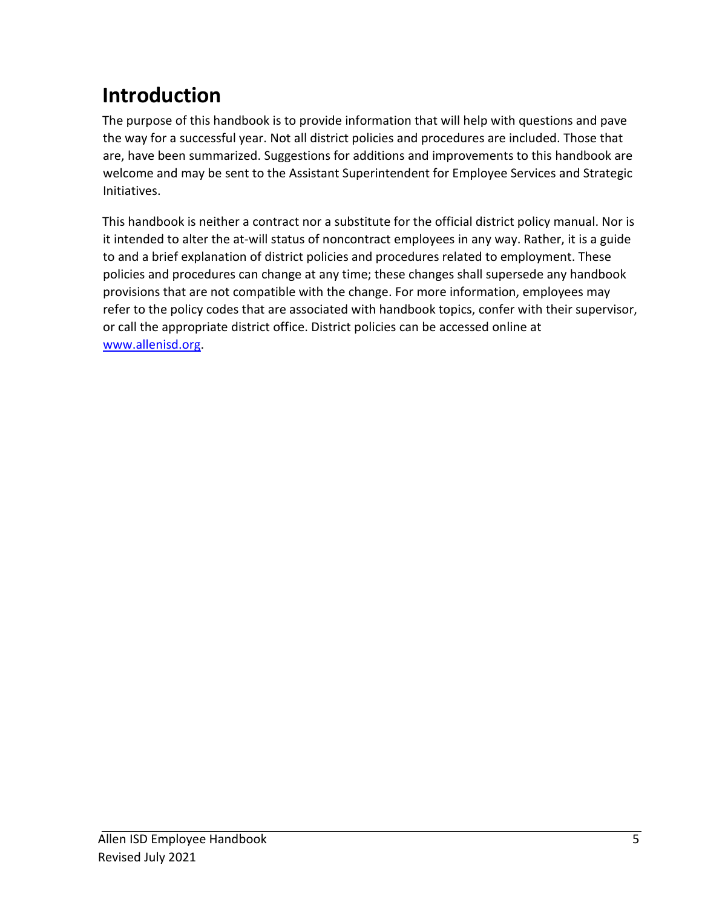# Introduction

The purpose of this handbook is to provide information that will help with questions and pave the way for a successful year. Not all district policies and procedures are included. Those that are, have been summarized. Suggestions for additions and improvements to this handbook are welcome and may be sent to the Assistant Superintendent for Employee Services and Strategic Initiatives.

This handbook is neither a contract nor a substitute for the official district policy manual. Nor is it intended to alter the at-will status of noncontract employees in any way. Rather, it is a guide to and a brief explanation of district policies and procedures related to employment. These policies and procedures can change at any time; these changes shall supersede any handbook provisions that are not compatible with the change. For more information, employees may refer to the policy codes that are associated with handbook topics, confer with their supervisor, or call the appropriate district office. District policies can be accessed online at [www.allenisd.org](http://www.allenisd.org).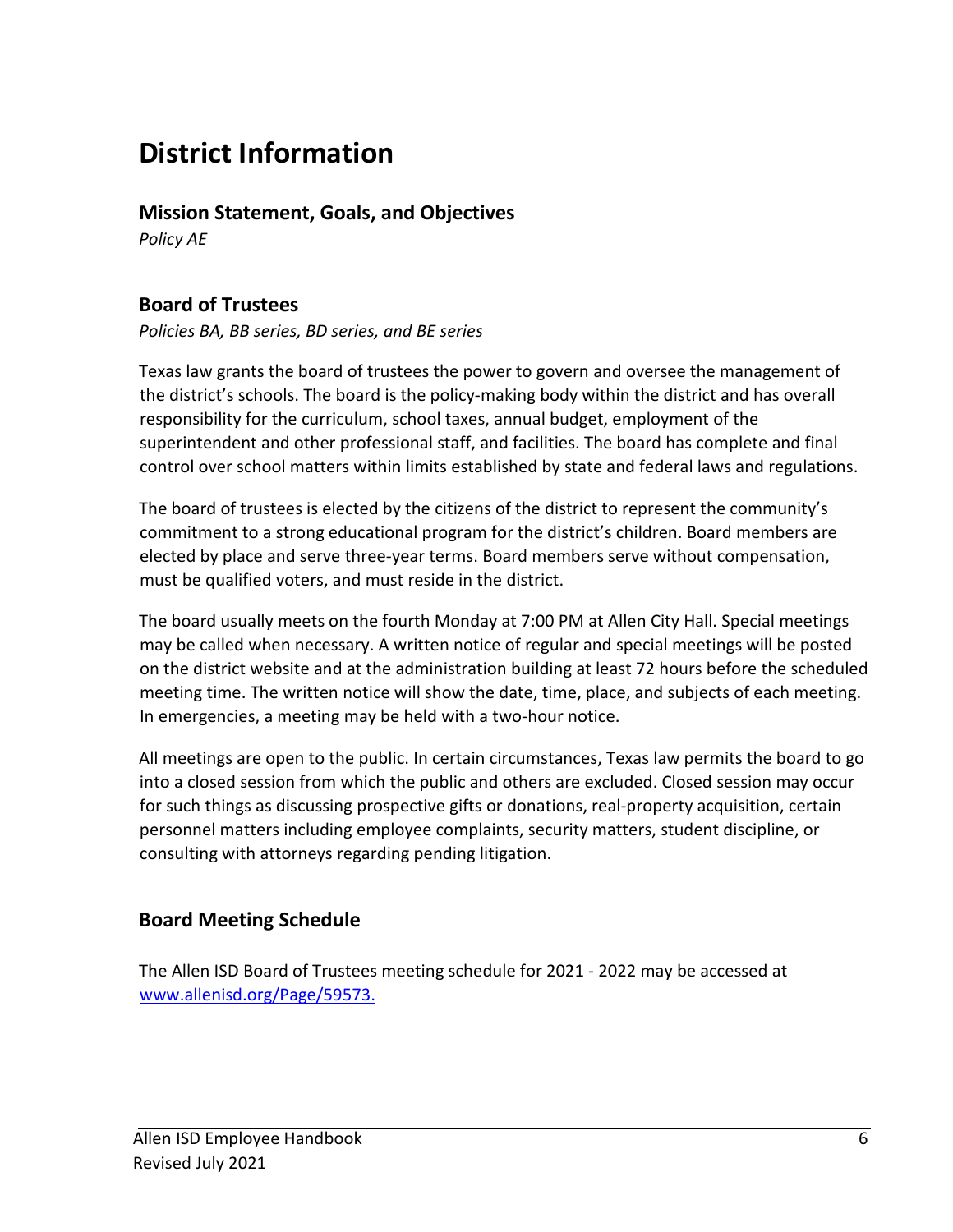# District Information

## Mission Statement, Goals, and Objectives

*Policy AE*

## Board of Trustees

*Policies BA, BB series, BD series, and BE series*

Texas law grants the board of trustees the power to govern and oversee the management of the district's schools. The board is the policy-making body within the district and has overall responsibility for the curriculum, school taxes, annual budget, employment of the superintendent and other professional staff, and facilities. The board has complete and final control over school matters within limits established by state and federal laws and regulations.

The board of trustees is elected by the citizens of the district to represent the community's commitment to a strong educational program for the district's children. Board members are elected by place and serve three-year terms. Board members serve without compensation, must be qualified voters, and must reside in the district.

The board usually meets on the fourth Monday at 7:00 PM at Allen City Hall. Special meetings may be called when necessary. A written notice of regular and special meetings will be posted on the district website and at the administration building at least 72 hours before the scheduled meeting time. The written notice will show the date, time, place, and subjects of each meeting. In emergencies, a meeting may be held with a two-hour notice.

All meetings are open to the public. In certain circumstances, Texas law permits the board to go into a closed session from which the public and others are excluded. Closed session may occur for such things as discussing prospective gifts or donations, real-property acquisition, certain personnel matters including employee complaints, security matters, student discipline, or consulting with attorneys regarding pending litigation.

## Board Meeting Schedule

The Allen ISD Board of Trustees meeting schedule for 2021 - 2022 may be accessed at [www.allenisd.org/Page/59573.](http://www.allenisd.org/Page/59573)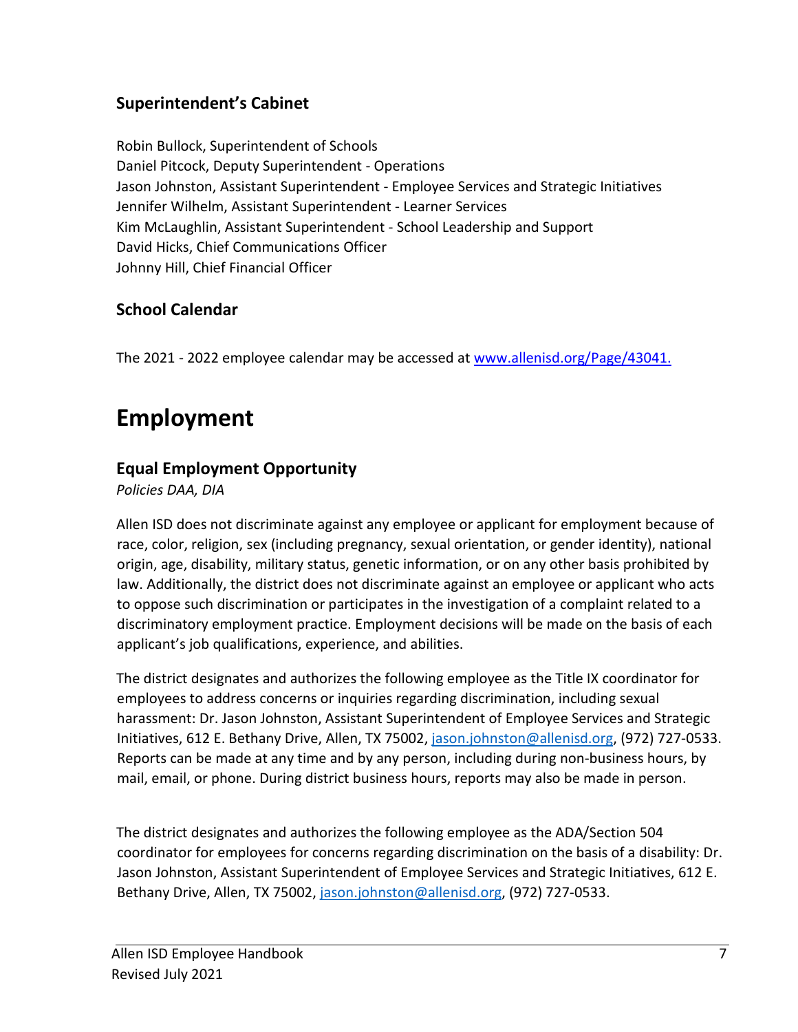## Superintendent's Cabinet

Robin Bullock, Superintendent of Schools
Daniel Pitcock, Deputy Superintendent - Operations
Jason Johnston, Assistant Superintendent - Employee Services and Strategic Initiatives
Jennifer Wilhelm, Assistant Superintendent - Learner Services
Kim McLaughlin, Assistant Superintendent - School Leadership and Support
David Hicks, Chief Communications Officer
Johnny Hill, Chief Financial Officer

## School Calendar

The 2021 - 2022 employee calendar may be accessed at www.allenisd.org/Page/43041.

# Employment

## Equal Employment Opportunity

*Policies DAA, DIA*

Allen ISD does not discriminate against any employee or applicant for employment because of race, color, religion, sex (including pregnancy, sexual orientation, or gender identity), national origin, age, disability, military status, genetic information, or on any other basis prohibited by law. Additionally, the district does not discriminate against an employee or applicant who acts to oppose such discrimination or participates in the investigation of a complaint related to a discriminatory employment practice. Employment decisions will be made on the basis of each applicant's job qualifications, experience, and abilities.

The district designates and authorizes the following employee as the Title IX coordinator for employees to address concerns or inquiries regarding discrimination, including sexual harassment: Dr. Jason Johnston, Assistant Superintendent of Employee Services and Strategic Initiatives, 612 E. Bethany Drive, Allen, TX 75002, jason.johnston@allenisd.org, (972) 727-0533. Reports can be made at any time and by any person, including during non-business hours, by mail, email, or phone. During district business hours, reports may also be made in person.

The district designates and authorizes the following employee as the ADA/Section 504 coordinator for employees for concerns regarding discrimination on the basis of a disability: Dr. Jason Johnston, Assistant Superintendent of Employee Services and Strategic Initiatives, 612 E. Bethany Drive, Allen, TX 75002, jason.johnston@allenisd.org, (972) 727-0533.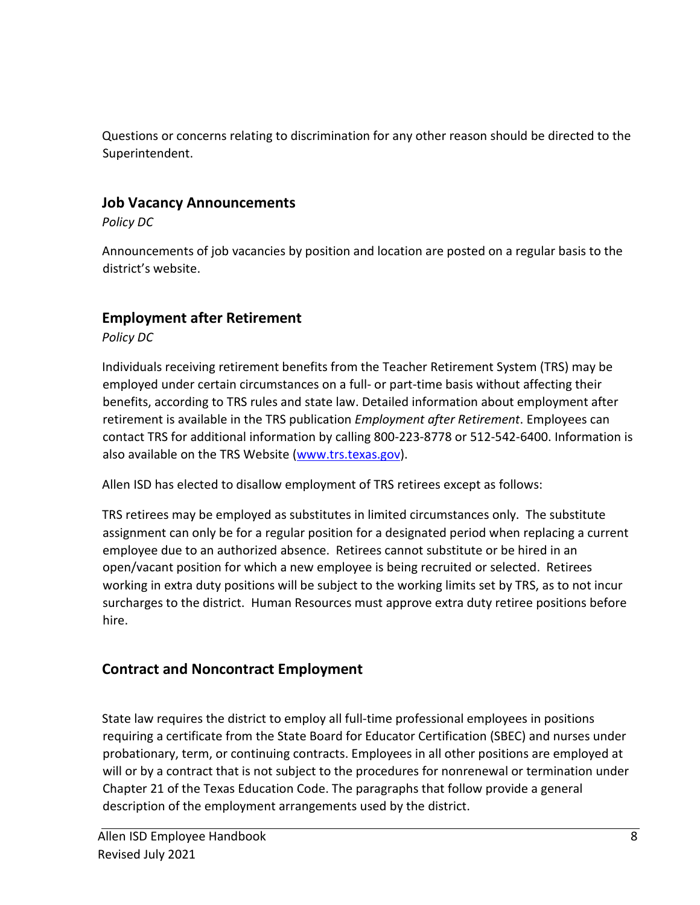Questions or concerns relating to discrimination for any other reason should be directed to the Superintendent.

## Job Vacancy Announcements

*Policy DC*

Announcements of job vacancies by position and location are posted on a regular basis to the district's website.

## Employment after Retirement

*Policy DC*

Individuals receiving retirement benefits from the Teacher Retirement System (TRS) may be employed under certain circumstances on a full- or part-time basis without affecting their benefits, according to TRS rules and state law. Detailed information about employment after retirement is available in the TRS publication *Employment after Retirement*. Employees can contact TRS for additional information by calling 800-223-8778 or 512-542-6400. Information is also available on the TRS Website (www.trs.texas.gov).

Allen ISD has elected to disallow employment of TRS retirees except as follows:

TRS retirees may be employed as substitutes in limited circumstances only. The substitute assignment can only be for a regular position for a designated period when replacing a current employee due to an authorized absence. Retirees cannot substitute or be hired in an open/vacant position for which a new employee is being recruited or selected. Retirees working in extra duty positions will be subject to the working limits set by TRS, as to not incur surcharges to the district. Human Resources must approve extra duty retiree positions before hire.

## Contract and Noncontract Employment

State law requires the district to employ all full-time professional employees in positions requiring a certificate from the State Board for Educator Certification (SBEC) and nurses under probationary, term, or continuing contracts. Employees in all other positions are employed at will or by a contract that is not subject to the procedures for nonrenewal or termination under Chapter 21 of the Texas Education Code. The paragraphs that follow provide a general description of the employment arrangements used by the district.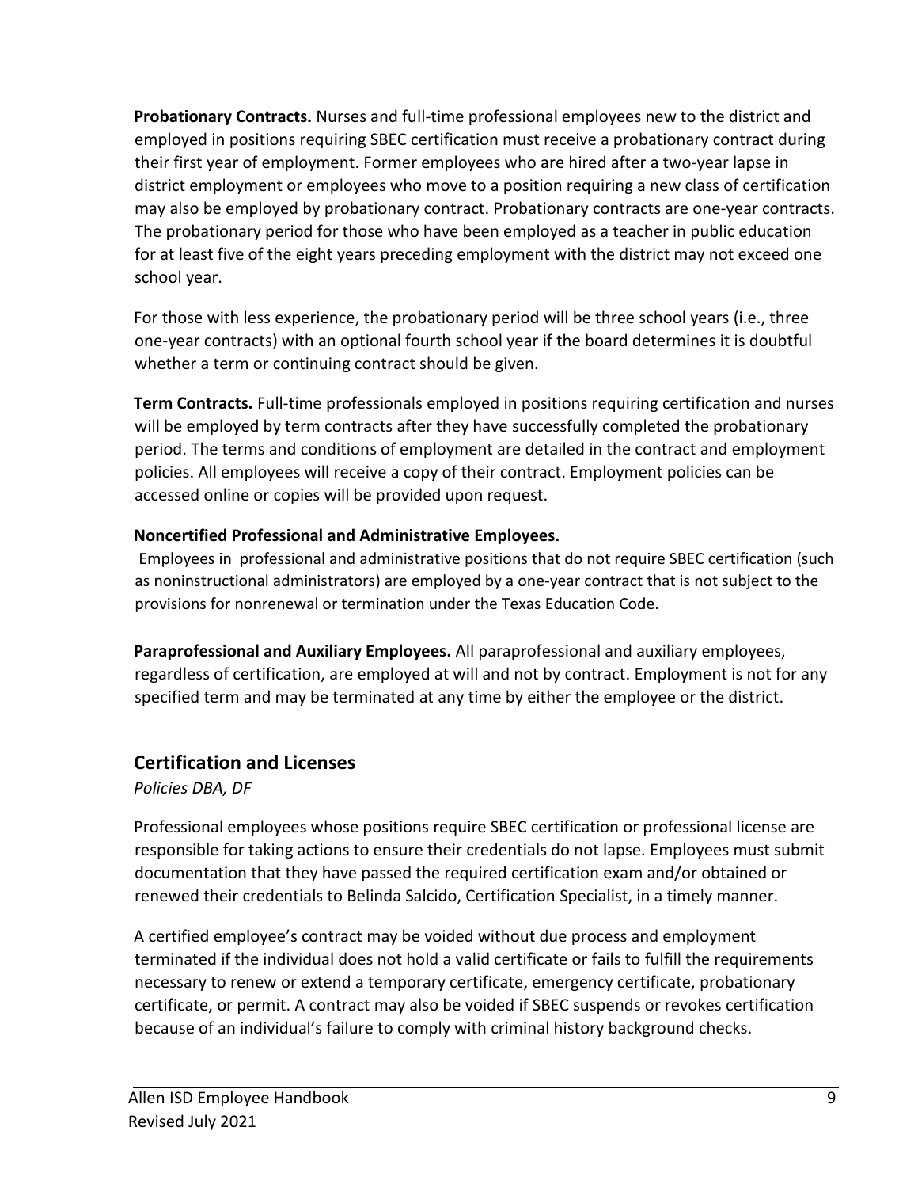**Probationary Contracts.** Nurses and full-time professional employees new to the district and employed in positions requiring SBEC certification must receive a probationary contract during their first year of employment. Former employees who are hired after a two-year lapse in district employment or employees who move to a position requiring a new class of certification may also be employed by probationary contract. Probationary contracts are one-year contracts. The probationary period for those who have been employed as a teacher in public education for at least five of the eight years preceding employment with the district may not exceed one school year.

For those with less experience, the probationary period will be three school years (i.e., three one-year contracts) with an optional fourth school year if the board determines it is doubtful whether a term or continuing contract should be given.

**Term Contracts.** Full-time professionals employed in positions requiring certification and nurses will be employed by term contracts after they have successfully completed the probationary period. The terms and conditions of employment are detailed in the contract and employment policies. All employees will receive a copy of their contract. Employment policies can be accessed online or copies will be provided upon request.

**Noncertified Professional and Administrative Employees.**

Employees in professional and administrative positions that do not require SBEC certification (such as noninstructional administrators) are employed by a one-year contract that is not subject to the provisions for nonrenewal or termination under the Texas Education Code.

**Paraprofessional and Auxiliary Employees.** All paraprofessional and auxiliary employees, regardless of certification, are employed at will and not by contract. Employment is not for any specified term and may be terminated at any time by either the employee or the district.

## Certification and Licenses

*Policies DBA, DF*

Professional employees whose positions require SBEC certification or professional license are responsible for taking actions to ensure their credentials do not lapse. Employees must submit documentation that they have passed the required certification exam and/or obtained or renewed their credentials to Belinda Salcido, Certification Specialist, in a timely manner.

A certified employee's contract may be voided without due process and employment terminated if the individual does not hold a valid certificate or fails to fulfill the requirements necessary to renew or extend a temporary certificate, emergency certificate, probationary certificate, or permit. A contract may also be voided if SBEC suspends or revokes certification because of an individual's failure to comply with criminal history background checks.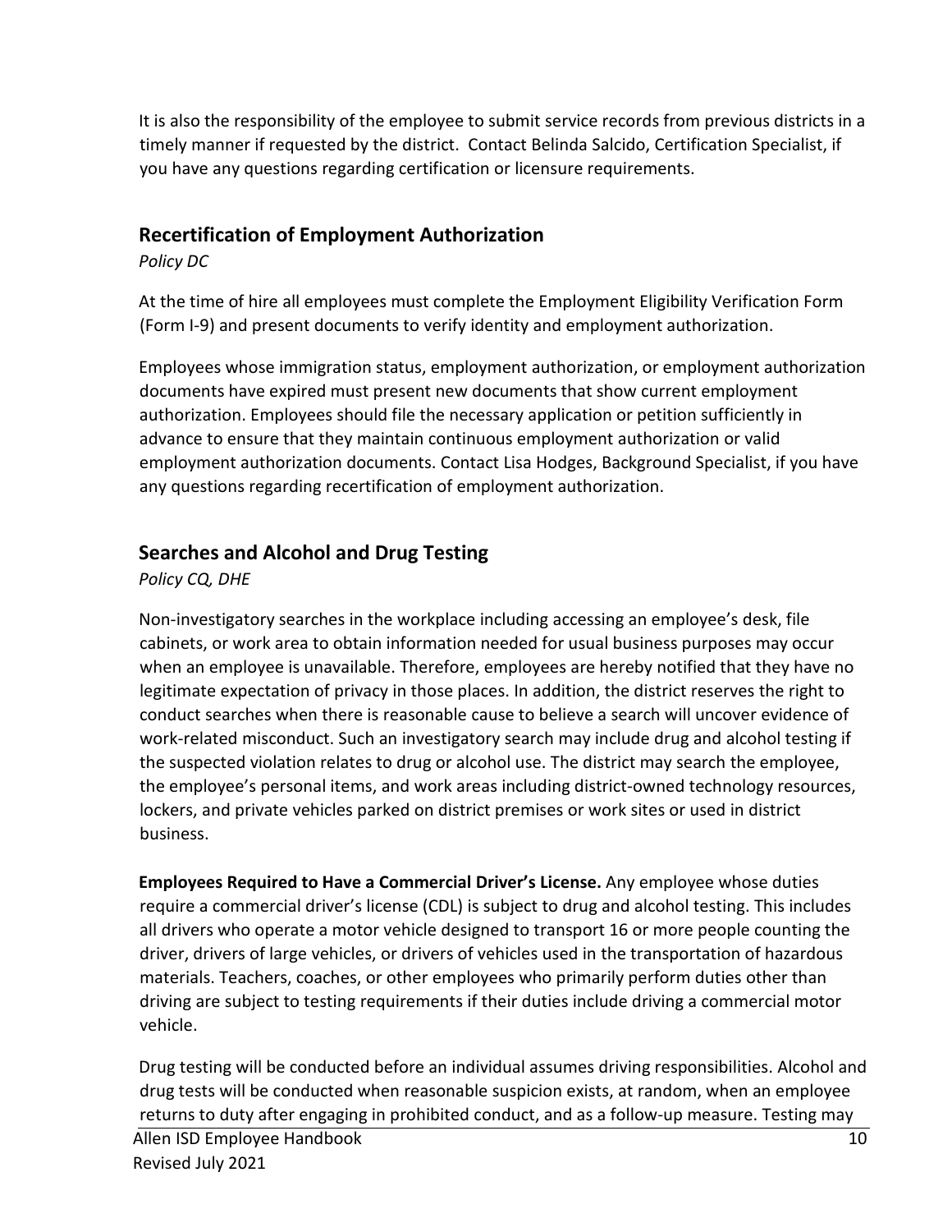It is also the responsibility of the employee to submit service records from previous districts in a timely manner if requested by the district. Contact Belinda Salcido, Certification Specialist, if you have any questions regarding certification or licensure requirements.

## Recertification of Employment Authorization

*Policy DC*

At the time of hire all employees must complete the Employment Eligibility Verification Form (Form I-9) and present documents to verify identity and employment authorization.

Employees whose immigration status, employment authorization, or employment authorization documents have expired must present new documents that show current employment authorization. Employees should file the necessary application or petition sufficiently in advance to ensure that they maintain continuous employment authorization or valid employment authorization documents. Contact Lisa Hodges, Background Specialist, if you have any questions regarding recertification of employment authorization.

## Searches and Alcohol and Drug Testing

*Policy CQ, DHE*

Non-investigatory searches in the workplace including accessing an employee's desk, file cabinets, or work area to obtain information needed for usual business purposes may occur when an employee is unavailable. Therefore, employees are hereby notified that they have no legitimate expectation of privacy in those places. In addition, the district reserves the right to conduct searches when there is reasonable cause to believe a search will uncover evidence of work-related misconduct. Such an investigatory search may include drug and alcohol testing if the suspected violation relates to drug or alcohol use. The district may search the employee, the employee's personal items, and work areas including district-owned technology resources, lockers, and private vehicles parked on district premises or work sites or used in district business.

**Employees Required to Have a Commercial Driver's License.** Any employee whose duties require a commercial driver's license (CDL) is subject to drug and alcohol testing. This includes all drivers who operate a motor vehicle designed to transport 16 or more people counting the driver, drivers of large vehicles, or drivers of vehicles used in the transportation of hazardous materials. Teachers, coaches, or other employees who primarily perform duties other than driving are subject to testing requirements if their duties include driving a commercial motor vehicle.

Drug testing will be conducted before an individual assumes driving responsibilities. Alcohol and drug tests will be conducted when reasonable suspicion exists, at random, when an employee returns to duty after engaging in prohibited conduct, and as a follow-up measure. Testing may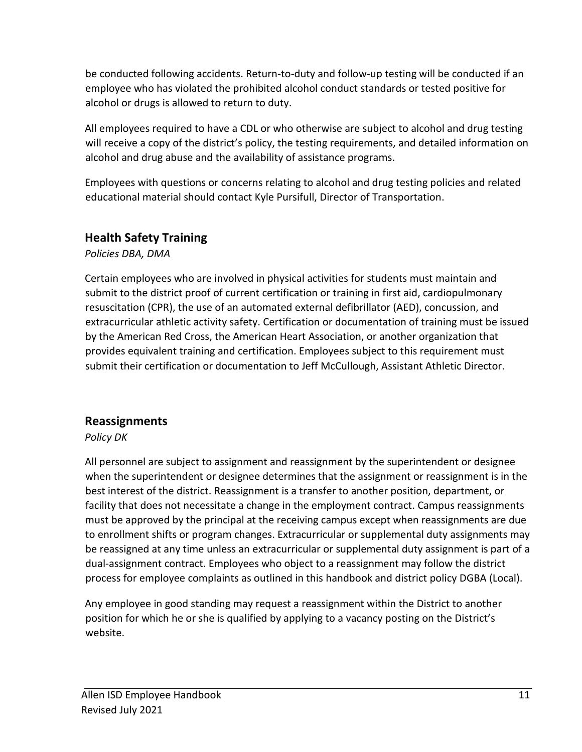be conducted following accidents. Return-to-duty and follow-up testing will be conducted if an employee who has violated the prohibited alcohol conduct standards or tested positive for alcohol or drugs is allowed to return to duty.

All employees required to have a CDL or who otherwise are subject to alcohol and drug testing will receive a copy of the district's policy, the testing requirements, and detailed information on alcohol and drug abuse and the availability of assistance programs.

Employees with questions or concerns relating to alcohol and drug testing policies and related educational material should contact Kyle Pursifull, Director of Transportation.

## Health Safety Training

*Policies DBA, DMA*

Certain employees who are involved in physical activities for students must maintain and submit to the district proof of current certification or training in first aid, cardiopulmonary resuscitation (CPR), the use of an automated external defibrillator (AED), concussion, and extracurricular athletic activity safety. Certification or documentation of training must be issued by the American Red Cross, the American Heart Association, or another organization that provides equivalent training and certification. Employees subject to this requirement must submit their certification or documentation to Jeff McCullough, Assistant Athletic Director.

## Reassignments

*Policy DK*

All personnel are subject to assignment and reassignment by the superintendent or designee when the superintendent or designee determines that the assignment or reassignment is in the best interest of the district. Reassignment is a transfer to another position, department, or facility that does not necessitate a change in the employment contract. Campus reassignments must be approved by the principal at the receiving campus except when reassignments are due to enrollment shifts or program changes. Extracurricular or supplemental duty assignments may be reassigned at any time unless an extracurricular or supplemental duty assignment is part of a dual-assignment contract. Employees who object to a reassignment may follow the district process for employee complaints as outlined in this handbook and district policy DGBA (Local).

Any employee in good standing may request a reassignment within the District to another position for which he or she is qualified by applying to a vacancy posting on the District's website.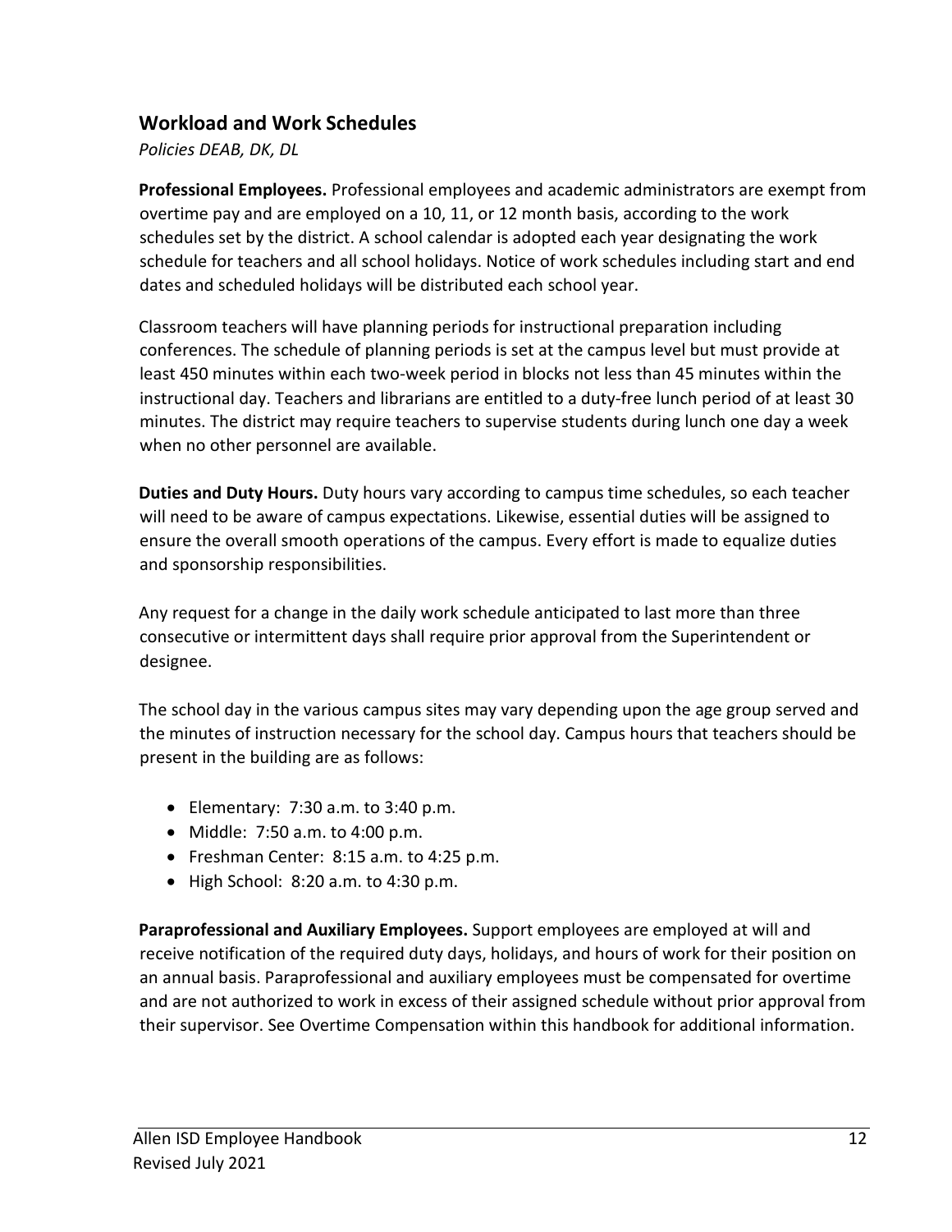## Workload and Work Schedules

*Policies DEAB, DK, DL*

**Professional Employees.** Professional employees and academic administrators are exempt from overtime pay and are employed on a 10, 11, or 12 month basis, according to the work schedules set by the district. A school calendar is adopted each year designating the work schedule for teachers and all school holidays. Notice of work schedules including start and end dates and scheduled holidays will be distributed each school year.

Classroom teachers will have planning periods for instructional preparation including conferences. The schedule of planning periods is set at the campus level but must provide at least 450 minutes within each two-week period in blocks not less than 45 minutes within the instructional day. Teachers and librarians are entitled to a duty-free lunch period of at least 30 minutes. The district may require teachers to supervise students during lunch one day a week when no other personnel are available.

**Duties and Duty Hours.** Duty hours vary according to campus time schedules, so each teacher will need to be aware of campus expectations. Likewise, essential duties will be assigned to ensure the overall smooth operations of the campus. Every effort is made to equalize duties and sponsorship responsibilities.

Any request for a change in the daily work schedule anticipated to last more than three consecutive or intermittent days shall require prior approval from the Superintendent or designee.

The school day in the various campus sites may vary depending upon the age group served and the minutes of instruction necessary for the school day. Campus hours that teachers should be present in the building are as follows:

- Elementary: 7:30 a.m. to 3:40 p.m.
- Middle: 7:50 a.m. to 4:00 p.m.
- Freshman Center: 8:15 a.m. to 4:25 p.m.
- High School: 8:20 a.m. to 4:30 p.m.

**Paraprofessional and Auxiliary Employees.** Support employees are employed at will and receive notification of the required duty days, holidays, and hours of work for their position on an annual basis. Paraprofessional and auxiliary employees must be compensated for overtime and are not authorized to work in excess of their assigned schedule without prior approval from their supervisor. See Overtime Compensation within this handbook for additional information.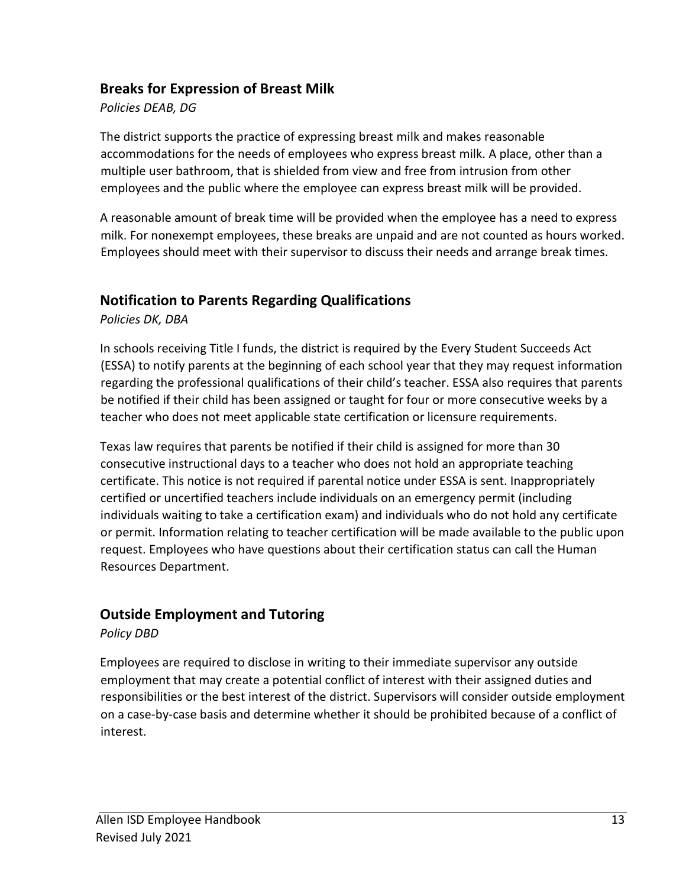## Breaks for Expression of Breast Milk

*Policies DEAB, DG*

The district supports the practice of expressing breast milk and makes reasonable accommodations for the needs of employees who express breast milk. A place, other than a multiple user bathroom, that is shielded from view and free from intrusion from other employees and the public where the employee can express breast milk will be provided.

A reasonable amount of break time will be provided when the employee has a need to express milk. For nonexempt employees, these breaks are unpaid and are not counted as hours worked. Employees should meet with their supervisor to discuss their needs and arrange break times.

## Notification to Parents Regarding Qualifications

*Policies DK, DBA*

In schools receiving Title I funds, the district is required by the Every Student Succeeds Act (ESSA) to notify parents at the beginning of each school year that they may request information regarding the professional qualifications of their child's teacher. ESSA also requires that parents be notified if their child has been assigned or taught for four or more consecutive weeks by a teacher who does not meet applicable state certification or licensure requirements.

Texas law requires that parents be notified if their child is assigned for more than 30 consecutive instructional days to a teacher who does not hold an appropriate teaching certificate. This notice is not required if parental notice under ESSA is sent. Inappropriately certified or uncertified teachers include individuals on an emergency permit (including individuals waiting to take a certification exam) and individuals who do not hold any certificate or permit. Information relating to teacher certification will be made available to the public upon request. Employees who have questions about their certification status can call the Human Resources Department.

## Outside Employment and Tutoring

*Policy DBD*

Employees are required to disclose in writing to their immediate supervisor any outside employment that may create a potential conflict of interest with their assigned duties and responsibilities or the best interest of the district. Supervisors will consider outside employment on a case-by-case basis and determine whether it should be prohibited because of a conflict of interest.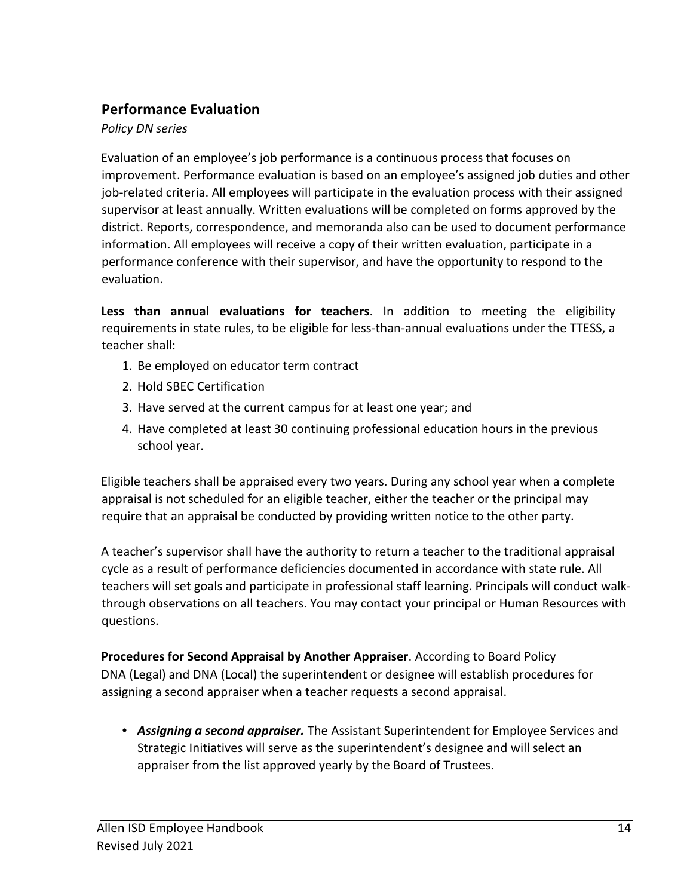## Performance Evaluation

*Policy DN series*

Evaluation of an employee's job performance is a continuous process that focuses on improvement. Performance evaluation is based on an employee's assigned job duties and other job-related criteria. All employees will participate in the evaluation process with their assigned supervisor at least annually. Written evaluations will be completed on forms approved by the district. Reports, correspondence, and memoranda also can be used to document performance information. All employees will receive a copy of their written evaluation, participate in a performance conference with their supervisor, and have the opportunity to respond to the evaluation.

**Less than annual evaluations for teachers**. In addition to meeting the eligibility requirements in state rules, to be eligible for less-than-annual evaluations under the TTESS, a teacher shall:

1. Be employed on educator term contract
2. Hold SBEC Certification
3. Have served at the current campus for at least one year; and
4. Have completed at least 30 continuing professional education hours in the previous school year.

Eligible teachers shall be appraised every two years. During any school year when a complete appraisal is not scheduled for an eligible teacher, either the teacher or the principal may require that an appraisal be conducted by providing written notice to the other party.

A teacher's supervisor shall have the authority to return a teacher to the traditional appraisal cycle as a result of performance deficiencies documented in accordance with state rule. All teachers will set goals and participate in professional staff learning. Principals will conduct walk-through observations on all teachers. You may contact your principal or Human Resources with questions.

**Procedures for Second Appraisal by Another Appraiser**. According to Board Policy DNA (Legal) and DNA (Local) the superintendent or designee will establish procedures for assigning a second appraiser when a teacher requests a second appraisal.

- ***Assigning a second appraiser.*** The Assistant Superintendent for Employee Services and Strategic Initiatives will serve as the superintendent's designee and will select an appraiser from the list approved yearly by the Board of Trustees.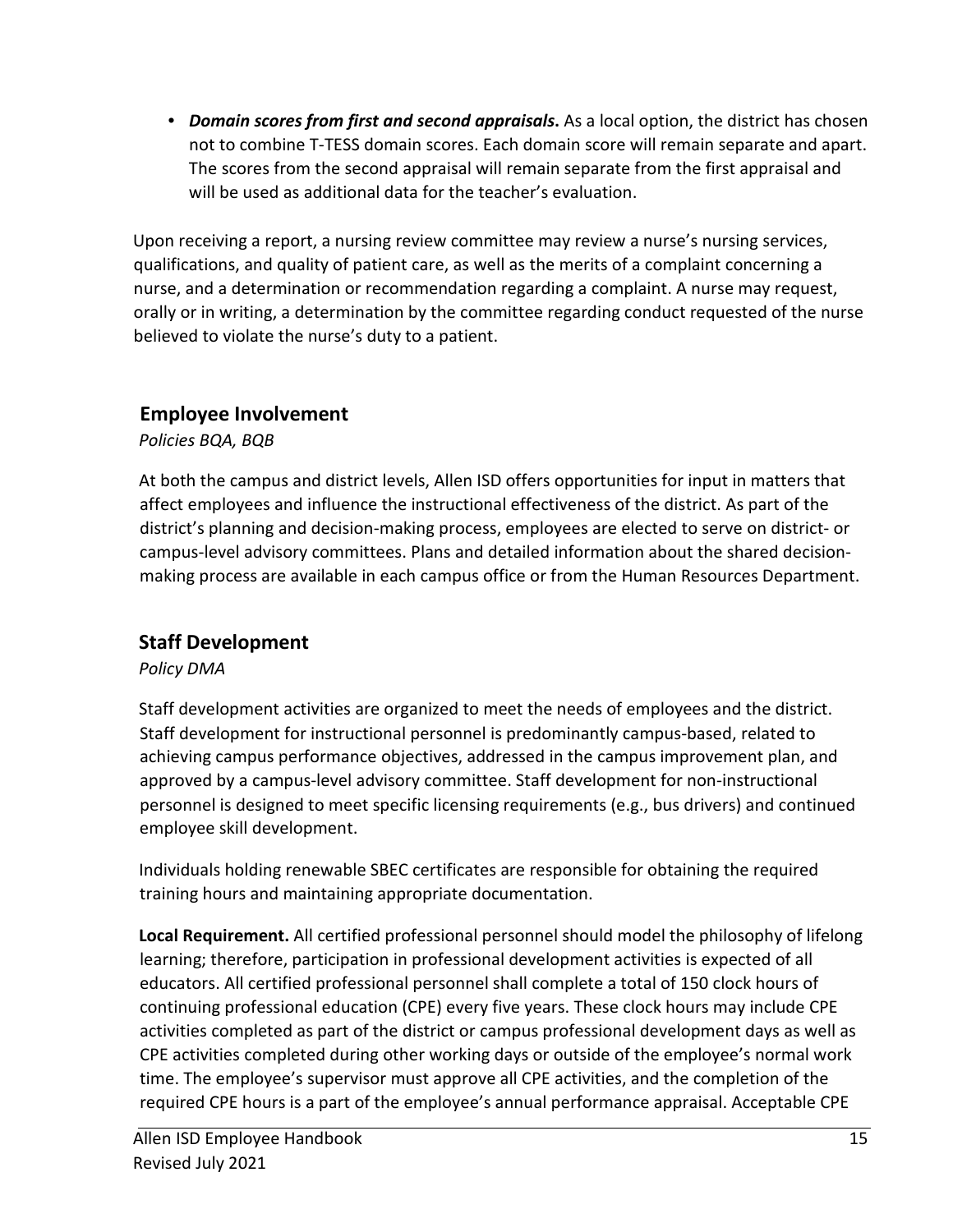- ***Domain scores from first and second appraisals*.** As a local option, the district has chosen not to combine T-TESS domain scores. Each domain score will remain separate and apart. The scores from the second appraisal will remain separate from the first appraisal and will be used as additional data for the teacher's evaluation.

Upon receiving a report, a nursing review committee may review a nurse's nursing services, qualifications, and quality of patient care, as well as the merits of a complaint concerning a nurse, and a determination or recommendation regarding a complaint. A nurse may request, orally or in writing, a determination by the committee regarding conduct requested of the nurse believed to violate the nurse's duty to a patient.

## Employee Involvement

*Policies BQA, BQB*

At both the campus and district levels, Allen ISD offers opportunities for input in matters that affect employees and influence the instructional effectiveness of the district. As part of the district's planning and decision-making process, employees are elected to serve on district- or campus-level advisory committees. Plans and detailed information about the shared decision-making process are available in each campus office or from the Human Resources Department.

## Staff Development

*Policy DMA*

Staff development activities are organized to meet the needs of employees and the district. Staff development for instructional personnel is predominantly campus-based, related to achieving campus performance objectives, addressed in the campus improvement plan, and approved by a campus-level advisory committee. Staff development for non-instructional personnel is designed to meet specific licensing requirements (e.g., bus drivers) and continued employee skill development.

Individuals holding renewable SBEC certificates are responsible for obtaining the required training hours and maintaining appropriate documentation.

**Local Requirement.** All certified professional personnel should model the philosophy of lifelong learning; therefore, participation in professional development activities is expected of all educators. All certified professional personnel shall complete a total of 150 clock hours of continuing professional education (CPE) every five years. These clock hours may include CPE activities completed as part of the district or campus professional development days as well as CPE activities completed during other working days or outside of the employee's normal work time. The employee's supervisor must approve all CPE activities, and the completion of the required CPE hours is a part of the employee's annual performance appraisal. Acceptable CPE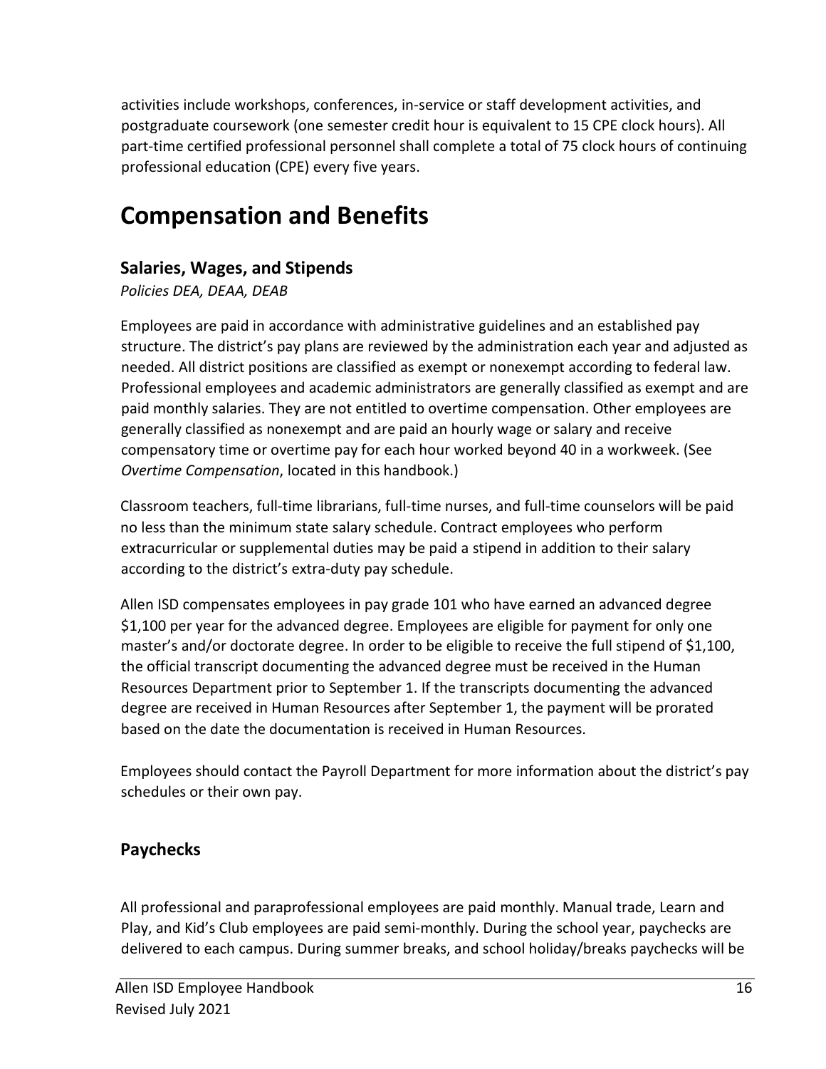activities include workshops, conferences, in-service or staff development activities, and postgraduate coursework (one semester credit hour is equivalent to 15 CPE clock hours). All part-time certified professional personnel shall complete a total of 75 clock hours of continuing professional education (CPE) every five years.

# Compensation and Benefits

## Salaries, Wages, and Stipends

*Policies DEA, DEAA, DEAB*

Employees are paid in accordance with administrative guidelines and an established pay structure. The district's pay plans are reviewed by the administration each year and adjusted as needed. All district positions are classified as exempt or nonexempt according to federal law. Professional employees and academic administrators are generally classified as exempt and are paid monthly salaries. They are not entitled to overtime compensation. Other employees are generally classified as nonexempt and are paid an hourly wage or salary and receive compensatory time or overtime pay for each hour worked beyond 40 in a workweek. (See *Overtime Compensation*, located in this handbook.)

Classroom teachers, full-time librarians, full-time nurses, and full-time counselors will be paid no less than the minimum state salary schedule. Contract employees who perform extracurricular or supplemental duties may be paid a stipend in addition to their salary according to the district's extra-duty pay schedule.

Allen ISD compensates employees in pay grade 101 who have earned an advanced degree $1,100 per year for the advanced degree. Employees are eligible for payment for only one master's and/or doctorate degree. In order to be eligible to receive the full stipend of $1,100, the official transcript documenting the advanced degree must be received in the Human Resources Department prior to September 1. If the transcripts documenting the advanced degree are received in Human Resources after September 1, the payment will be prorated based on the date the documentation is received in Human Resources.

Employees should contact the Payroll Department for more information about the district's pay schedules or their own pay.

## Paychecks

All professional and paraprofessional employees are paid monthly. Manual trade, Learn and Play, and Kid's Club employees are paid semi-monthly. During the school year, paychecks are delivered to each campus. During summer breaks, and school holiday/breaks paychecks will be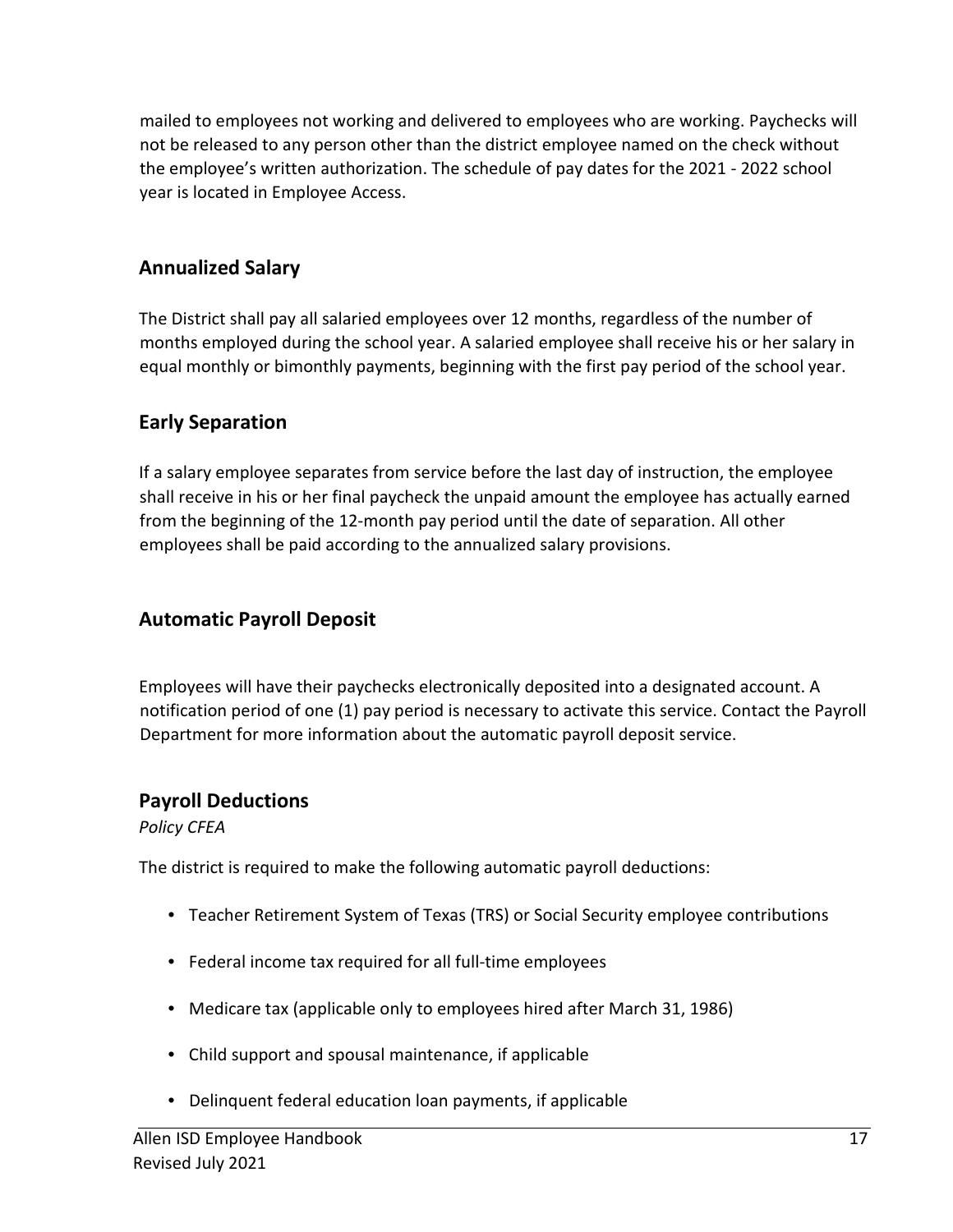mailed to employees not working and delivered to employees who are working. Paychecks will not be released to any person other than the district employee named on the check without the employee's written authorization. The schedule of pay dates for the 2021 - 2022 school year is located in Employee Access.

## Annualized Salary

The District shall pay all salaried employees over 12 months, regardless of the number of months employed during the school year. A salaried employee shall receive his or her salary in equal monthly or bimonthly payments, beginning with the first pay period of the school year.

## Early Separation

If a salary employee separates from service before the last day of instruction, the employee shall receive in his or her final paycheck the unpaid amount the employee has actually earned from the beginning of the 12-month pay period until the date of separation. All other employees shall be paid according to the annualized salary provisions.

## Automatic Payroll Deposit

Employees will have their paychecks electronically deposited into a designated account. A notification period of one (1) pay period is necessary to activate this service. Contact the Payroll Department for more information about the automatic payroll deposit service.

## Payroll Deductions

*Policy CFEA*

The district is required to make the following automatic payroll deductions:

- Teacher Retirement System of Texas (TRS) or Social Security employee contributions
- Federal income tax required for all full-time employees
- Medicare tax (applicable only to employees hired after March 31, 1986)
- Child support and spousal maintenance, if applicable
- Delinquent federal education loan payments, if applicable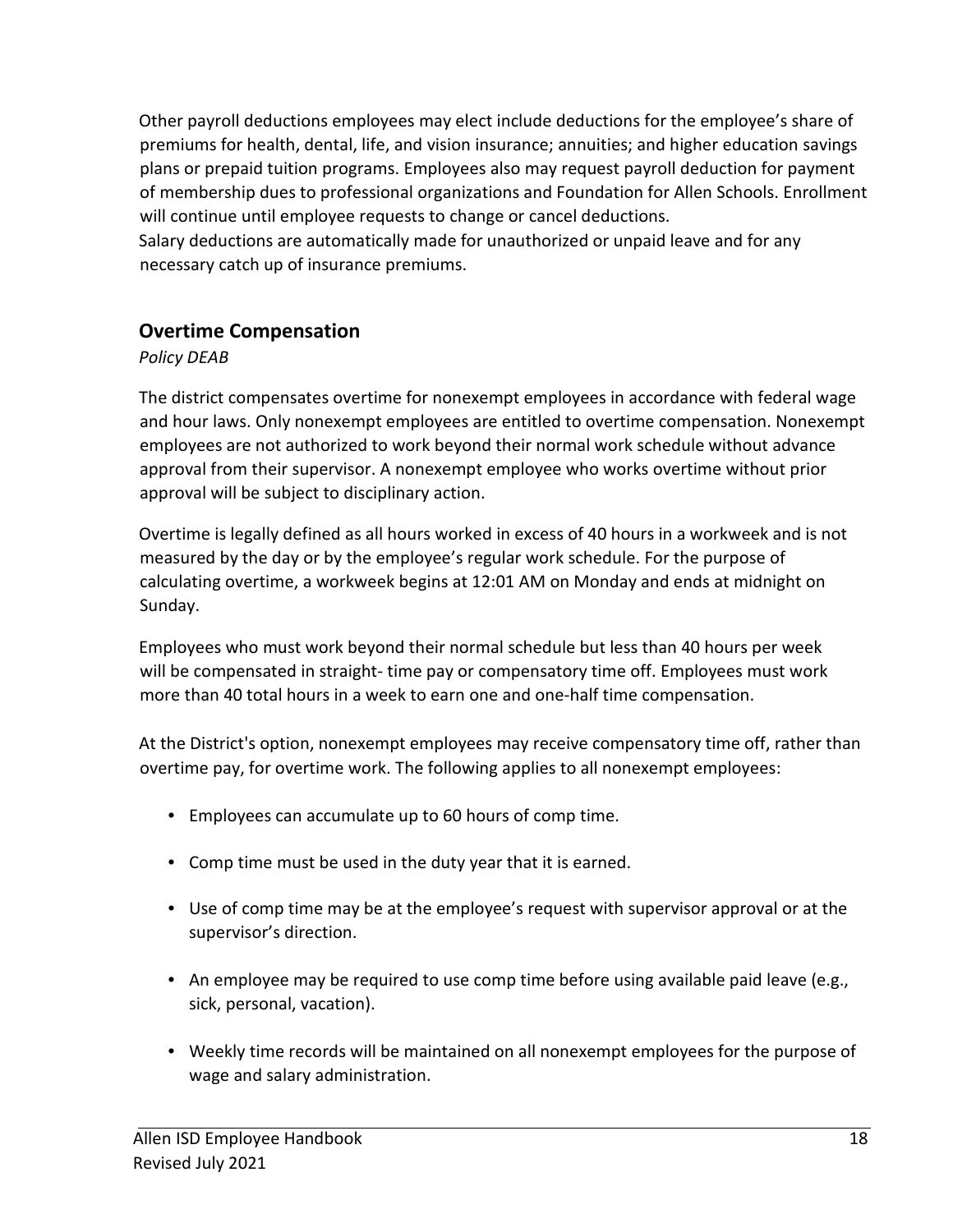Other payroll deductions employees may elect include deductions for the employee's share of premiums for health, dental, life, and vision insurance; annuities; and higher education savings plans or prepaid tuition programs. Employees also may request payroll deduction for payment of membership dues to professional organizations and Foundation for Allen Schools. Enrollment will continue until employee requests to change or cancel deductions.

Salary deductions are automatically made for unauthorized or unpaid leave and for any necessary catch up of insurance premiums.

## Overtime Compensation

*Policy DEAB*

The district compensates overtime for nonexempt employees in accordance with federal wage and hour laws. Only nonexempt employees are entitled to overtime compensation. Nonexempt employees are not authorized to work beyond their normal work schedule without advance approval from their supervisor. A nonexempt employee who works overtime without prior approval will be subject to disciplinary action.

Overtime is legally defined as all hours worked in excess of 40 hours in a workweek and is not measured by the day or by the employee's regular work schedule. For the purpose of calculating overtime, a workweek begins at 12:01 AM on Monday and ends at midnight on Sunday.

Employees who must work beyond their normal schedule but less than 40 hours per week will be compensated in straight- time pay or compensatory time off. Employees must work more than 40 total hours in a week to earn one and one-half time compensation.

At the District's option, nonexempt employees may receive compensatory time off, rather than overtime pay, for overtime work. The following applies to all nonexempt employees:

- Employees can accumulate up to 60 hours of comp time.
- Comp time must be used in the duty year that it is earned.
- Use of comp time may be at the employee's request with supervisor approval or at the supervisor's direction.
- An employee may be required to use comp time before using available paid leave (e.g., sick, personal, vacation).
- Weekly time records will be maintained on all nonexempt employees for the purpose of wage and salary administration.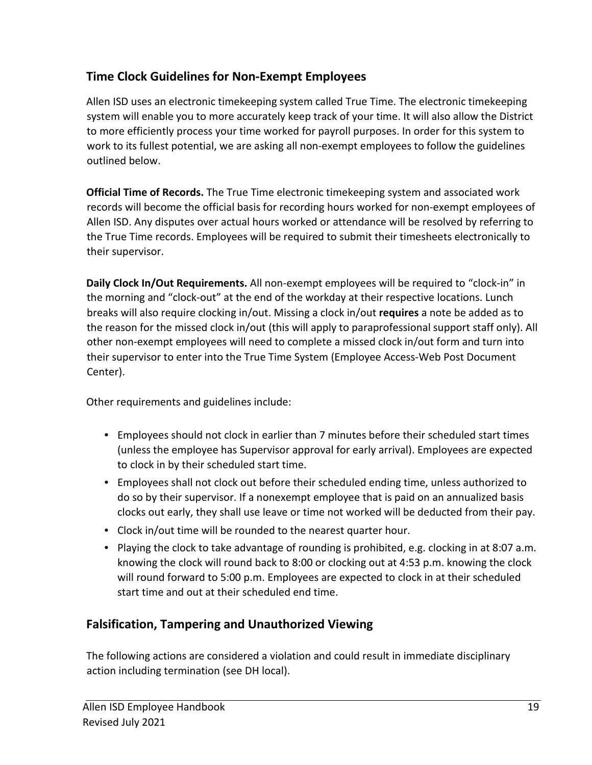## Time Clock Guidelines for Non-Exempt Employees

Allen ISD uses an electronic timekeeping system called True Time. The electronic timekeeping system will enable you to more accurately keep track of your time. It will also allow the District to more efficiently process your time worked for payroll purposes. In order for this system to work to its fullest potential, we are asking all non-exempt employees to follow the guidelines outlined below.

**Official Time of Records.** The True Time electronic timekeeping system and associated work records will become the official basis for recording hours worked for non-exempt employees of Allen ISD. Any disputes over actual hours worked or attendance will be resolved by referring to the True Time records. Employees will be required to submit their timesheets electronically to their supervisor.

**Daily Clock In/Out Requirements.** All non-exempt employees will be required to "clock-in" in the morning and "clock-out" at the end of the workday at their respective locations. Lunch breaks will also require clocking in/out. Missing a clock in/out **requires** a note be added as to the reason for the missed clock in/out (this will apply to paraprofessional support staff only). All other non-exempt employees will need to complete a missed clock in/out form and turn into their supervisor to enter into the True Time System (Employee Access-Web Post Document Center).

Other requirements and guidelines include:

- Employees should not clock in earlier than 7 minutes before their scheduled start times (unless the employee has Supervisor approval for early arrival). Employees are expected to clock in by their scheduled start time.
- Employees shall not clock out before their scheduled ending time, unless authorized to do so by their supervisor. If a nonexempt employee that is paid on an annualized basis clocks out early, they shall use leave or time not worked will be deducted from their pay.
- Clock in/out time will be rounded to the nearest quarter hour.
- Playing the clock to take advantage of rounding is prohibited, e.g. clocking in at 8:07 a.m. knowing the clock will round back to 8:00 or clocking out at 4:53 p.m. knowing the clock will round forward to 5:00 p.m. Employees are expected to clock in at their scheduled start time and out at their scheduled end time.

## Falsification, Tampering and Unauthorized Viewing

The following actions are considered a violation and could result in immediate disciplinary action including termination (see DH local).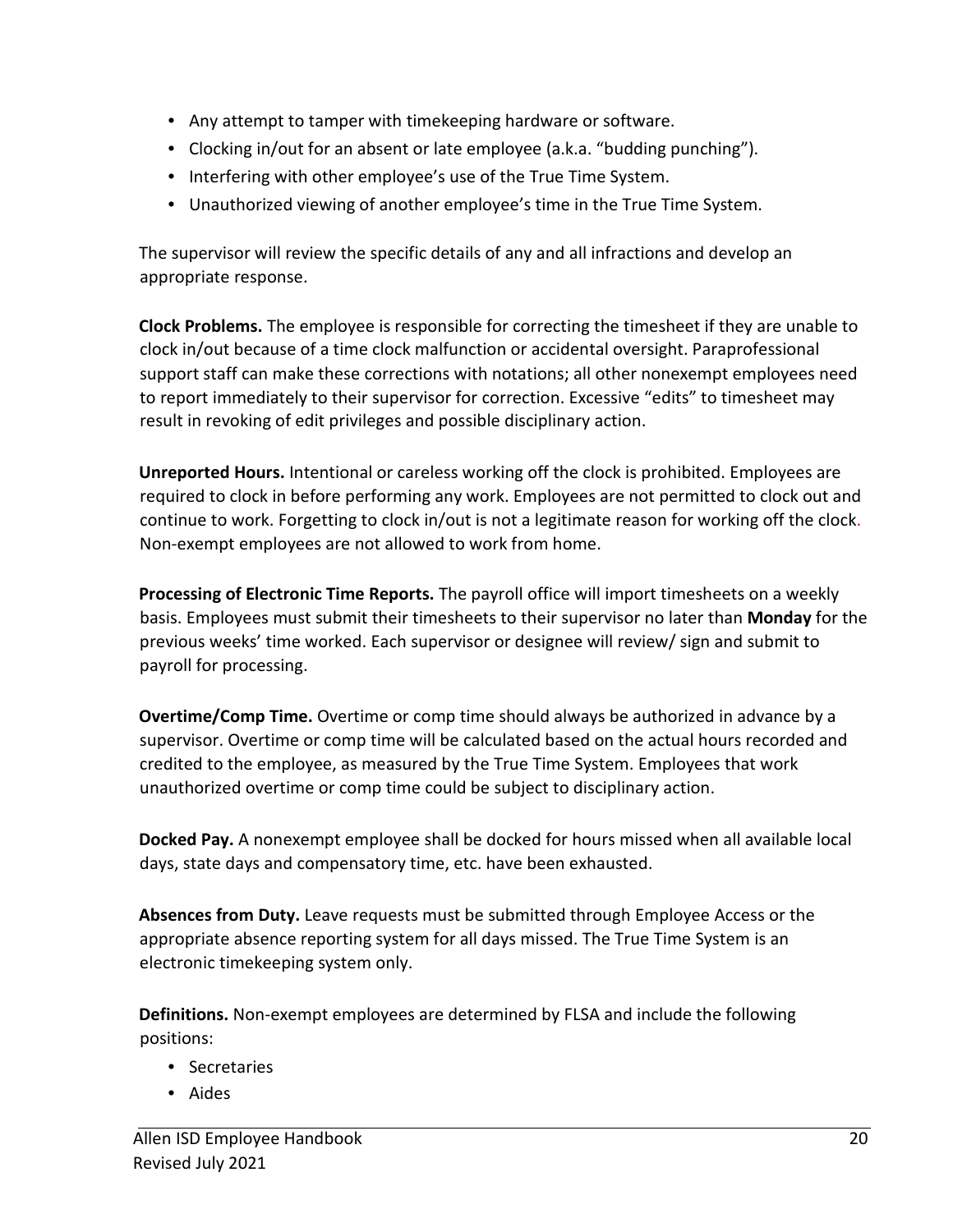- Any attempt to tamper with timekeeping hardware or software.
- Clocking in/out for an absent or late employee (a.k.a. "budding punching").
- Interfering with other employee's use of the True Time System.
- Unauthorized viewing of another employee's time in the True Time System.

The supervisor will review the specific details of any and all infractions and develop an appropriate response.

**Clock Problems.** The employee is responsible for correcting the timesheet if they are unable to clock in/out because of a time clock malfunction or accidental oversight. Paraprofessional support staff can make these corrections with notations; all other nonexempt employees need to report immediately to their supervisor for correction. Excessive "edits" to timesheet may result in revoking of edit privileges and possible disciplinary action.

**Unreported Hours.** Intentional or careless working off the clock is prohibited. Employees are required to clock in before performing any work. Employees are not permitted to clock out and continue to work. Forgetting to clock in/out is not a legitimate reason for working off the clock. Non-exempt employees are not allowed to work from home.

**Processing of Electronic Time Reports.** The payroll office will import timesheets on a weekly basis. Employees must submit their timesheets to their supervisor no later than **Monday** for the previous weeks' time worked. Each supervisor or designee will review/ sign and submit to payroll for processing.

**Overtime/Comp Time.** Overtime or comp time should always be authorized in advance by a supervisor. Overtime or comp time will be calculated based on the actual hours recorded and credited to the employee, as measured by the True Time System. Employees that work unauthorized overtime or comp time could be subject to disciplinary action.

**Docked Pay.** A nonexempt employee shall be docked for hours missed when all available local days, state days and compensatory time, etc. have been exhausted.

**Absences from Duty.** Leave requests must be submitted through Employee Access or the appropriate absence reporting system for all days missed. The True Time System is an electronic timekeeping system only.

**Definitions.** Non-exempt employees are determined by FLSA and include the following positions:

- Secretaries
- Aides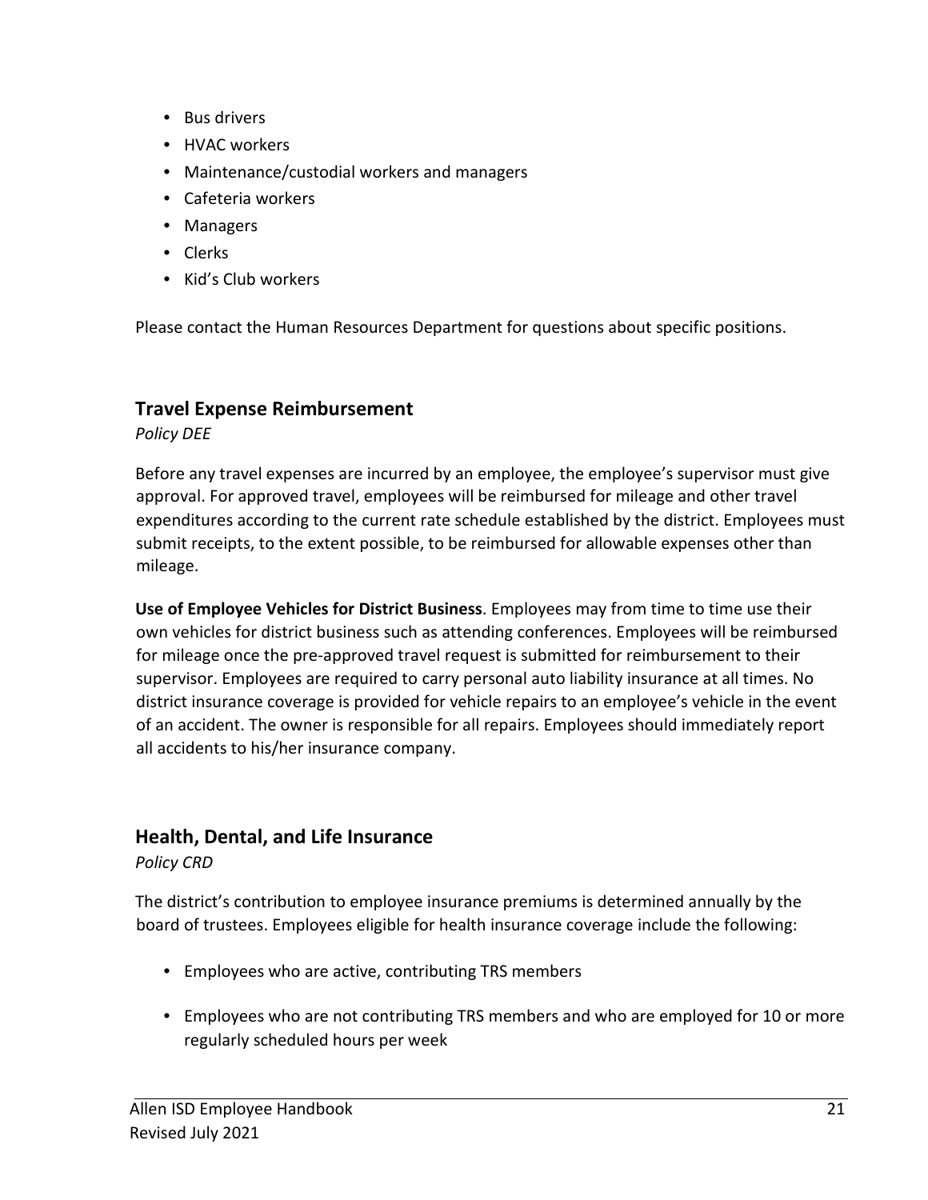- Bus drivers
- HVAC workers
- Maintenance/custodial workers and managers
- Cafeteria workers
- Managers
- Clerks
- Kid's Club workers

Please contact the Human Resources Department for questions about specific positions.

## Travel Expense Reimbursement

*Policy DEE*

Before any travel expenses are incurred by an employee, the employee's supervisor must give approval. For approved travel, employees will be reimbursed for mileage and other travel expenditures according to the current rate schedule established by the district. Employees must submit receipts, to the extent possible, to be reimbursed for allowable expenses other than mileage.

**Use of Employee Vehicles for District Business**. Employees may from time to time use their own vehicles for district business such as attending conferences. Employees will be reimbursed for mileage once the pre-approved travel request is submitted for reimbursement to their supervisor. Employees are required to carry personal auto liability insurance at all times. No district insurance coverage is provided for vehicle repairs to an employee's vehicle in the event of an accident. The owner is responsible for all repairs. Employees should immediately report all accidents to his/her insurance company.

## Health, Dental, and Life Insurance

*Policy CRD*

The district's contribution to employee insurance premiums is determined annually by the board of trustees. Employees eligible for health insurance coverage include the following:

- Employees who are active, contributing TRS members
- Employees who are not contributing TRS members and who are employed for 10 or more regularly scheduled hours per week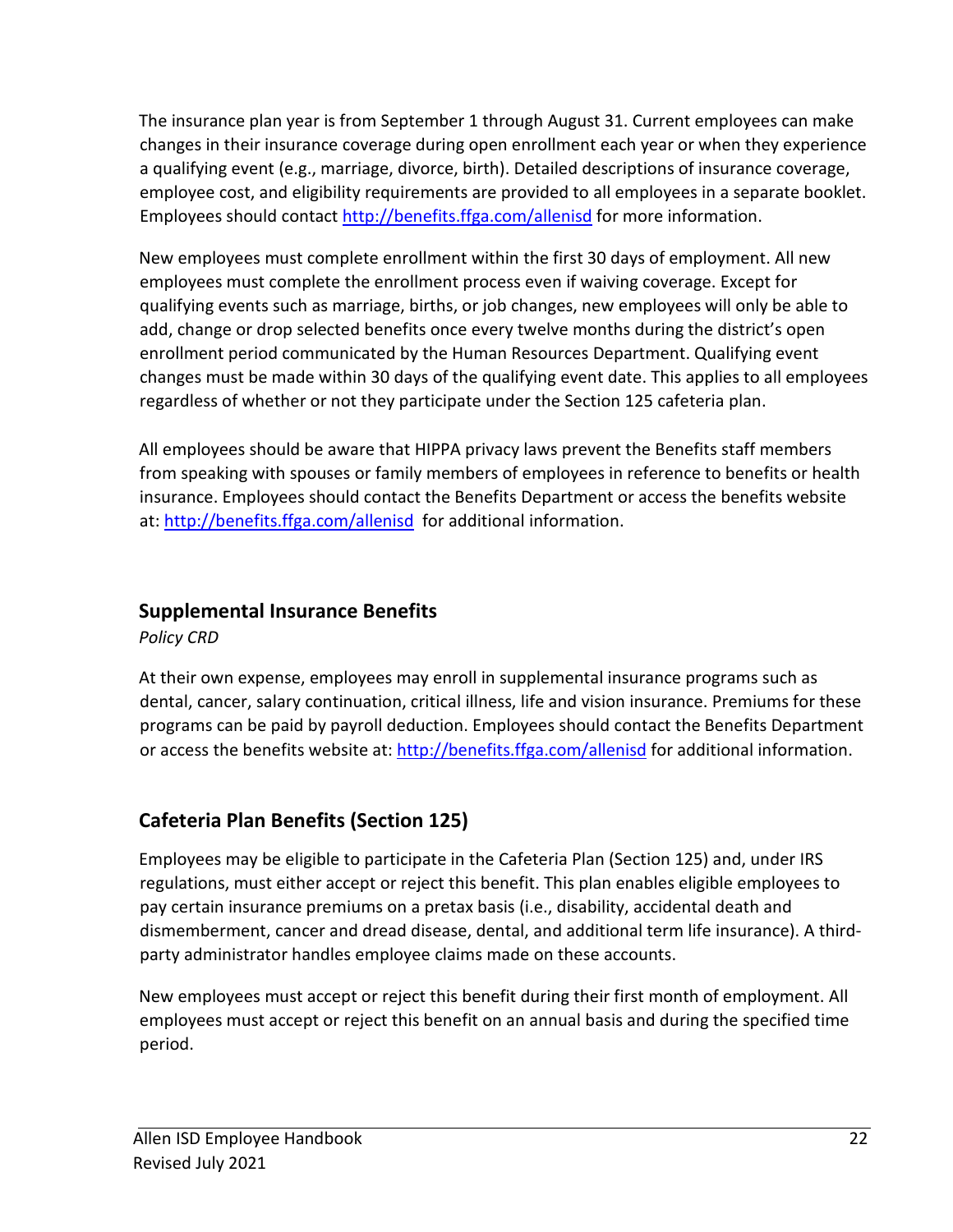The insurance plan year is from September 1 through August 31. Current employees can make changes in their insurance coverage during open enrollment each year or when they experience a qualifying event (e.g., marriage, divorce, birth). Detailed descriptions of insurance coverage, employee cost, and eligibility requirements are provided to all employees in a separate booklet. Employees should contact [http://benefits.ffga.com/allenisd](http://benefits.ffga.com/allenisd) for more information.

New employees must complete enrollment within the first 30 days of employment. All new employees must complete the enrollment process even if waiving coverage. Except for qualifying events such as marriage, births, or job changes, new employees will only be able to add, change or drop selected benefits once every twelve months during the district's open enrollment period communicated by the Human Resources Department. Qualifying event changes must be made within 30 days of the qualifying event date. This applies to all employees regardless of whether or not they participate under the Section 125 cafeteria plan.

All employees should be aware that HIPPA privacy laws prevent the Benefits staff members from speaking with spouses or family members of employees in reference to benefits or health insurance. Employees should contact the Benefits Department or access the benefits website at: [http://benefits.ffga.com/allenisd](http://benefits.ffga.com/allenisd) for additional information.

## Supplemental Insurance Benefits

*Policy CRD*

At their own expense, employees may enroll in supplemental insurance programs such as dental, cancer, salary continuation, critical illness, life and vision insurance. Premiums for these programs can be paid by payroll deduction. Employees should contact the Benefits Department or access the benefits website at: [http://benefits.ffga.com/allenisd](http://benefits.ffga.com/allenisd) for additional information.

## Cafeteria Plan Benefits (Section 125)

Employees may be eligible to participate in the Cafeteria Plan (Section 125) and, under IRS regulations, must either accept or reject this benefit. This plan enables eligible employees to pay certain insurance premiums on a pretax basis (i.e., disability, accidental death and dismemberment, cancer and dread disease, dental, and additional term life insurance). A third-party administrator handles employee claims made on these accounts.

New employees must accept or reject this benefit during their first month of employment. All employees must accept or reject this benefit on an annual basis and during the specified time period.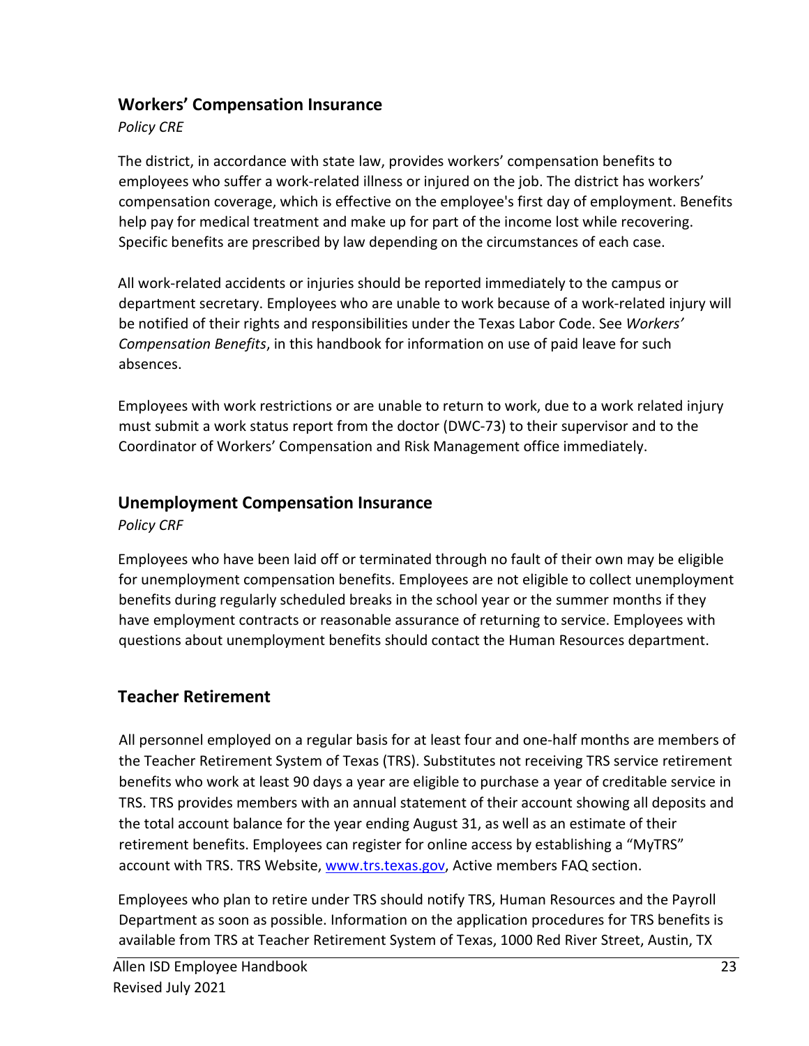## Workers' Compensation Insurance

*Policy CRE*

The district, in accordance with state law, provides workers' compensation benefits to employees who suffer a work-related illness or injured on the job. The district has workers' compensation coverage, which is effective on the employee's first day of employment. Benefits help pay for medical treatment and make up for part of the income lost while recovering. Specific benefits are prescribed by law depending on the circumstances of each case.

All work-related accidents or injuries should be reported immediately to the campus or department secretary. Employees who are unable to work because of a work-related injury will be notified of their rights and responsibilities under the Texas Labor Code. See *Workers' Compensation Benefits*, in this handbook for information on use of paid leave for such absences.

Employees with work restrictions or are unable to return to work, due to a work related injury must submit a work status report from the doctor (DWC-73) to their supervisor and to the Coordinator of Workers' Compensation and Risk Management office immediately.

## Unemployment Compensation Insurance

*Policy CRF*

Employees who have been laid off or terminated through no fault of their own may be eligible for unemployment compensation benefits. Employees are not eligible to collect unemployment benefits during regularly scheduled breaks in the school year or the summer months if they have employment contracts or reasonable assurance of returning to service. Employees with questions about unemployment benefits should contact the Human Resources department.

## Teacher Retirement

All personnel employed on a regular basis for at least four and one-half months are members of the Teacher Retirement System of Texas (TRS). Substitutes not receiving TRS service retirement benefits who work at least 90 days a year are eligible to purchase a year of creditable service in TRS. TRS provides members with an annual statement of their account showing all deposits and the total account balance for the year ending August 31, as well as an estimate of their retirement benefits. Employees can register for online access by establishing a "MyTRS" account with TRS. TRS Website, [www.trs.texas.gov](http://www.trs.texas.gov), Active members FAQ section.

Employees who plan to retire under TRS should notify TRS, Human Resources and the Payroll Department as soon as possible. Information on the application procedures for TRS benefits is available from TRS at Teacher Retirement System of Texas, 1000 Red River Street, Austin, TX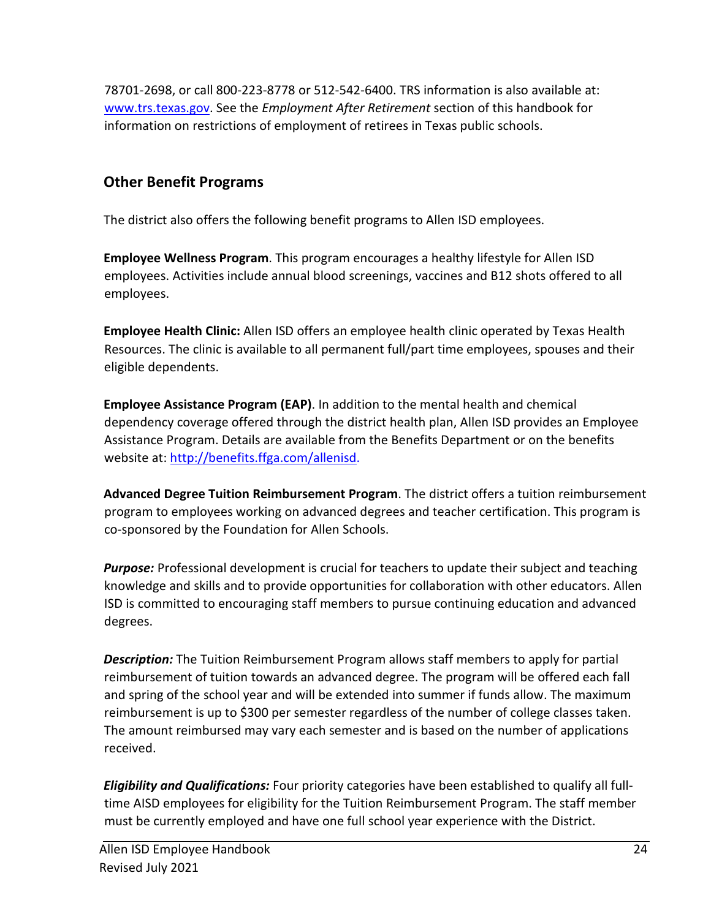78701-2698, or call 800-223-8778 or 512-542-6400. TRS information is also available at: [www.trs.texas.gov](http://www.trs.texas.gov). See the *Employment After Retirement* section of this handbook for information on restrictions of employment of retirees in Texas public schools.

## Other Benefit Programs

The district also offers the following benefit programs to Allen ISD employees.

**Employee Wellness Program**. This program encourages a healthy lifestyle for Allen ISD employees. Activities include annual blood screenings, vaccines and B12 shots offered to all employees.

**Employee Health Clinic:** Allen ISD offers an employee health clinic operated by Texas Health Resources. The clinic is available to all permanent full/part time employees, spouses and their eligible dependents.

**Employee Assistance Program (EAP)**. In addition to the mental health and chemical dependency coverage offered through the district health plan, Allen ISD provides an Employee Assistance Program. Details are available from the Benefits Department or on the benefits website at: [http://benefits.ffga.com/allenisd](http://benefits.ffga.com/allenisd).

**Advanced Degree Tuition Reimbursement Program**. The district offers a tuition reimbursement program to employees working on advanced degrees and teacher certification. This program is co-sponsored by the Foundation for Allen Schools.

***Purpose:*** Professional development is crucial for teachers to update their subject and teaching knowledge and skills and to provide opportunities for collaboration with other educators. Allen ISD is committed to encouraging staff members to pursue continuing education and advanced degrees.

***Description:*** The Tuition Reimbursement Program allows staff members to apply for partial reimbursement of tuition towards an advanced degree. The program will be offered each fall and spring of the school year and will be extended into summer if funds allow. The maximum reimbursement is up to $300 per semester regardless of the number of college classes taken. The amount reimbursed may vary each semester and is based on the number of applications received.

***Eligibility and Qualifications:*** Four priority categories have been established to qualify all full-time AISD employees for eligibility for the Tuition Reimbursement Program. The staff member must be currently employed and have one full school year experience with the District.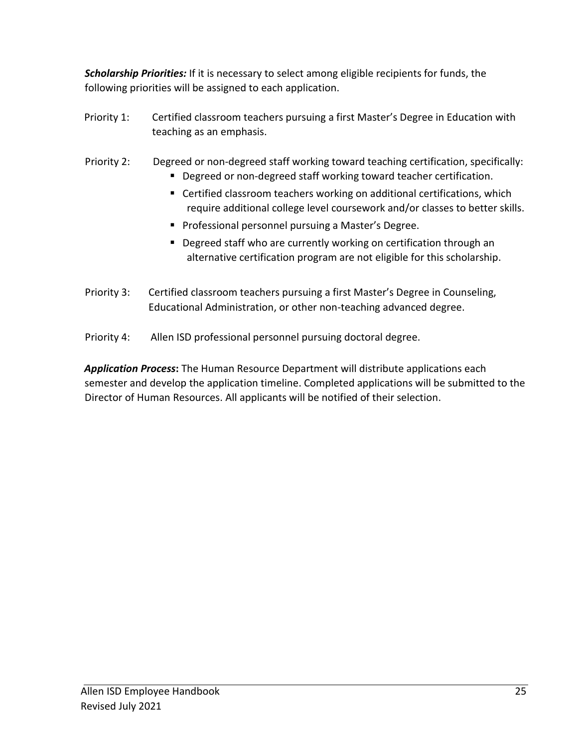***Scholarship Priorities:*** If it is necessary to select among eligible recipients for funds, the following priorities will be assigned to each application.

Priority 1: Certified classroom teachers pursuing a first Master's Degree in Education with teaching as an emphasis.

Priority 2: Degreed or non-degreed staff working toward teaching certification, specifically:

- Degreed or non-degreed staff working toward teacher certification.
- Certified classroom teachers working on additional certifications, which require additional college level coursework and/or classes to better skills.
- Professional personnel pursuing a Master's Degree.
- Degreed staff who are currently working on certification through an alternative certification program are not eligible for this scholarship.

Priority 3: Certified classroom teachers pursuing a first Master's Degree in Counseling, Educational Administration, or other non-teaching advanced degree.

Priority 4: Allen ISD professional personnel pursuing doctoral degree.

***Application Process*:** The Human Resource Department will distribute applications each semester and develop the application timeline. Completed applications will be submitted to the Director of Human Resources. All applicants will be notified of their selection.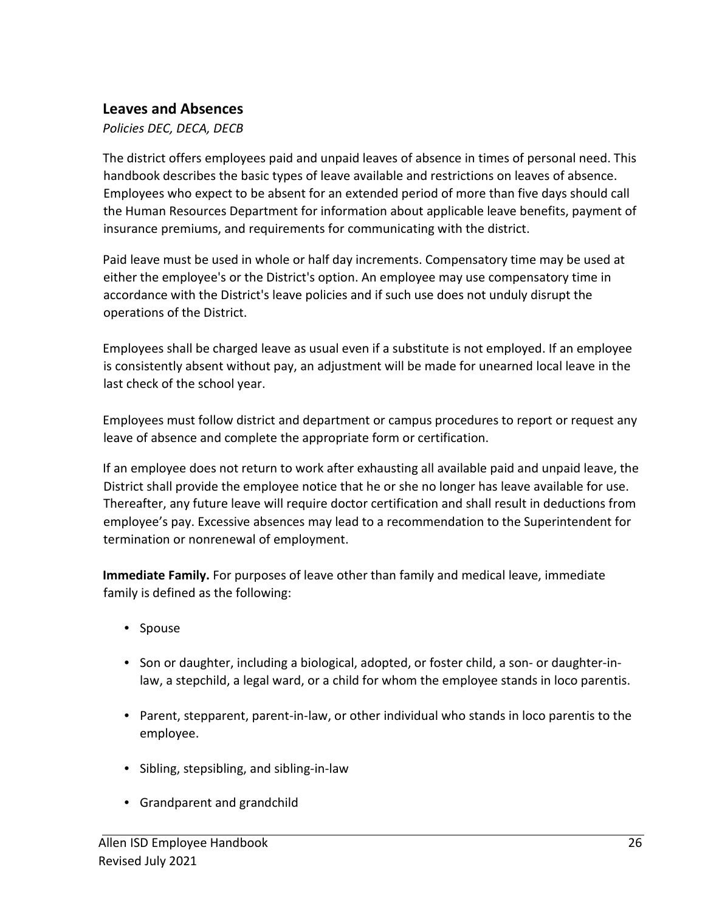## Leaves and Absences

*Policies DEC, DECA, DECB*

The district offers employees paid and unpaid leaves of absence in times of personal need. This handbook describes the basic types of leave available and restrictions on leaves of absence. Employees who expect to be absent for an extended period of more than five days should call the Human Resources Department for information about applicable leave benefits, payment of insurance premiums, and requirements for communicating with the district.

Paid leave must be used in whole or half day increments. Compensatory time may be used at either the employee's or the District's option. An employee may use compensatory time in accordance with the District's leave policies and if such use does not unduly disrupt the operations of the District.

Employees shall be charged leave as usual even if a substitute is not employed. If an employee is consistently absent without pay, an adjustment will be made for unearned local leave in the last check of the school year.

Employees must follow district and department or campus procedures to report or request any leave of absence and complete the appropriate form or certification.

If an employee does not return to work after exhausting all available paid and unpaid leave, the District shall provide the employee notice that he or she no longer has leave available for use. Thereafter, any future leave will require doctor certification and shall result in deductions from employee's pay. Excessive absences may lead to a recommendation to the Superintendent for termination or nonrenewal of employment.

**Immediate Family.** For purposes of leave other than family and medical leave, immediate family is defined as the following:

- Spouse
- Son or daughter, including a biological, adopted, or foster child, a son- or daughter-in-law, a stepchild, a legal ward, or a child for whom the employee stands in loco parentis.
- Parent, stepparent, parent-in-law, or other individual who stands in loco parentis to the employee.
- Sibling, stepsibling, and sibling-in-law
- Grandparent and grandchild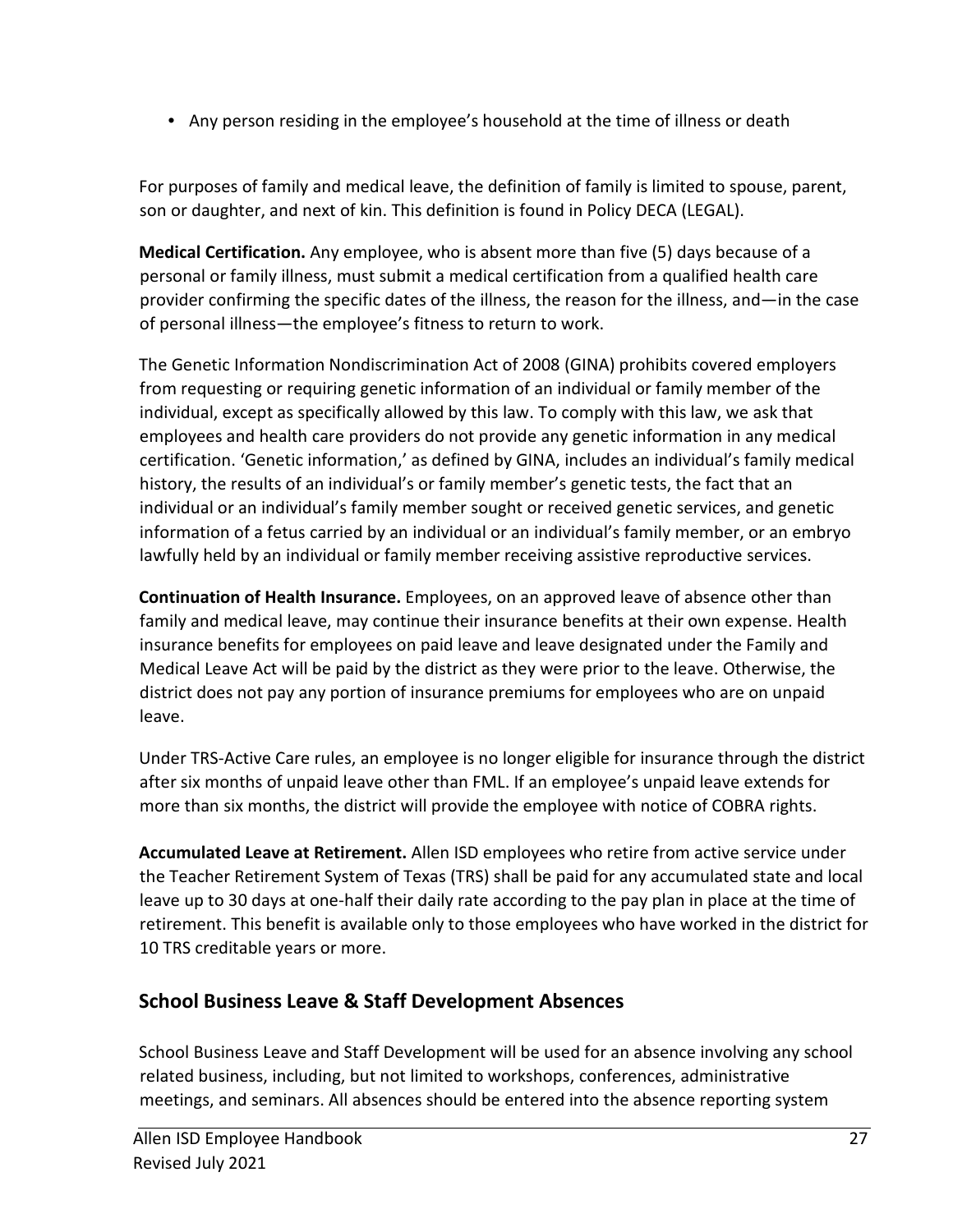- Any person residing in the employee's household at the time of illness or death

For purposes of family and medical leave, the definition of family is limited to spouse, parent, son or daughter, and next of kin. This definition is found in Policy DECA (LEGAL).

**Medical Certification.** Any employee, who is absent more than five (5) days because of a personal or family illness, must submit a medical certification from a qualified health care provider confirming the specific dates of the illness, the reason for the illness, and—in the case of personal illness—the employee's fitness to return to work.

The Genetic Information Nondiscrimination Act of 2008 (GINA) prohibits covered employers from requesting or requiring genetic information of an individual or family member of the individual, except as specifically allowed by this law. To comply with this law, we ask that employees and health care providers do not provide any genetic information in any medical certification. 'Genetic information,' as defined by GINA, includes an individual's family medical history, the results of an individual's or family member's genetic tests, the fact that an individual or an individual's family member sought or received genetic services, and genetic information of a fetus carried by an individual or an individual's family member, or an embryo lawfully held by an individual or family member receiving assistive reproductive services.

**Continuation of Health Insurance.** Employees, on an approved leave of absence other than family and medical leave, may continue their insurance benefits at their own expense. Health insurance benefits for employees on paid leave and leave designated under the Family and Medical Leave Act will be paid by the district as they were prior to the leave. Otherwise, the district does not pay any portion of insurance premiums for employees who are on unpaid leave.

Under TRS-Active Care rules, an employee is no longer eligible for insurance through the district after six months of unpaid leave other than FML. If an employee's unpaid leave extends for more than six months, the district will provide the employee with notice of COBRA rights.

**Accumulated Leave at Retirement.** Allen ISD employees who retire from active service under the Teacher Retirement System of Texas (TRS) shall be paid for any accumulated state and local leave up to 30 days at one-half their daily rate according to the pay plan in place at the time of retirement. This benefit is available only to those employees who have worked in the district for 10 TRS creditable years or more.

## School Business Leave & Staff Development Absences

School Business Leave and Staff Development will be used for an absence involving any school related business, including, but not limited to workshops, conferences, administrative meetings, and seminars. All absences should be entered into the absence reporting system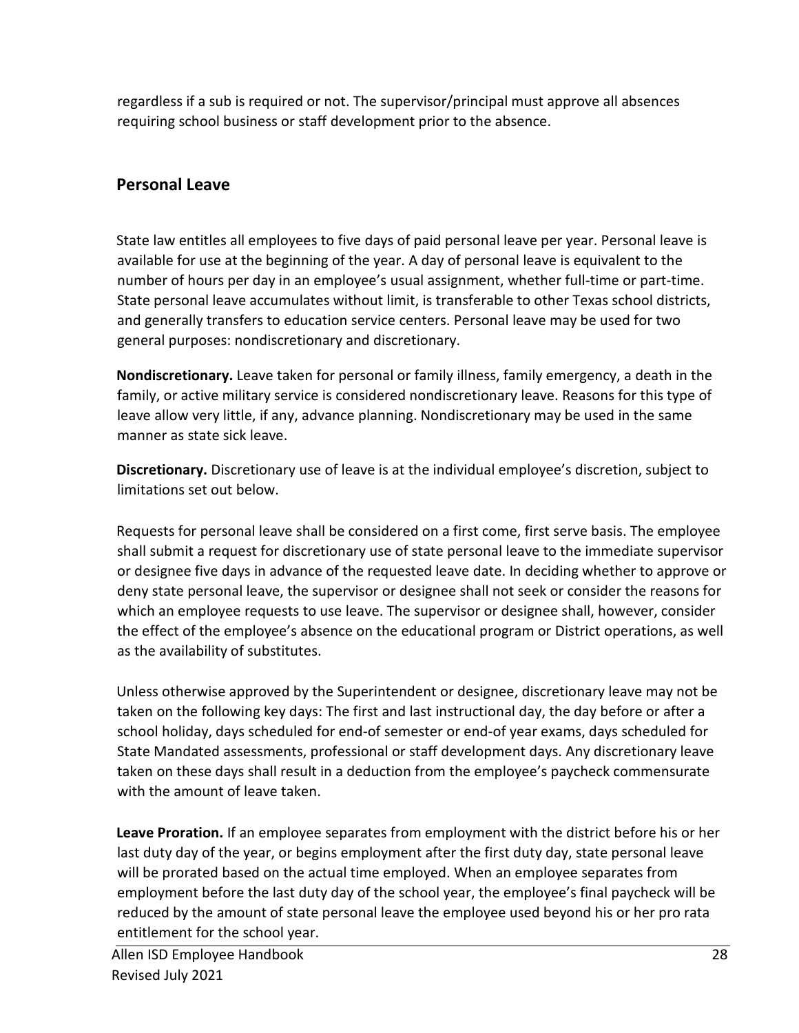regardless if a sub is required or not. The supervisor/principal must approve all absences requiring school business or staff development prior to the absence.

## Personal Leave

State law entitles all employees to five days of paid personal leave per year. Personal leave is available for use at the beginning of the year. A day of personal leave is equivalent to the number of hours per day in an employee's usual assignment, whether full-time or part-time. State personal leave accumulates without limit, is transferable to other Texas school districts, and generally transfers to education service centers. Personal leave may be used for two general purposes: nondiscretionary and discretionary.

**Nondiscretionary.** Leave taken for personal or family illness, family emergency, a death in the family, or active military service is considered nondiscretionary leave. Reasons for this type of leave allow very little, if any, advance planning. Nondiscretionary may be used in the same manner as state sick leave.

**Discretionary.** Discretionary use of leave is at the individual employee's discretion, subject to limitations set out below.

Requests for personal leave shall be considered on a first come, first serve basis. The employee shall submit a request for discretionary use of state personal leave to the immediate supervisor or designee five days in advance of the requested leave date. In deciding whether to approve or deny state personal leave, the supervisor or designee shall not seek or consider the reasons for which an employee requests to use leave. The supervisor or designee shall, however, consider the effect of the employee's absence on the educational program or District operations, as well as the availability of substitutes.

Unless otherwise approved by the Superintendent or designee, discretionary leave may not be taken on the following key days: The first and last instructional day, the day before or after a school holiday, days scheduled for end-of semester or end-of year exams, days scheduled for State Mandated assessments, professional or staff development days. Any discretionary leave taken on these days shall result in a deduction from the employee's paycheck commensurate with the amount of leave taken.

**Leave Proration.** If an employee separates from employment with the district before his or her last duty day of the year, or begins employment after the first duty day, state personal leave will be prorated based on the actual time employed. When an employee separates from employment before the last duty day of the school year, the employee's final paycheck will be reduced by the amount of state personal leave the employee used beyond his or her pro rata entitlement for the school year.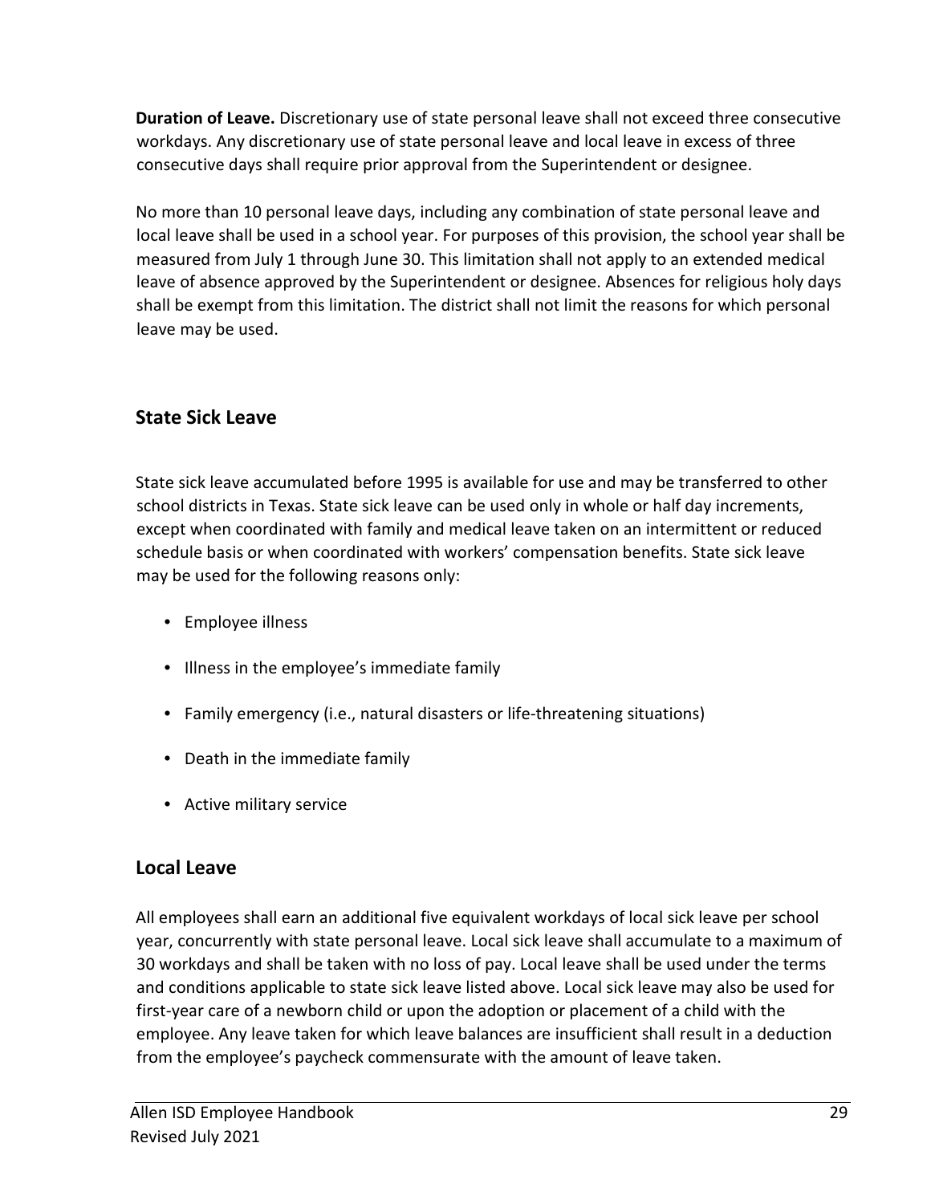**Duration of Leave.** Discretionary use of state personal leave shall not exceed three consecutive workdays. Any discretionary use of state personal leave and local leave in excess of three consecutive days shall require prior approval from the Superintendent or designee.

No more than 10 personal leave days, including any combination of state personal leave and local leave shall be used in a school year. For purposes of this provision, the school year shall be measured from July 1 through June 30. This limitation shall not apply to an extended medical leave of absence approved by the Superintendent or designee. Absences for religious holy days shall be exempt from this limitation. The district shall not limit the reasons for which personal leave may be used.

## State Sick Leave

State sick leave accumulated before 1995 is available for use and may be transferred to other school districts in Texas. State sick leave can be used only in whole or half day increments, except when coordinated with family and medical leave taken on an intermittent or reduced schedule basis or when coordinated with workers' compensation benefits. State sick leave may be used for the following reasons only:

- Employee illness
- Illness in the employee's immediate family
- Family emergency (i.e., natural disasters or life-threatening situations)
- Death in the immediate family
- Active military service

## Local Leave

All employees shall earn an additional five equivalent workdays of local sick leave per school year, concurrently with state personal leave. Local sick leave shall accumulate to a maximum of 30 workdays and shall be taken with no loss of pay. Local leave shall be used under the terms and conditions applicable to state sick leave listed above. Local sick leave may also be used for first-year care of a newborn child or upon the adoption or placement of a child with the employee. Any leave taken for which leave balances are insufficient shall result in a deduction from the employee's paycheck commensurate with the amount of leave taken.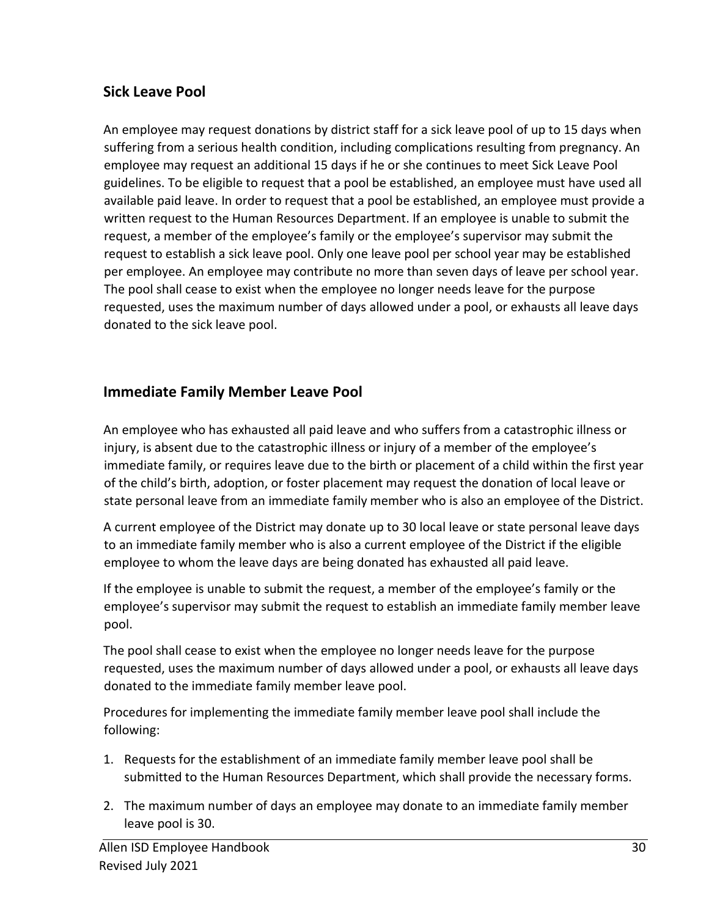## Sick Leave Pool

An employee may request donations by district staff for a sick leave pool of up to 15 days when suffering from a serious health condition, including complications resulting from pregnancy. An employee may request an additional 15 days if he or she continues to meet Sick Leave Pool guidelines. To be eligible to request that a pool be established, an employee must have used all available paid leave. In order to request that a pool be established, an employee must provide a written request to the Human Resources Department. If an employee is unable to submit the request, a member of the employee's family or the employee's supervisor may submit the request to establish a sick leave pool. Only one leave pool per school year may be established per employee. An employee may contribute no more than seven days of leave per school year. The pool shall cease to exist when the employee no longer needs leave for the purpose requested, uses the maximum number of days allowed under a pool, or exhausts all leave days donated to the sick leave pool.

## Immediate Family Member Leave Pool

An employee who has exhausted all paid leave and who suffers from a catastrophic illness or injury, is absent due to the catastrophic illness or injury of a member of the employee's immediate family, or requires leave due to the birth or placement of a child within the first year of the child's birth, adoption, or foster placement may request the donation of local leave or state personal leave from an immediate family member who is also an employee of the District.

A current employee of the District may donate up to 30 local leave or state personal leave days to an immediate family member who is also a current employee of the District if the eligible employee to whom the leave days are being donated has exhausted all paid leave.

If the employee is unable to submit the request, a member of the employee's family or the employee's supervisor may submit the request to establish an immediate family member leave pool.

The pool shall cease to exist when the employee no longer needs leave for the purpose requested, uses the maximum number of days allowed under a pool, or exhausts all leave days donated to the immediate family member leave pool.

Procedures for implementing the immediate family member leave pool shall include the following:

1. Requests for the establishment of an immediate family member leave pool shall be submitted to the Human Resources Department, which shall provide the necessary forms.
2. The maximum number of days an employee may donate to an immediate family member leave pool is 30.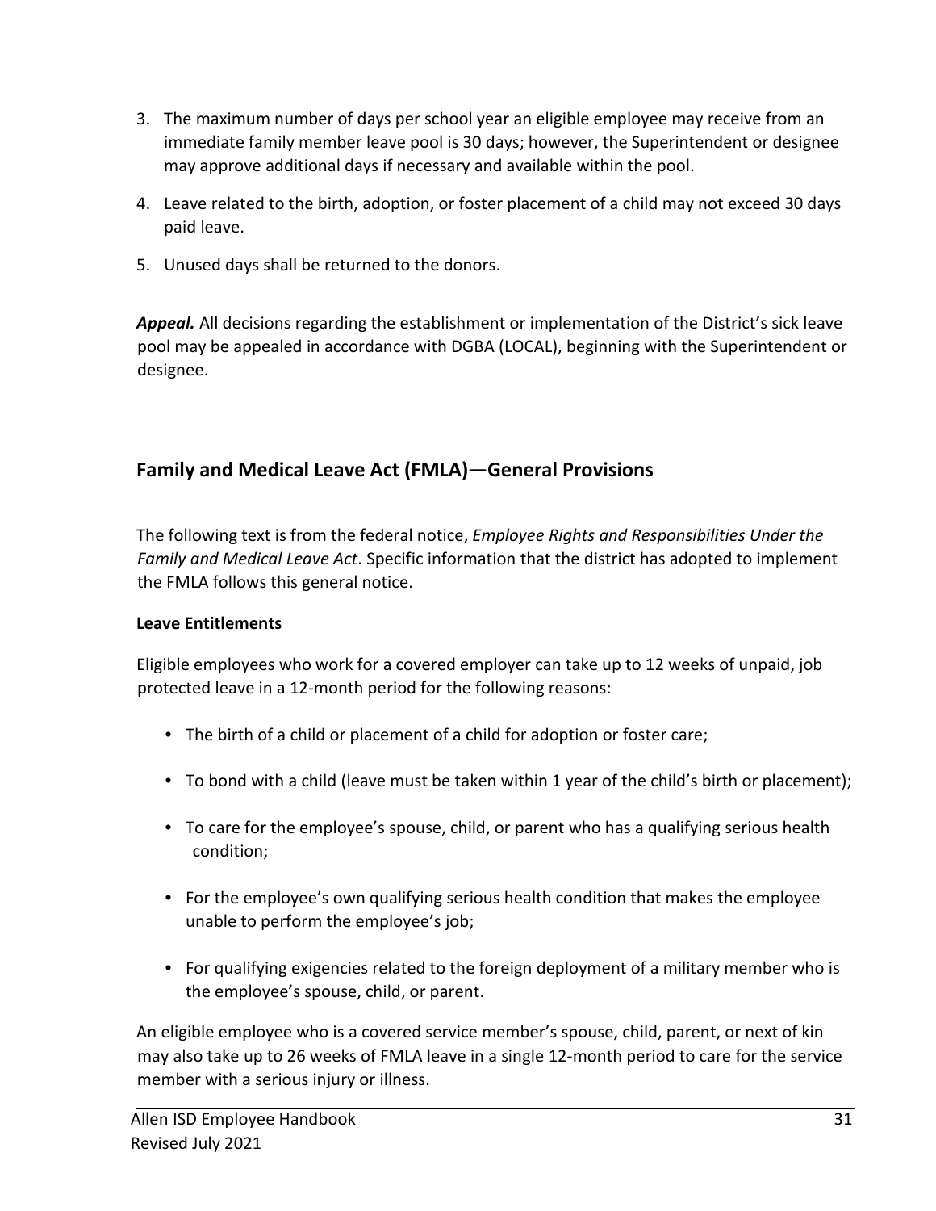3. The maximum number of days per school year an eligible employee may receive from an immediate family member leave pool is 30 days; however, the Superintendent or designee may approve additional days if necessary and available within the pool.
4. Leave related to the birth, adoption, or foster placement of a child may not exceed 30 days paid leave.
5. Unused days shall be returned to the donors.

***Appeal.*** All decisions regarding the establishment or implementation of the District's sick leave pool may be appealed in accordance with DGBA (LOCAL), beginning with the Superintendent or designee.

## Family and Medical Leave Act (FMLA)—General Provisions

The following text is from the federal notice, *Employee Rights and Responsibilities Under the Family and Medical Leave Act*. Specific information that the district has adopted to implement the FMLA follows this general notice.

**Leave Entitlements**

Eligible employees who work for a covered employer can take up to 12 weeks of unpaid, job protected leave in a 12-month period for the following reasons:

- The birth of a child or placement of a child for adoption or foster care;
- To bond with a child (leave must be taken within 1 year of the child's birth or placement);
- To care for the employee's spouse, child, or parent who has a qualifying serious health condition;
- For the employee's own qualifying serious health condition that makes the employee unable to perform the employee's job;
- For qualifying exigencies related to the foreign deployment of a military member who is the employee's spouse, child, or parent.

An eligible employee who is a covered service member's spouse, child, parent, or next of kin may also take up to 26 weeks of FMLA leave in a single 12-month period to care for the service member with a serious injury or illness.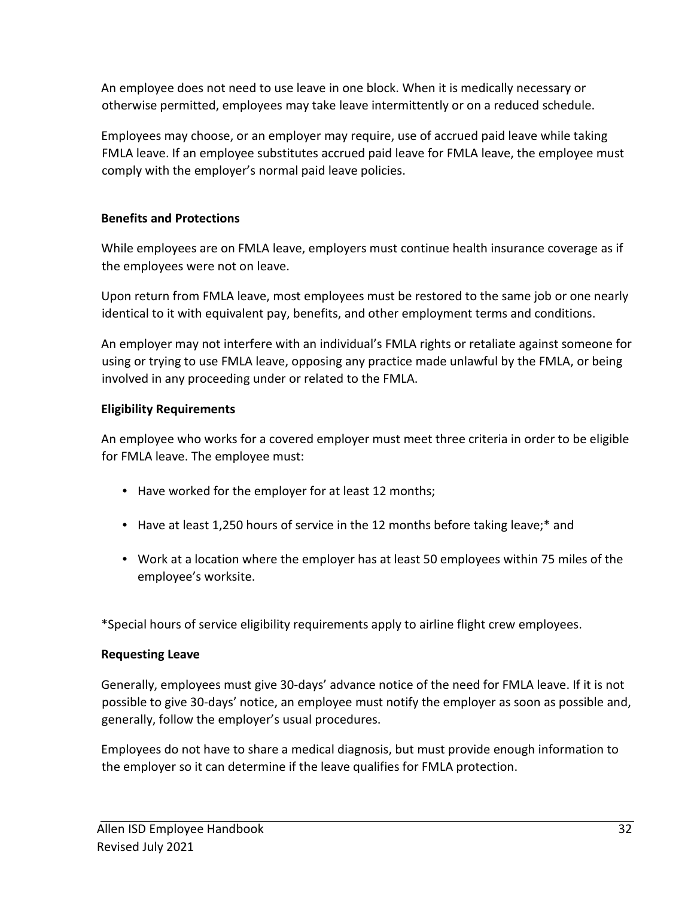An employee does not need to use leave in one block. When it is medically necessary or otherwise permitted, employees may take leave intermittently or on a reduced schedule.

Employees may choose, or an employer may require, use of accrued paid leave while taking FMLA leave. If an employee substitutes accrued paid leave for FMLA leave, the employee must comply with the employer's normal paid leave policies.

**Benefits and Protections**

While employees are on FMLA leave, employers must continue health insurance coverage as if the employees were not on leave.

Upon return from FMLA leave, most employees must be restored to the same job or one nearly identical to it with equivalent pay, benefits, and other employment terms and conditions.

An employer may not interfere with an individual's FMLA rights or retaliate against someone for using or trying to use FMLA leave, opposing any practice made unlawful by the FMLA, or being involved in any proceeding under or related to the FMLA.

**Eligibility Requirements**

An employee who works for a covered employer must meet three criteria in order to be eligible for FMLA leave. The employee must:

- Have worked for the employer for at least 12 months;
- Have at least 1,250 hours of service in the 12 months before taking leave;* and
- Work at a location where the employer has at least 50 employees within 75 miles of the employee's worksite.

*Special hours of service eligibility requirements apply to airline flight crew employees.

**Requesting Leave**

Generally, employees must give 30-days' advance notice of the need for FMLA leave. If it is not possible to give 30-days' notice, an employee must notify the employer as soon as possible and, generally, follow the employer's usual procedures.

Employees do not have to share a medical diagnosis, but must provide enough information to the employer so it can determine if the leave qualifies for FMLA protection.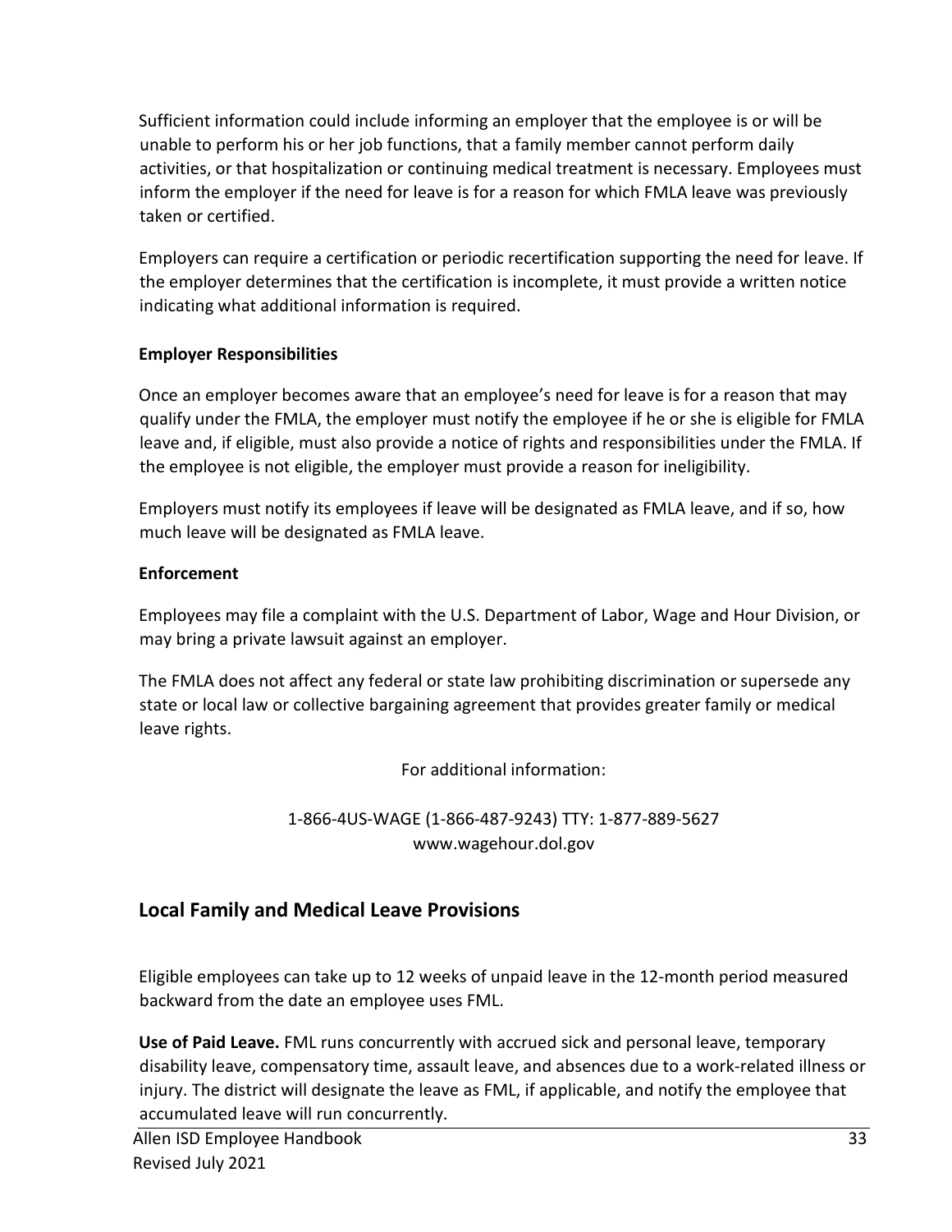Sufficient information could include informing an employer that the employee is or will be unable to perform his or her job functions, that a family member cannot perform daily activities, or that hospitalization or continuing medical treatment is necessary. Employees must inform the employer if the need for leave is for a reason for which FMLA leave was previously taken or certified.

Employers can require a certification or periodic recertification supporting the need for leave. If the employer determines that the certification is incomplete, it must provide a written notice indicating what additional information is required.

**Employer Responsibilities**

Once an employer becomes aware that an employee's need for leave is for a reason that may qualify under the FMLA, the employer must notify the employee if he or she is eligible for FMLA leave and, if eligible, must also provide a notice of rights and responsibilities under the FMLA. If the employee is not eligible, the employer must provide a reason for ineligibility.

Employers must notify its employees if leave will be designated as FMLA leave, and if so, how much leave will be designated as FMLA leave.

**Enforcement**

Employees may file a complaint with the U.S. Department of Labor, Wage and Hour Division, or may bring a private lawsuit against an employer.

The FMLA does not affect any federal or state law prohibiting discrimination or supersede any state or local law or collective bargaining agreement that provides greater family or medical leave rights.

For additional information:

1-866-4US-WAGE (1-866-487-9243) TTY: 1-877-889-5627
www.wagehour.dol.gov

## Local Family and Medical Leave Provisions

Eligible employees can take up to 12 weeks of unpaid leave in the 12-month period measured backward from the date an employee uses FML.

**Use of Paid Leave.** FML runs concurrently with accrued sick and personal leave, temporary disability leave, compensatory time, assault leave, and absences due to a work-related illness or injury. The district will designate the leave as FML, if applicable, and notify the employee that accumulated leave will run concurrently.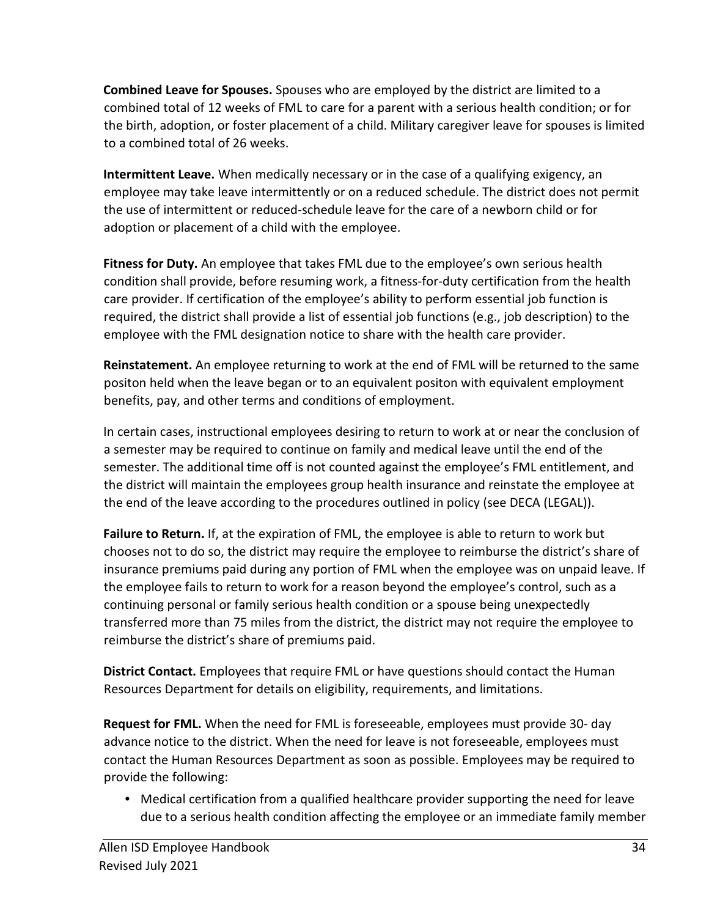**Combined Leave for Spouses.** Spouses who are employed by the district are limited to a combined total of 12 weeks of FML to care for a parent with a serious health condition; or for the birth, adoption, or foster placement of a child. Military caregiver leave for spouses is limited to a combined total of 26 weeks.

**Intermittent Leave.** When medically necessary or in the case of a qualifying exigency, an employee may take leave intermittently or on a reduced schedule. The district does not permit the use of intermittent or reduced-schedule leave for the care of a newborn child or for adoption or placement of a child with the employee.

**Fitness for Duty.** An employee that takes FML due to the employee's own serious health condition shall provide, before resuming work, a fitness-for-duty certification from the health care provider. If certification of the employee's ability to perform essential job function is required, the district shall provide a list of essential job functions (e.g., job description) to the employee with the FML designation notice to share with the health care provider.

**Reinstatement.** An employee returning to work at the end of FML will be returned to the same positon held when the leave began or to an equivalent positon with equivalent employment benefits, pay, and other terms and conditions of employment.

In certain cases, instructional employees desiring to return to work at or near the conclusion of a semester may be required to continue on family and medical leave until the end of the semester. The additional time off is not counted against the employee's FML entitlement, and the district will maintain the employees group health insurance and reinstate the employee at the end of the leave according to the procedures outlined in policy (see DECA (LEGAL)).

**Failure to Return.** If, at the expiration of FML, the employee is able to return to work but chooses not to do so, the district may require the employee to reimburse the district's share of insurance premiums paid during any portion of FML when the employee was on unpaid leave. If the employee fails to return to work for a reason beyond the employee's control, such as a continuing personal or family serious health condition or a spouse being unexpectedly transferred more than 75 miles from the district, the district may not require the employee to reimburse the district's share of premiums paid.

**District Contact.** Employees that require FML or have questions should contact the Human Resources Department for details on eligibility, requirements, and limitations.

**Request for FML.** When the need for FML is foreseeable, employees must provide 30- day advance notice to the district. When the need for leave is not foreseeable, employees must contact the Human Resources Department as soon as possible. Employees may be required to provide the following:

- Medical certification from a qualified healthcare provider supporting the need for leave due to a serious health condition affecting the employee or an immediate family member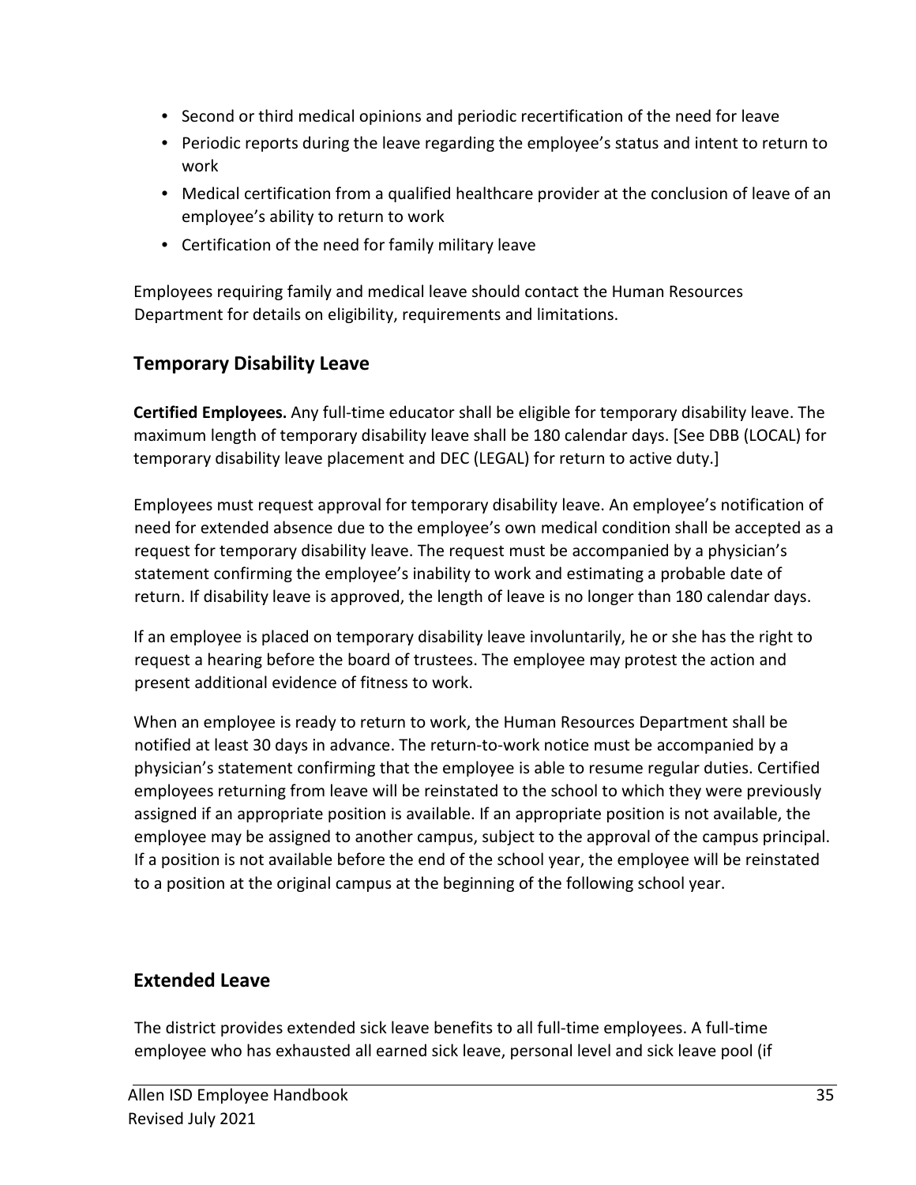- Second or third medical opinions and periodic recertification of the need for leave
- Periodic reports during the leave regarding the employee's status and intent to return to work
- Medical certification from a qualified healthcare provider at the conclusion of leave of an employee's ability to return to work
- Certification of the need for family military leave

Employees requiring family and medical leave should contact the Human Resources Department for details on eligibility, requirements and limitations.

## Temporary Disability Leave

**Certified Employees.** Any full-time educator shall be eligible for temporary disability leave. The maximum length of temporary disability leave shall be 180 calendar days. [See DBB (LOCAL) for temporary disability leave placement and DEC (LEGAL) for return to active duty.]

Employees must request approval for temporary disability leave. An employee's notification of need for extended absence due to the employee's own medical condition shall be accepted as a request for temporary disability leave. The request must be accompanied by a physician's statement confirming the employee's inability to work and estimating a probable date of return. If disability leave is approved, the length of leave is no longer than 180 calendar days.

If an employee is placed on temporary disability leave involuntarily, he or she has the right to request a hearing before the board of trustees. The employee may protest the action and present additional evidence of fitness to work.

When an employee is ready to return to work, the Human Resources Department shall be notified at least 30 days in advance. The return-to-work notice must be accompanied by a physician's statement confirming that the employee is able to resume regular duties. Certified employees returning from leave will be reinstated to the school to which they were previously assigned if an appropriate position is available. If an appropriate position is not available, the employee may be assigned to another campus, subject to the approval of the campus principal. If a position is not available before the end of the school year, the employee will be reinstated to a position at the original campus at the beginning of the following school year.

## Extended Leave

The district provides extended sick leave benefits to all full-time employees. A full-time employee who has exhausted all earned sick leave, personal level and sick leave pool (if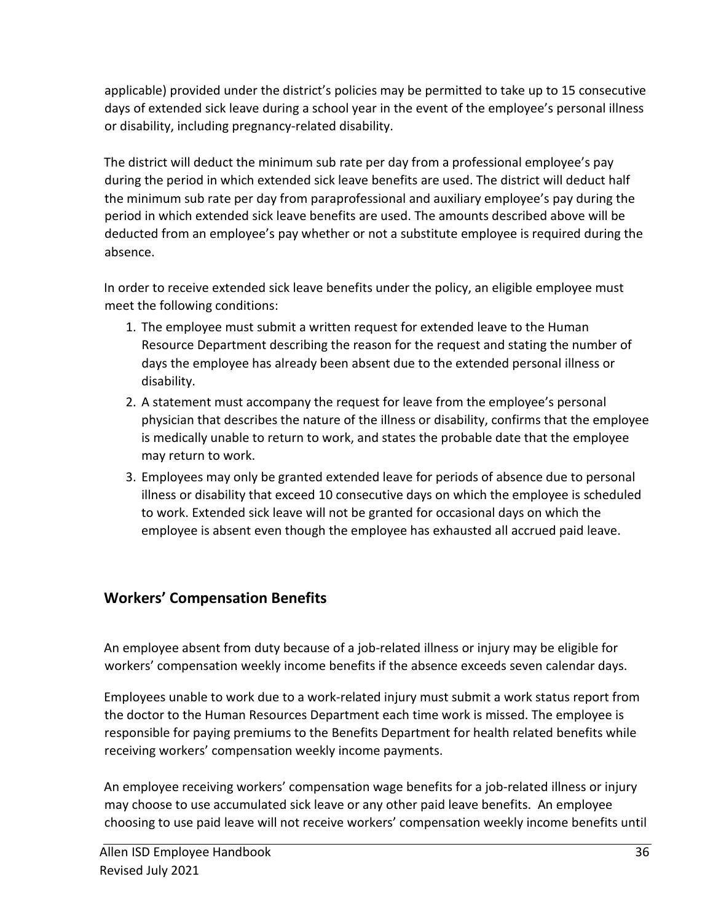applicable) provided under the district's policies may be permitted to take up to 15 consecutive days of extended sick leave during a school year in the event of the employee's personal illness or disability, including pregnancy-related disability.

The district will deduct the minimum sub rate per day from a professional employee's pay during the period in which extended sick leave benefits are used. The district will deduct half the minimum sub rate per day from paraprofessional and auxiliary employee's pay during the period in which extended sick leave benefits are used. The amounts described above will be deducted from an employee's pay whether or not a substitute employee is required during the absence.

In order to receive extended sick leave benefits under the policy, an eligible employee must meet the following conditions:

1. The employee must submit a written request for extended leave to the Human Resource Department describing the reason for the request and stating the number of days the employee has already been absent due to the extended personal illness or disability.
2. A statement must accompany the request for leave from the employee's personal physician that describes the nature of the illness or disability, confirms that the employee is medically unable to return to work, and states the probable date that the employee may return to work.
3. Employees may only be granted extended leave for periods of absence due to personal illness or disability that exceed 10 consecutive days on which the employee is scheduled to work. Extended sick leave will not be granted for occasional days on which the employee is absent even though the employee has exhausted all accrued paid leave.

## Workers' Compensation Benefits

An employee absent from duty because of a job-related illness or injury may be eligible for workers' compensation weekly income benefits if the absence exceeds seven calendar days.

Employees unable to work due to a work-related injury must submit a work status report from the doctor to the Human Resources Department each time work is missed. The employee is responsible for paying premiums to the Benefits Department for health related benefits while receiving workers' compensation weekly income payments.

An employee receiving workers' compensation wage benefits for a job-related illness or injury may choose to use accumulated sick leave or any other paid leave benefits. An employee choosing to use paid leave will not receive workers' compensation weekly income benefits until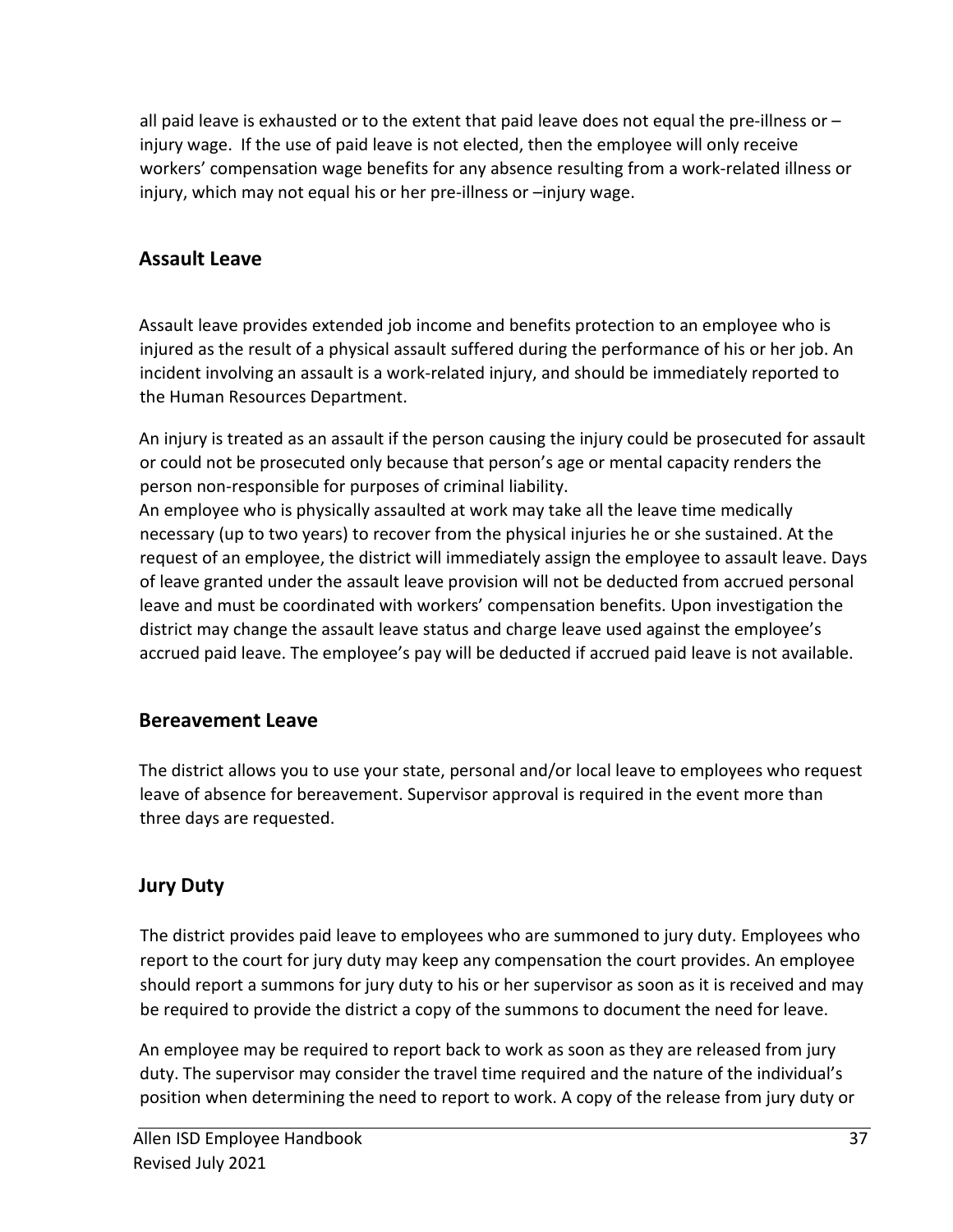all paid leave is exhausted or to the extent that paid leave does not equal the pre-illness or –injury wage. If the use of paid leave is not elected, then the employee will only receive workers' compensation wage benefits for any absence resulting from a work-related illness or injury, which may not equal his or her pre-illness or –injury wage.

## Assault Leave

Assault leave provides extended job income and benefits protection to an employee who is injured as the result of a physical assault suffered during the performance of his or her job. An incident involving an assault is a work-related injury, and should be immediately reported to the Human Resources Department.

An injury is treated as an assault if the person causing the injury could be prosecuted for assault or could not be prosecuted only because that person's age or mental capacity renders the person non-responsible for purposes of criminal liability.

An employee who is physically assaulted at work may take all the leave time medically necessary (up to two years) to recover from the physical injuries he or she sustained. At the request of an employee, the district will immediately assign the employee to assault leave. Days of leave granted under the assault leave provision will not be deducted from accrued personal leave and must be coordinated with workers' compensation benefits. Upon investigation the district may change the assault leave status and charge leave used against the employee's accrued paid leave. The employee's pay will be deducted if accrued paid leave is not available.

## Bereavement Leave

The district allows you to use your state, personal and/or local leave to employees who request leave of absence for bereavement. Supervisor approval is required in the event more than three days are requested.

## Jury Duty

The district provides paid leave to employees who are summoned to jury duty. Employees who report to the court for jury duty may keep any compensation the court provides. An employee should report a summons for jury duty to his or her supervisor as soon as it is received and may be required to provide the district a copy of the summons to document the need for leave.

An employee may be required to report back to work as soon as they are released from jury duty. The supervisor may consider the travel time required and the nature of the individual's position when determining the need to report to work. A copy of the release from jury duty or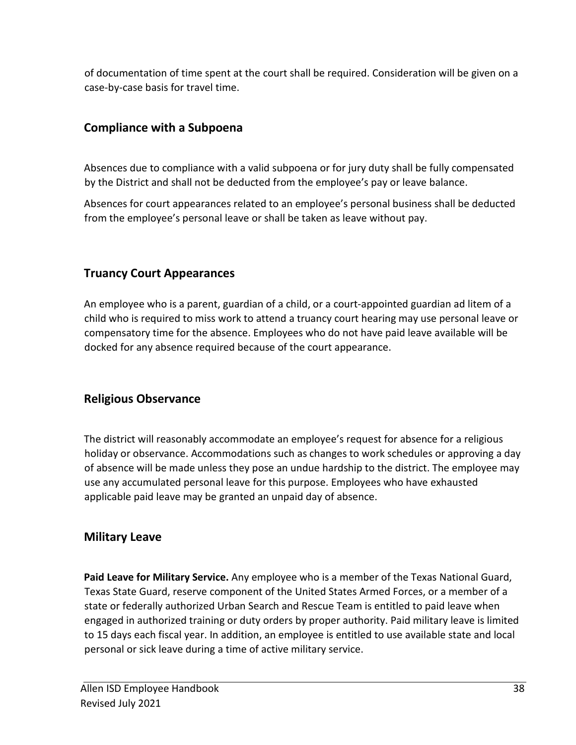of documentation of time spent at the court shall be required. Consideration will be given on a case-by-case basis for travel time.

### Compliance with a Subpoena

Absences due to compliance with a valid subpoena or for jury duty shall be fully compensated by the District and shall not be deducted from the employee's pay or leave balance.

Absences for court appearances related to an employee's personal business shall be deducted from the employee's personal leave or shall be taken as leave without pay.

### Truancy Court Appearances

An employee who is a parent, guardian of a child, or a court-appointed guardian ad litem of a child who is required to miss work to attend a truancy court hearing may use personal leave or compensatory time for the absence. Employees who do not have paid leave available will be docked for any absence required because of the court appearance.

### Religious Observance

The district will reasonably accommodate an employee's request for absence for a religious holiday or observance. Accommodations such as changes to work schedules or approving a day of absence will be made unless they pose an undue hardship to the district. The employee may use any accumulated personal leave for this purpose. Employees who have exhausted applicable paid leave may be granted an unpaid day of absence.

### Military Leave

**Paid Leave for Military Service.** Any employee who is a member of the Texas National Guard, Texas State Guard, reserve component of the United States Armed Forces, or a member of a state or federally authorized Urban Search and Rescue Team is entitled to paid leave when engaged in authorized training or duty orders by proper authority. Paid military leave is limited to 15 days each fiscal year. In addition, an employee is entitled to use available state and local personal or sick leave during a time of active military service.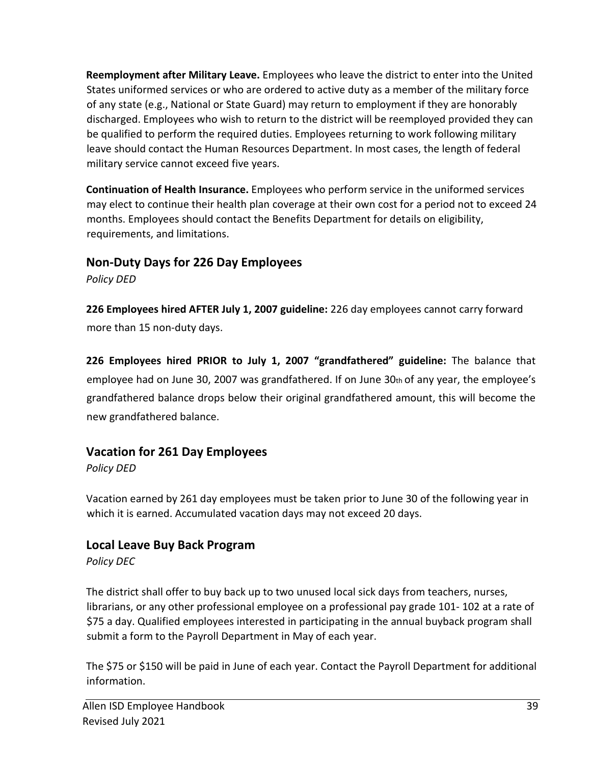**Reemployment after Military Leave.** Employees who leave the district to enter into the United States uniformed services or who are ordered to active duty as a member of the military force of any state (e.g., National or State Guard) may return to employment if they are honorably discharged. Employees who wish to return to the district will be reemployed provided they can be qualified to perform the required duties. Employees returning to work following military leave should contact the Human Resources Department. In most cases, the length of federal military service cannot exceed five years.

**Continuation of Health Insurance.** Employees who perform service in the uniformed services may elect to continue their health plan coverage at their own cost for a period not to exceed 24 months. Employees should contact the Benefits Department for details on eligibility, requirements, and limitations.

## Non-Duty Days for 226 Day Employees

*Policy DED*

**226 Employees hired AFTER July 1, 2007 guideline:** 226 day employees cannot carry forward more than 15 non-duty days.

**226 Employees hired PRIOR to July 1, 2007 "grandfathered" guideline:** The balance that employee had on June 30, 2007 was grandfathered. If on June 30th of any year, the employee's grandfathered balance drops below their original grandfathered amount, this will become the new grandfathered balance.

## Vacation for 261 Day Employees

*Policy DED*

Vacation earned by 261 day employees must be taken prior to June 30 of the following year in which it is earned. Accumulated vacation days may not exceed 20 days.

## Local Leave Buy Back Program

*Policy DEC*

The district shall offer to buy back up to two unused local sick days from teachers, nurses, librarians, or any other professional employee on a professional pay grade 101- 102 at a rate of $75 a day. Qualified employees interested in participating in the annual buyback program shall submit a form to the Payroll Department in May of each year.

The $75 or $150 will be paid in June of each year. Contact the Payroll Department for additional information.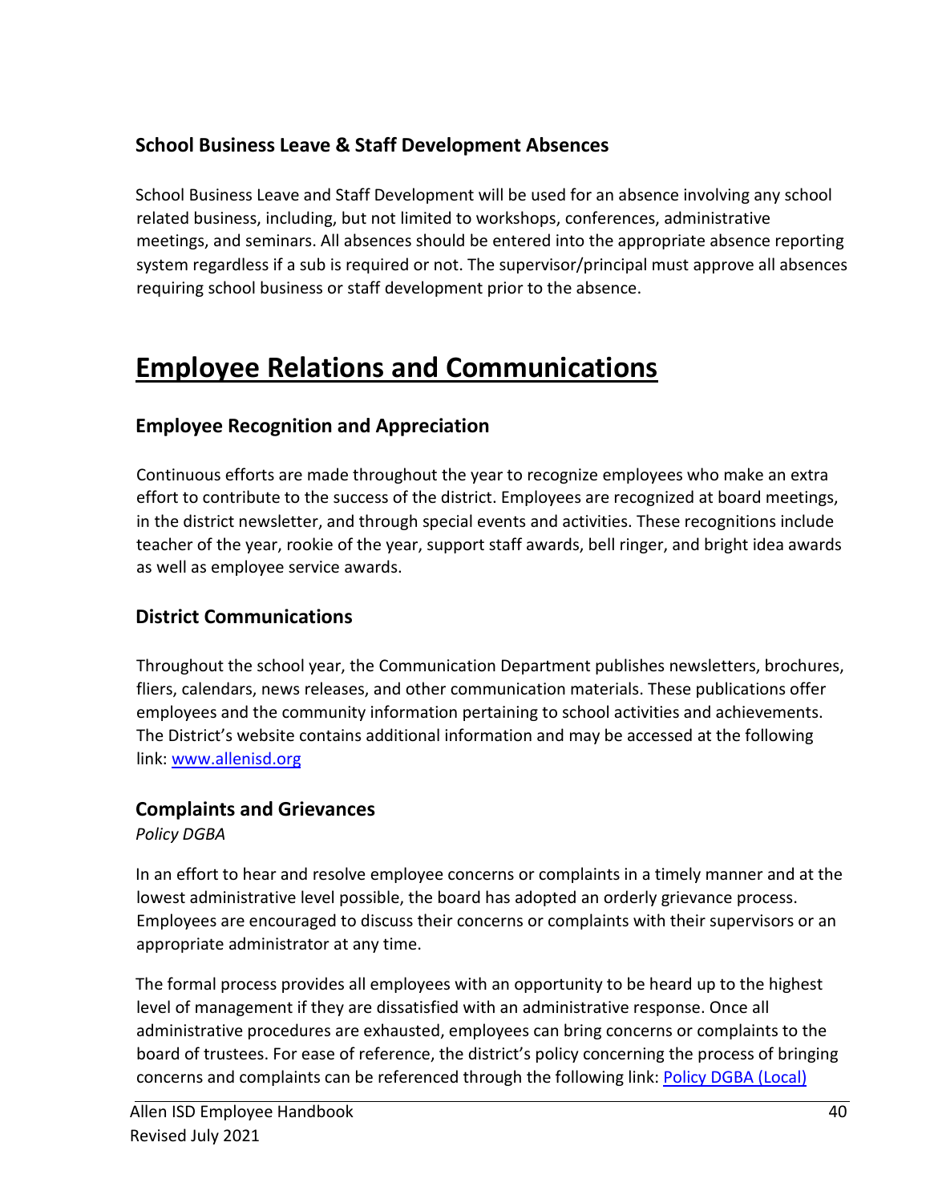### School Business Leave & Staff Development Absences

School Business Leave and Staff Development will be used for an absence involving any school related business, including, but not limited to workshops, conferences, administrative meetings, and seminars. All absences should be entered into the appropriate absence reporting system regardless if a sub is required or not. The supervisor/principal must approve all absences requiring school business or staff development prior to the absence.

## Employee Relations and Communications

### Employee Recognition and Appreciation

Continuous efforts are made throughout the year to recognize employees who make an extra effort to contribute to the success of the district. Employees are recognized at board meetings, in the district newsletter, and through special events and activities. These recognitions include teacher of the year, rookie of the year, support staff awards, bell ringer, and bright idea awards as well as employee service awards.

### District Communications

Throughout the school year, the Communication Department publishes newsletters, brochures, fliers, calendars, news releases, and other communication materials. These publications offer employees and the community information pertaining to school activities and achievements. The District's website contains additional information and may be accessed at the following link: [www.allenisd.org](http://www.allenisd.org)

### Complaints and Grievances

*Policy DGBA*

In an effort to hear and resolve employee concerns or complaints in a timely manner and at the lowest administrative level possible, the board has adopted an orderly grievance process. Employees are encouraged to discuss their concerns or complaints with their supervisors or an appropriate administrator at any time.

The formal process provides all employees with an opportunity to be heard up to the highest level of management if they are dissatisfied with an administrative response. Once all administrative procedures are exhausted, employees can bring concerns or complaints to the board of trustees. For ease of reference, the district's policy concerning the process of bringing concerns and complaints can be referenced through the following link: Policy DGBA (Local)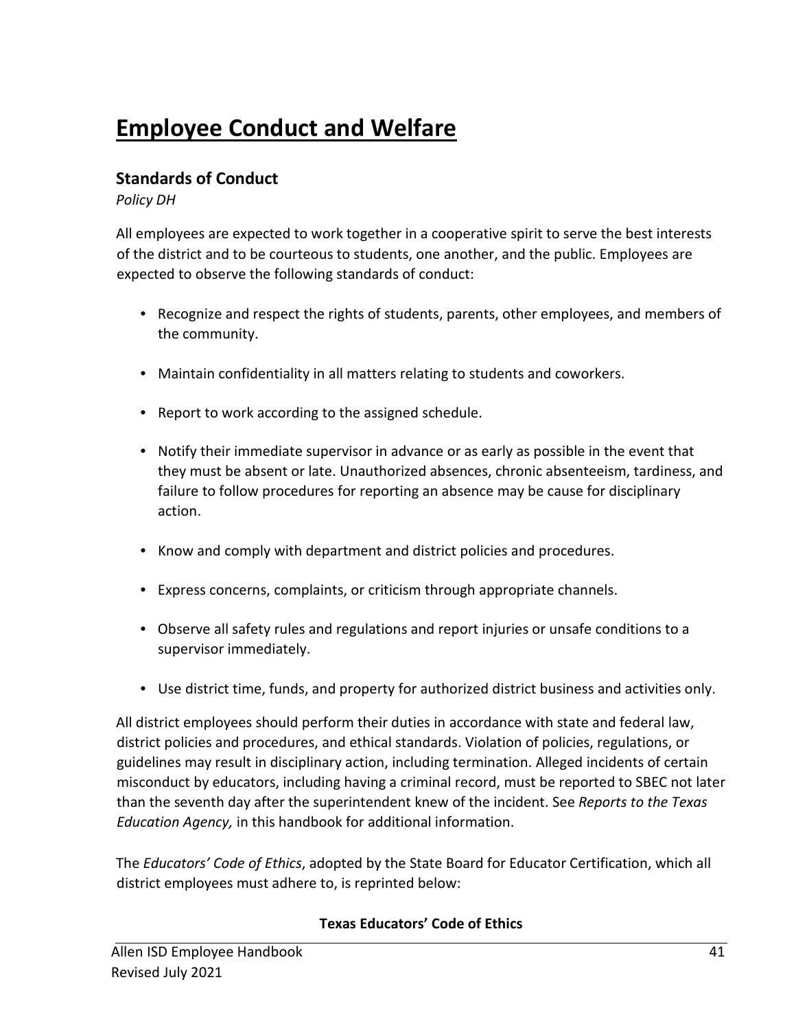# Employee Conduct and Welfare

## Standards of Conduct

*Policy DH*

All employees are expected to work together in a cooperative spirit to serve the best interests of the district and to be courteous to students, one another, and the public. Employees are expected to observe the following standards of conduct:

- Recognize and respect the rights of students, parents, other employees, and members of the community.
- Maintain confidentiality in all matters relating to students and coworkers.
- Report to work according to the assigned schedule.
- Notify their immediate supervisor in advance or as early as possible in the event that they must be absent or late. Unauthorized absences, chronic absenteeism, tardiness, and failure to follow procedures for reporting an absence may be cause for disciplinary action.
- Know and comply with department and district policies and procedures.
- Express concerns, complaints, or criticism through appropriate channels.
- Observe all safety rules and regulations and report injuries or unsafe conditions to a supervisor immediately.
- Use district time, funds, and property for authorized district business and activities only.

All district employees should perform their duties in accordance with state and federal law, district policies and procedures, and ethical standards. Violation of policies, regulations, or guidelines may result in disciplinary action, including termination. Alleged incidents of certain misconduct by educators, including having a criminal record, must be reported to SBEC not later than the seventh day after the superintendent knew of the incident. See *Reports to the Texas Education Agency,* in this handbook for additional information.

The *Educators' Code of Ethics*, adopted by the State Board for Educator Certification, which all district employees must adhere to, is reprinted below:

**Texas Educators' Code of Ethics**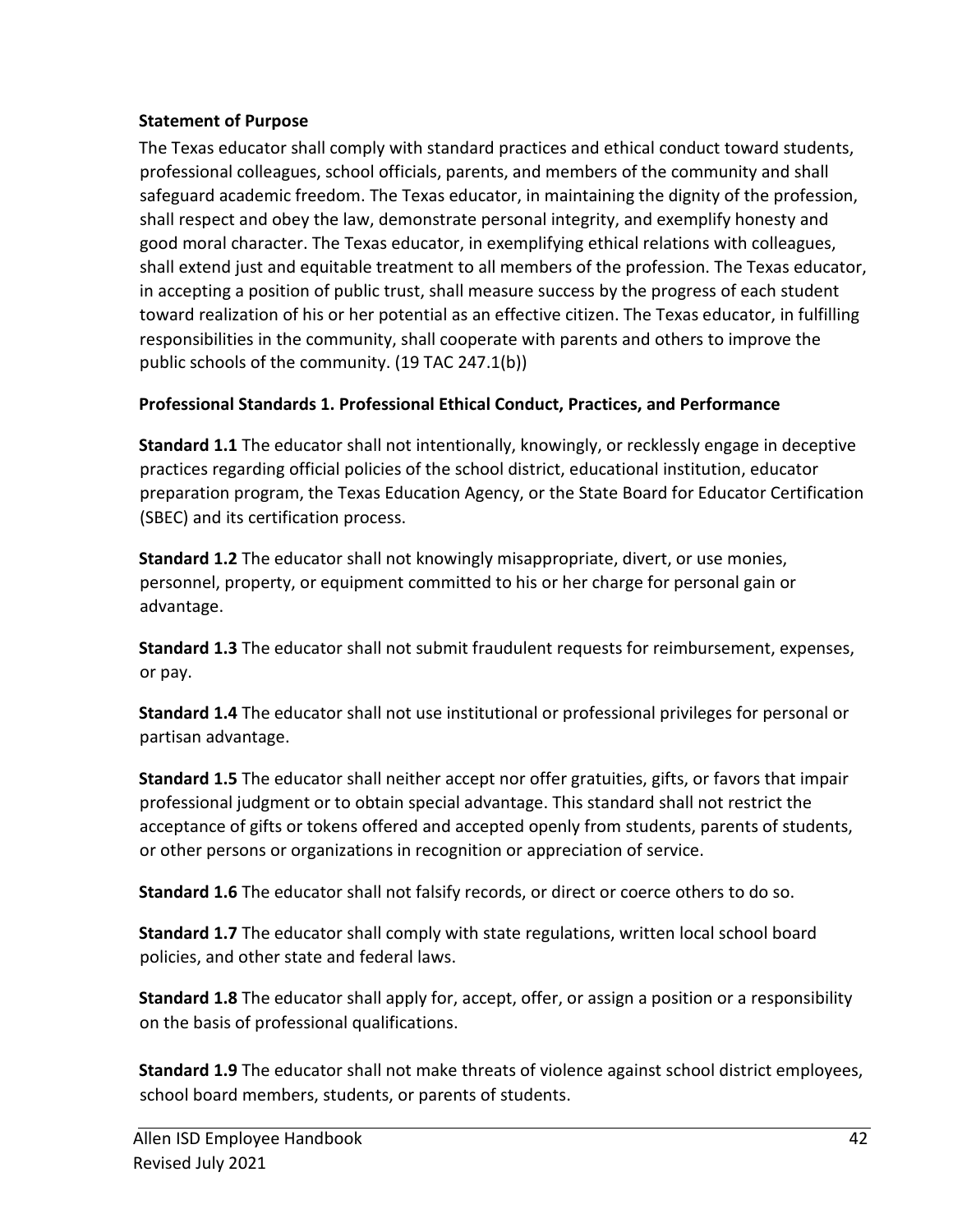**Statement of Purpose**

The Texas educator shall comply with standard practices and ethical conduct toward students, professional colleagues, school officials, parents, and members of the community and shall safeguard academic freedom. The Texas educator, in maintaining the dignity of the profession, shall respect and obey the law, demonstrate personal integrity, and exemplify honesty and good moral character. The Texas educator, in exemplifying ethical relations with colleagues, shall extend just and equitable treatment to all members of the profession. The Texas educator, in accepting a position of public trust, shall measure success by the progress of each student toward realization of his or her potential as an effective citizen. The Texas educator, in fulfilling responsibilities in the community, shall cooperate with parents and others to improve the public schools of the community. (19 TAC 247.1(b))

**Professional Standards 1. Professional Ethical Conduct, Practices, and Performance**

**Standard 1.1** The educator shall not intentionally, knowingly, or recklessly engage in deceptive practices regarding official policies of the school district, educational institution, educator preparation program, the Texas Education Agency, or the State Board for Educator Certification (SBEC) and its certification process.

**Standard 1.2** The educator shall not knowingly misappropriate, divert, or use monies, personnel, property, or equipment committed to his or her charge for personal gain or advantage.

**Standard 1.3** The educator shall not submit fraudulent requests for reimbursement, expenses, or pay.

**Standard 1.4** The educator shall not use institutional or professional privileges for personal or partisan advantage.

**Standard 1.5** The educator shall neither accept nor offer gratuities, gifts, or favors that impair professional judgment or to obtain special advantage. This standard shall not restrict the acceptance of gifts or tokens offered and accepted openly from students, parents of students, or other persons or organizations in recognition or appreciation of service.

**Standard 1.6** The educator shall not falsify records, or direct or coerce others to do so.

**Standard 1.7** The educator shall comply with state regulations, written local school board policies, and other state and federal laws.

**Standard 1.8** The educator shall apply for, accept, offer, or assign a position or a responsibility on the basis of professional qualifications.

**Standard 1.9** The educator shall not make threats of violence against school district employees, school board members, students, or parents of students.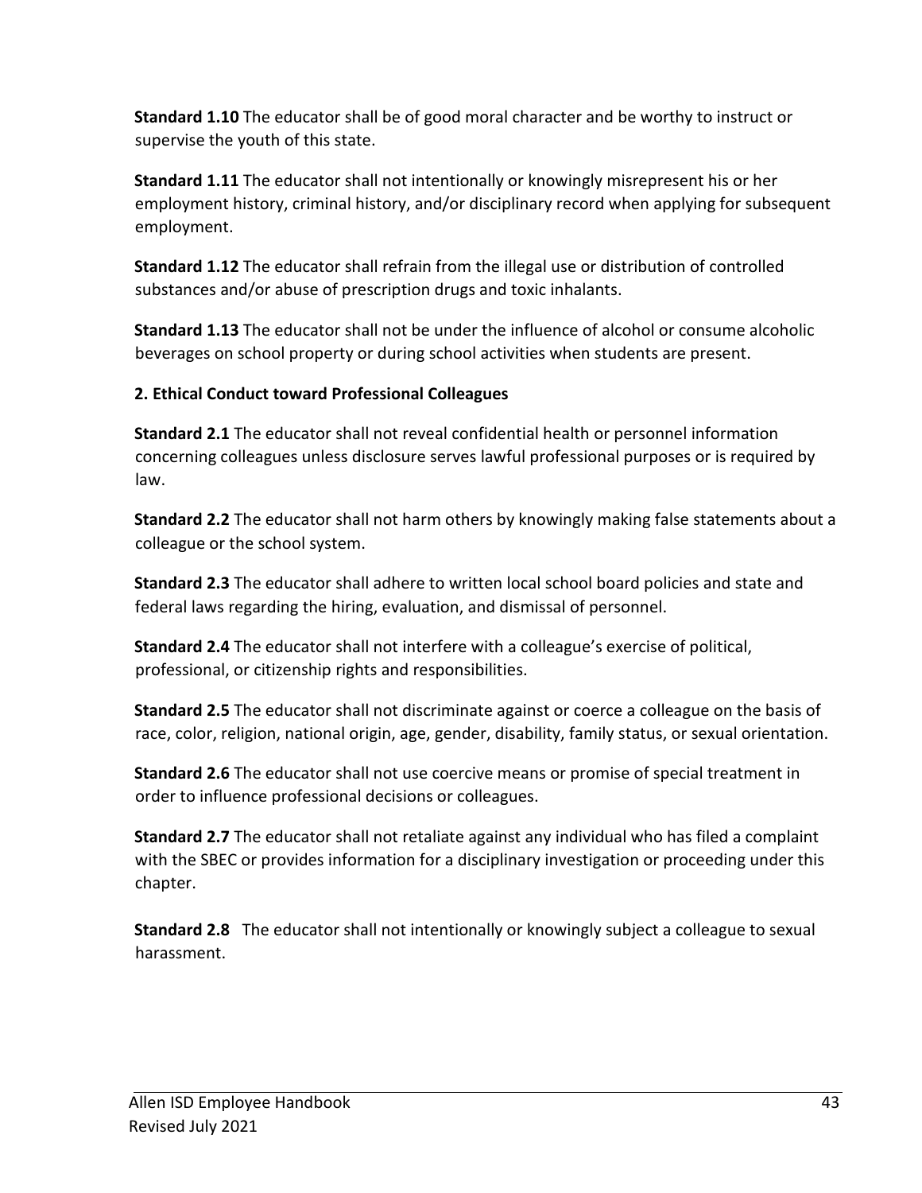**Standard 1.10** The educator shall be of good moral character and be worthy to instruct or supervise the youth of this state.

**Standard 1.11** The educator shall not intentionally or knowingly misrepresent his or her employment history, criminal history, and/or disciplinary record when applying for subsequent employment.

**Standard 1.12** The educator shall refrain from the illegal use or distribution of controlled substances and/or abuse of prescription drugs and toxic inhalants.

**Standard 1.13** The educator shall not be under the influence of alcohol or consume alcoholic beverages on school property or during school activities when students are present.

**2. Ethical Conduct toward Professional Colleagues**

**Standard 2.1** The educator shall not reveal confidential health or personnel information concerning colleagues unless disclosure serves lawful professional purposes or is required by law.

**Standard 2.2** The educator shall not harm others by knowingly making false statements about a colleague or the school system.

**Standard 2.3** The educator shall adhere to written local school board policies and state and federal laws regarding the hiring, evaluation, and dismissal of personnel.

**Standard 2.4** The educator shall not interfere with a colleague's exercise of political, professional, or citizenship rights and responsibilities.

**Standard 2.5** The educator shall not discriminate against or coerce a colleague on the basis of race, color, religion, national origin, age, gender, disability, family status, or sexual orientation.

**Standard 2.6** The educator shall not use coercive means or promise of special treatment in order to influence professional decisions or colleagues.

**Standard 2.7** The educator shall not retaliate against any individual who has filed a complaint with the SBEC or provides information for a disciplinary investigation or proceeding under this chapter.

**Standard 2.8** The educator shall not intentionally or knowingly subject a colleague to sexual harassment.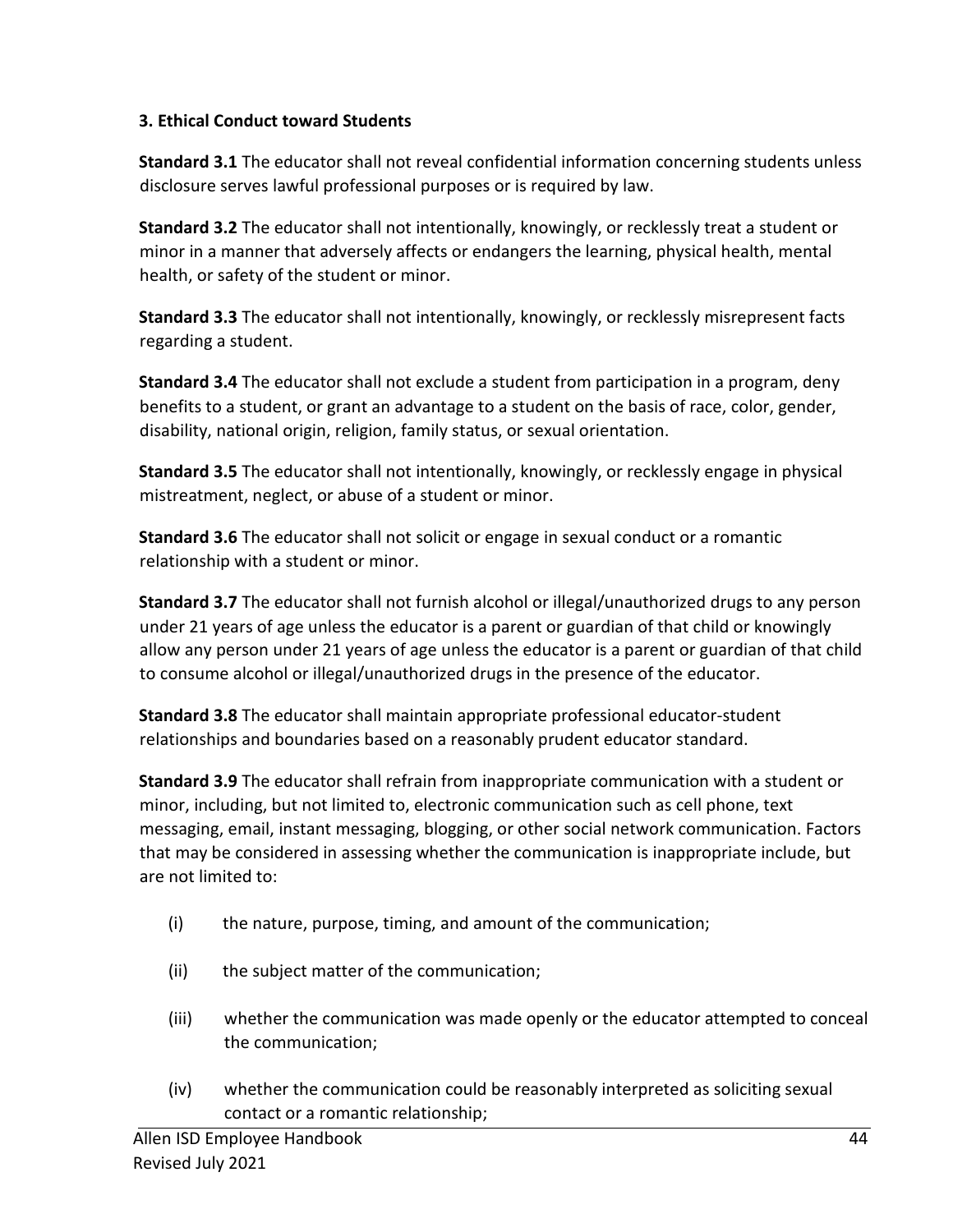### 3. Ethical Conduct toward Students

**Standard 3.1** The educator shall not reveal confidential information concerning students unless disclosure serves lawful professional purposes or is required by law.

**Standard 3.2** The educator shall not intentionally, knowingly, or recklessly treat a student or minor in a manner that adversely affects or endangers the learning, physical health, mental health, or safety of the student or minor.

**Standard 3.3** The educator shall not intentionally, knowingly, or recklessly misrepresent facts regarding a student.

**Standard 3.4** The educator shall not exclude a student from participation in a program, deny benefits to a student, or grant an advantage to a student on the basis of race, color, gender, disability, national origin, religion, family status, or sexual orientation.

**Standard 3.5** The educator shall not intentionally, knowingly, or recklessly engage in physical mistreatment, neglect, or abuse of a student or minor.

**Standard 3.6** The educator shall not solicit or engage in sexual conduct or a romantic relationship with a student or minor.

**Standard 3.7** The educator shall not furnish alcohol or illegal/unauthorized drugs to any person under 21 years of age unless the educator is a parent or guardian of that child or knowingly allow any person under 21 years of age unless the educator is a parent or guardian of that child to consume alcohol or illegal/unauthorized drugs in the presence of the educator.

**Standard 3.8** The educator shall maintain appropriate professional educator-student relationships and boundaries based on a reasonably prudent educator standard.

**Standard 3.9** The educator shall refrain from inappropriate communication with a student or minor, including, but not limited to, electronic communication such as cell phone, text messaging, email, instant messaging, blogging, or other social network communication. Factors that may be considered in assessing whether the communication is inappropriate include, but are not limited to:

(i) the nature, purpose, timing, and amount of the communication;

(ii) the subject matter of the communication;

(iii) whether the communication was made openly or the educator attempted to conceal the communication;

(iv) whether the communication could be reasonably interpreted as soliciting sexual contact or a romantic relationship;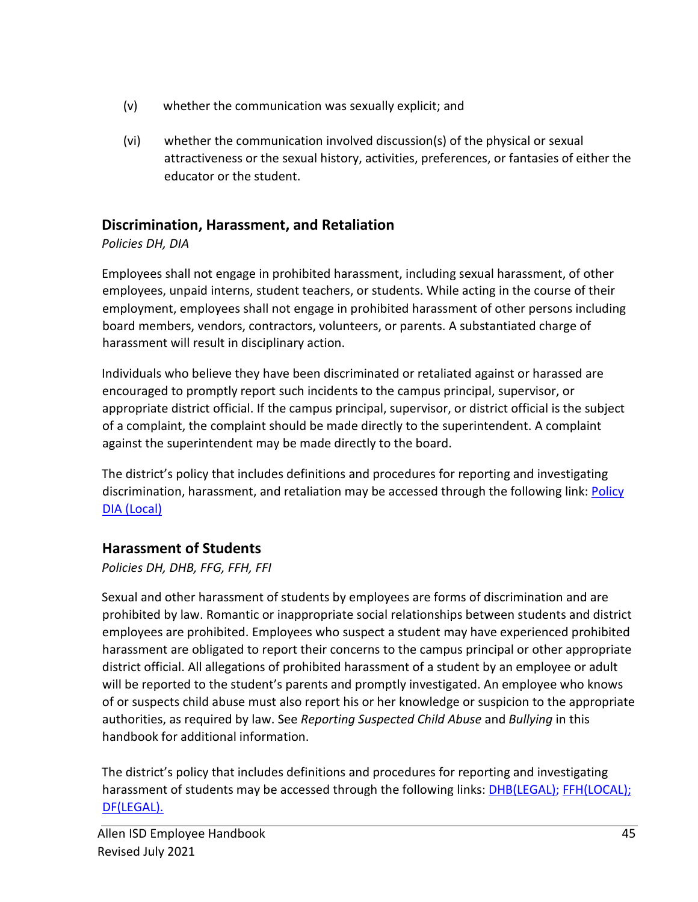(v) whether the communication was sexually explicit; and

(vi) whether the communication involved discussion(s) of the physical or sexual attractiveness or the sexual history, activities, preferences, or fantasies of either the educator or the student.

## Discrimination, Harassment, and Retaliation

*Policies DH, DIA*

Employees shall not engage in prohibited harassment, including sexual harassment, of other employees, unpaid interns, student teachers, or students. While acting in the course of their employment, employees shall not engage in prohibited harassment of other persons including board members, vendors, contractors, volunteers, or parents. A substantiated charge of harassment will result in disciplinary action.

Individuals who believe they have been discriminated or retaliated against or harassed are encouraged to promptly report such incidents to the campus principal, supervisor, or appropriate district official. If the campus principal, supervisor, or district official is the subject of a complaint, the complaint should be made directly to the superintendent. A complaint against the superintendent may be made directly to the board.

The district's policy that includes definitions and procedures for reporting and investigating discrimination, harassment, and retaliation may be accessed through the following link: Policy DIA (Local)

## Harassment of Students

*Policies DH, DHB, FFG, FFH, FFI*

Sexual and other harassment of students by employees are forms of discrimination and are prohibited by law. Romantic or inappropriate social relationships between students and district employees are prohibited. Employees who suspect a student may have experienced prohibited harassment are obligated to report their concerns to the campus principal or other appropriate district official. All allegations of prohibited harassment of a student by an employee or adult will be reported to the student's parents and promptly investigated. An employee who knows of or suspects child abuse must also report his or her knowledge or suspicion to the appropriate authorities, as required by law. See *Reporting Suspected Child Abuse* and *Bullying* in this handbook for additional information.

The district's policy that includes definitions and procedures for reporting and investigating harassment of students may be accessed through the following links: DHB(LEGAL); FFH(LOCAL); DF(LEGAL).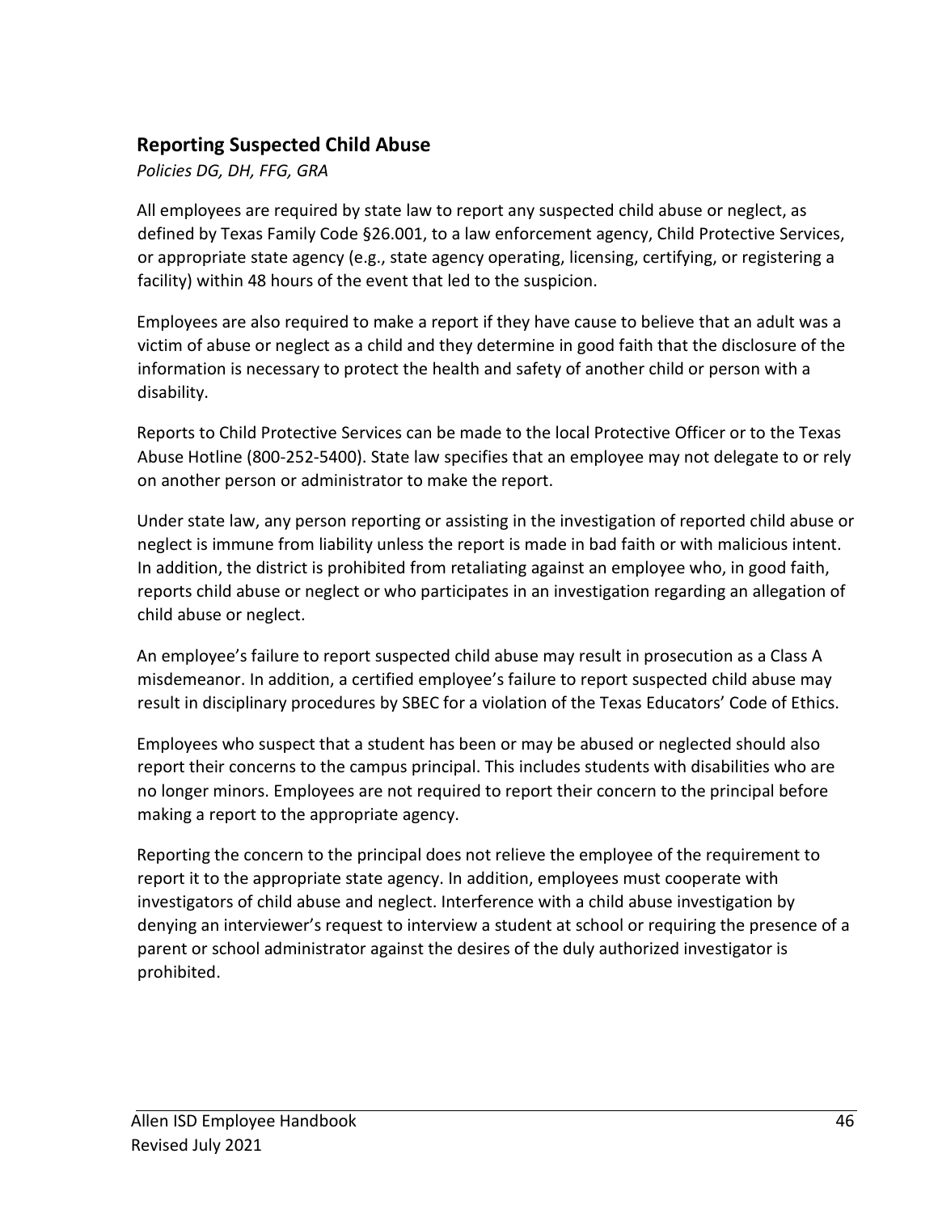## Reporting Suspected Child Abuse

*Policies DG, DH, FFG, GRA*

All employees are required by state law to report any suspected child abuse or neglect, as defined by Texas Family Code §26.001, to a law enforcement agency, Child Protective Services, or appropriate state agency (e.g., state agency operating, licensing, certifying, or registering a facility) within 48 hours of the event that led to the suspicion.

Employees are also required to make a report if they have cause to believe that an adult was a victim of abuse or neglect as a child and they determine in good faith that the disclosure of the information is necessary to protect the health and safety of another child or person with a disability.

Reports to Child Protective Services can be made to the local Protective Officer or to the Texas Abuse Hotline (800-252-5400). State law specifies that an employee may not delegate to or rely on another person or administrator to make the report.

Under state law, any person reporting or assisting in the investigation of reported child abuse or neglect is immune from liability unless the report is made in bad faith or with malicious intent. In addition, the district is prohibited from retaliating against an employee who, in good faith, reports child abuse or neglect or who participates in an investigation regarding an allegation of child abuse or neglect.

An employee's failure to report suspected child abuse may result in prosecution as a Class A misdemeanor. In addition, a certified employee's failure to report suspected child abuse may result in disciplinary procedures by SBEC for a violation of the Texas Educators' Code of Ethics.

Employees who suspect that a student has been or may be abused or neglected should also report their concerns to the campus principal. This includes students with disabilities who are no longer minors. Employees are not required to report their concern to the principal before making a report to the appropriate agency.

Reporting the concern to the principal does not relieve the employee of the requirement to report it to the appropriate state agency. In addition, employees must cooperate with investigators of child abuse and neglect. Interference with a child abuse investigation by denying an interviewer's request to interview a student at school or requiring the presence of a parent or school administrator against the desires of the duly authorized investigator is prohibited.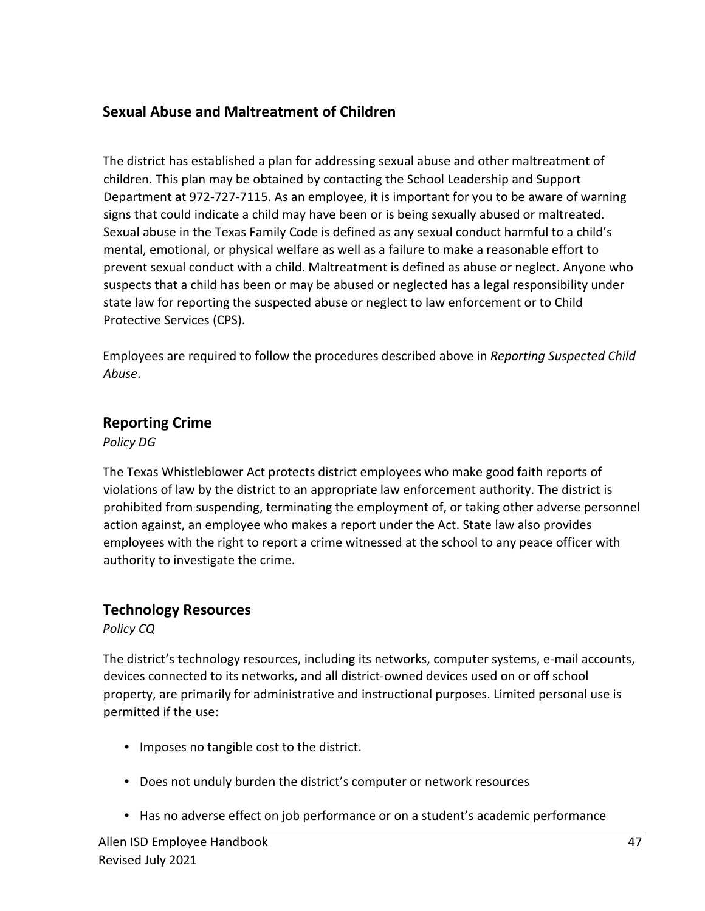## Sexual Abuse and Maltreatment of Children

The district has established a plan for addressing sexual abuse and other maltreatment of children. This plan may be obtained by contacting the School Leadership and Support Department at 972-727-7115. As an employee, it is important for you to be aware of warning signs that could indicate a child may have been or is being sexually abused or maltreated. Sexual abuse in the Texas Family Code is defined as any sexual conduct harmful to a child's mental, emotional, or physical welfare as well as a failure to make a reasonable effort to prevent sexual conduct with a child. Maltreatment is defined as abuse or neglect. Anyone who suspects that a child has been or may be abused or neglected has a legal responsibility under state law for reporting the suspected abuse or neglect to law enforcement or to Child Protective Services (CPS).

Employees are required to follow the procedures described above in *Reporting Suspected Child Abuse*.

## Reporting Crime

*Policy DG*

The Texas Whistleblower Act protects district employees who make good faith reports of violations of law by the district to an appropriate law enforcement authority. The district is prohibited from suspending, terminating the employment of, or taking other adverse personnel action against, an employee who makes a report under the Act. State law also provides employees with the right to report a crime witnessed at the school to any peace officer with authority to investigate the crime.

## Technology Resources

*Policy CQ*

The district's technology resources, including its networks, computer systems, e-mail accounts, devices connected to its networks, and all district-owned devices used on or off school property, are primarily for administrative and instructional purposes. Limited personal use is permitted if the use:

- Imposes no tangible cost to the district.
- Does not unduly burden the district's computer or network resources
- Has no adverse effect on job performance or on a student's academic performance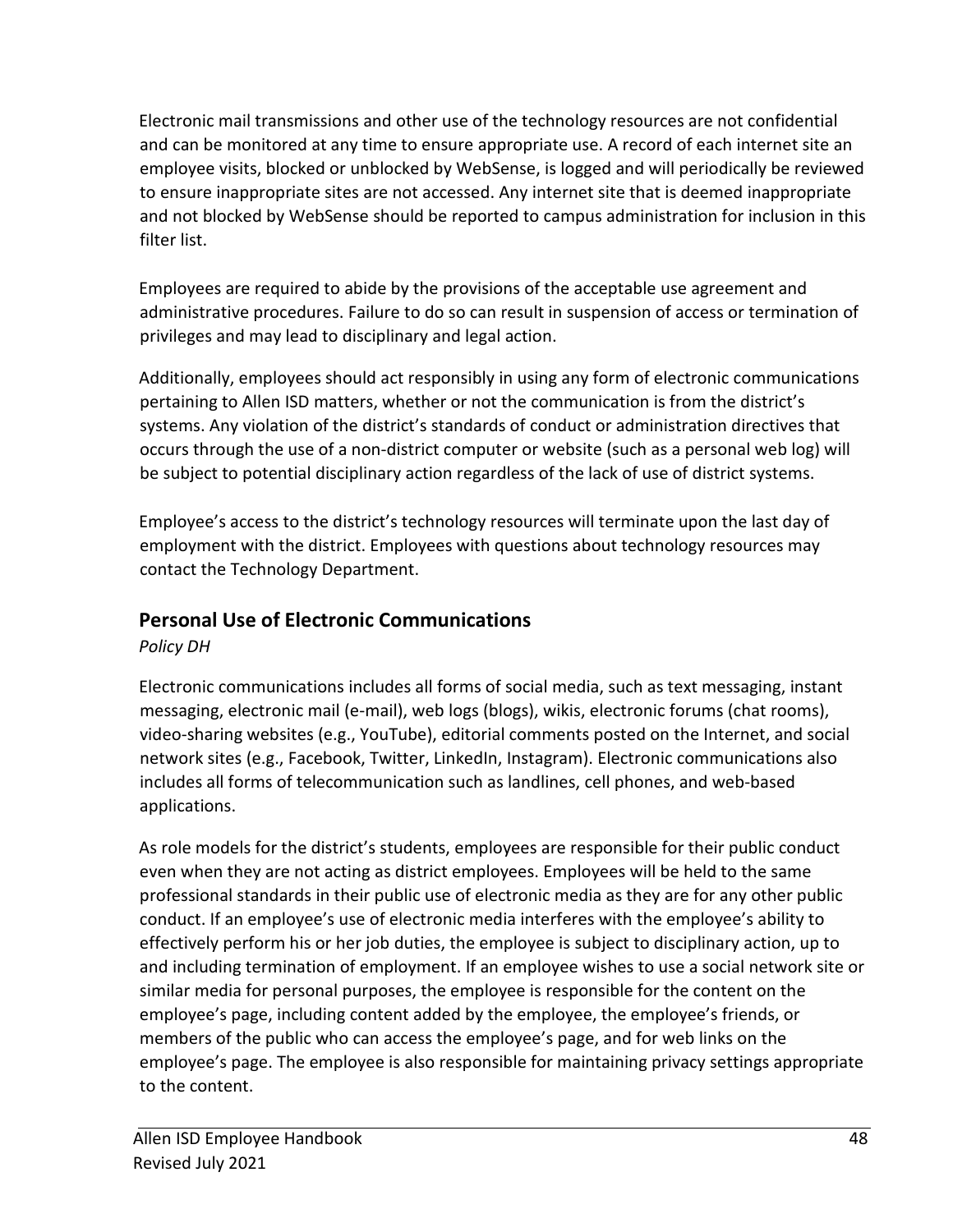Electronic mail transmissions and other use of the technology resources are not confidential and can be monitored at any time to ensure appropriate use. A record of each internet site an employee visits, blocked or unblocked by WebSense, is logged and will periodically be reviewed to ensure inappropriate sites are not accessed. Any internet site that is deemed inappropriate and not blocked by WebSense should be reported to campus administration for inclusion in this filter list.

Employees are required to abide by the provisions of the acceptable use agreement and administrative procedures. Failure to do so can result in suspension of access or termination of privileges and may lead to disciplinary and legal action.

Additionally, employees should act responsibly in using any form of electronic communications pertaining to Allen ISD matters, whether or not the communication is from the district's systems. Any violation of the district's standards of conduct or administration directives that occurs through the use of a non-district computer or website (such as a personal web log) will be subject to potential disciplinary action regardless of the lack of use of district systems.

Employee's access to the district's technology resources will terminate upon the last day of employment with the district. Employees with questions about technology resources may contact the Technology Department.

## Personal Use of Electronic Communications

*Policy DH*

Electronic communications includes all forms of social media, such as text messaging, instant messaging, electronic mail (e-mail), web logs (blogs), wikis, electronic forums (chat rooms), video-sharing websites (e.g., YouTube), editorial comments posted on the Internet, and social network sites (e.g., Facebook, Twitter, LinkedIn, Instagram). Electronic communications also includes all forms of telecommunication such as landlines, cell phones, and web-based applications.

As role models for the district's students, employees are responsible for their public conduct even when they are not acting as district employees. Employees will be held to the same professional standards in their public use of electronic media as they are for any other public conduct. If an employee's use of electronic media interferes with the employee's ability to effectively perform his or her job duties, the employee is subject to disciplinary action, up to and including termination of employment. If an employee wishes to use a social network site or similar media for personal purposes, the employee is responsible for the content on the employee's page, including content added by the employee, the employee's friends, or members of the public who can access the employee's page, and for web links on the employee's page. The employee is also responsible for maintaining privacy settings appropriate to the content.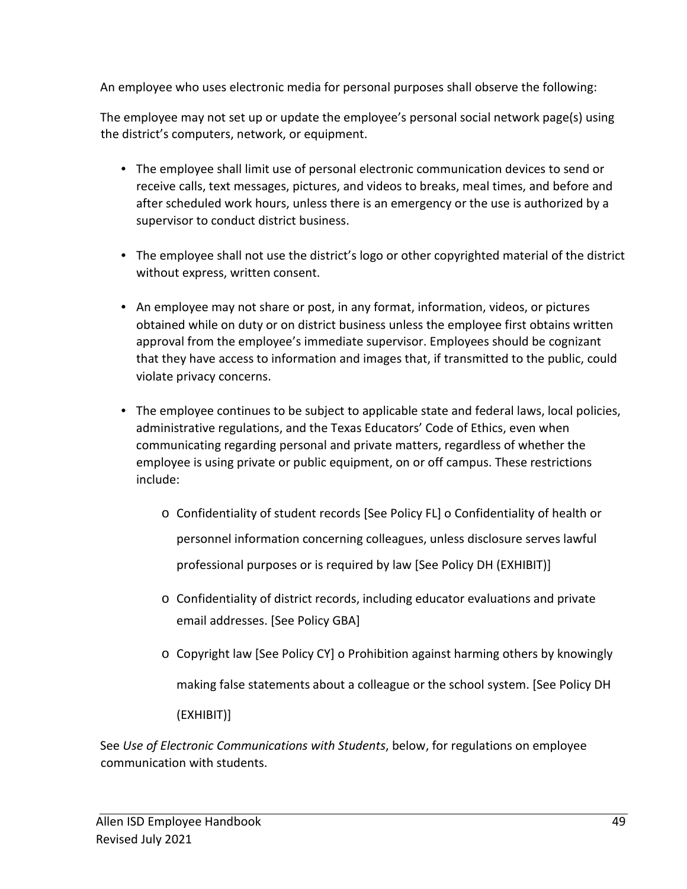An employee who uses electronic media for personal purposes shall observe the following:

The employee may not set up or update the employee's personal social network page(s) using the district's computers, network, or equipment.

- The employee shall limit use of personal electronic communication devices to send or receive calls, text messages, pictures, and videos to breaks, meal times, and before and after scheduled work hours, unless there is an emergency or the use is authorized by a supervisor to conduct district business.
- The employee shall not use the district's logo or other copyrighted material of the district without express, written consent.
- An employee may not share or post, in any format, information, videos, or pictures obtained while on duty or on district business unless the employee first obtains written approval from the employee's immediate supervisor. Employees should be cognizant that they have access to information and images that, if transmitted to the public, could violate privacy concerns.
- The employee continues to be subject to applicable state and federal laws, local policies, administrative regulations, and the Texas Educators' Code of Ethics, even when communicating regarding personal and private matters, regardless of whether the employee is using private or public equipment, on or off campus. These restrictions include:
    - Confidentiality of student records [See Policy FL]
    - Confidentiality of health or personnel information concerning colleagues, unless disclosure serves lawful professional purposes or is required by law [See Policy DH (EXHIBIT)]
    - Confidentiality of district records, including educator evaluations and private email addresses. [See Policy GBA]
    - Copyright law [See Policy CY]
    - Prohibition against harming others by knowingly making false statements about a colleague or the school system. [See Policy DH (EXHIBIT)]

See *Use of Electronic Communications with Students*, below, for regulations on employee communication with students.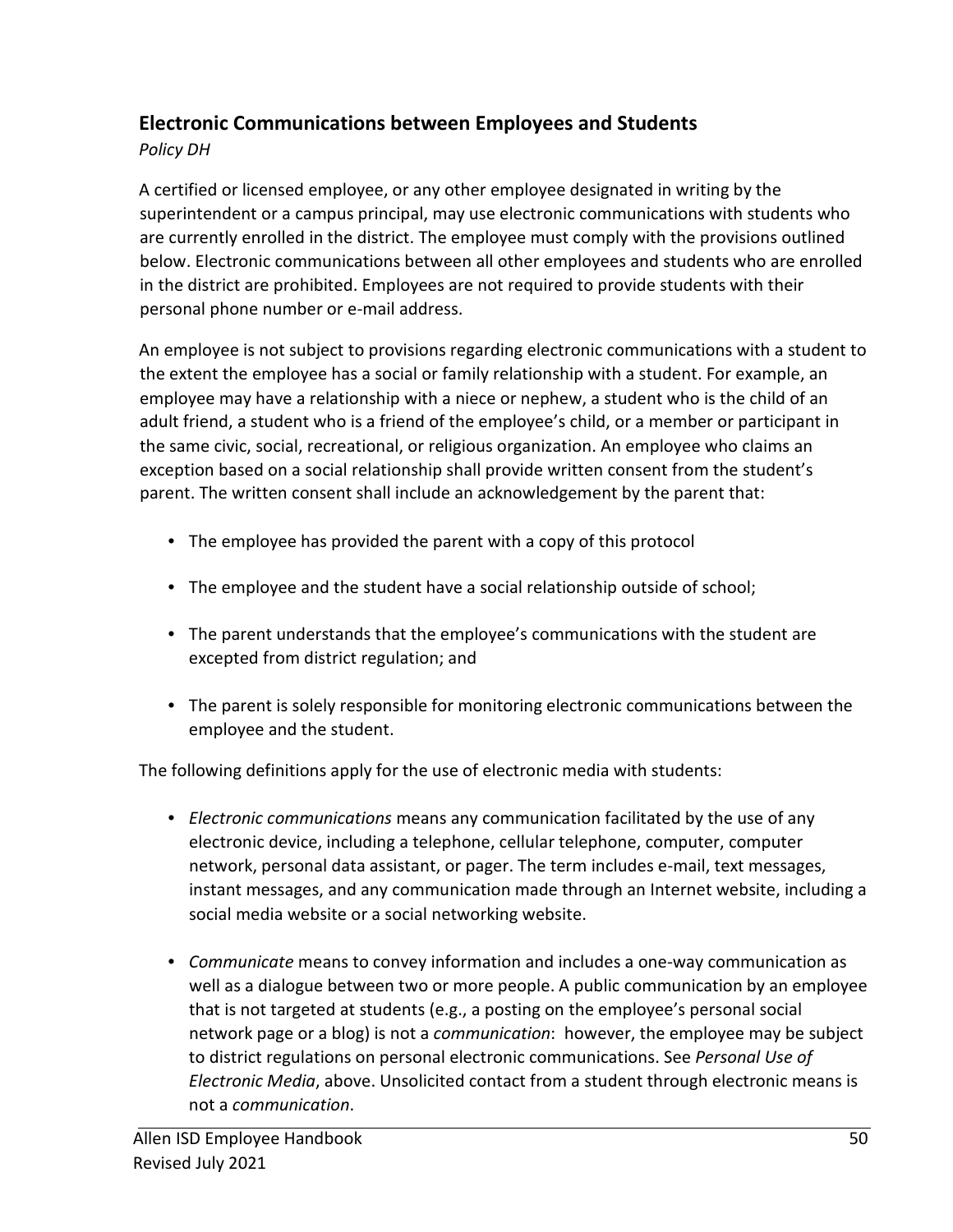## Electronic Communications between Employees and Students

*Policy DH*

A certified or licensed employee, or any other employee designated in writing by the superintendent or a campus principal, may use electronic communications with students who are currently enrolled in the district. The employee must comply with the provisions outlined below. Electronic communications between all other employees and students who are enrolled in the district are prohibited. Employees are not required to provide students with their personal phone number or e-mail address.

An employee is not subject to provisions regarding electronic communications with a student to the extent the employee has a social or family relationship with a student. For example, an employee may have a relationship with a niece or nephew, a student who is the child of an adult friend, a student who is a friend of the employee's child, or a member or participant in the same civic, social, recreational, or religious organization. An employee who claims an exception based on a social relationship shall provide written consent from the student's parent. The written consent shall include an acknowledgement by the parent that:

- The employee has provided the parent with a copy of this protocol
- The employee and the student have a social relationship outside of school;
- The parent understands that the employee's communications with the student are excepted from district regulation; and
- The parent is solely responsible for monitoring electronic communications between the employee and the student.

The following definitions apply for the use of electronic media with students:

- *Electronic communications* means any communication facilitated by the use of any electronic device, including a telephone, cellular telephone, computer, computer network, personal data assistant, or pager. The term includes e-mail, text messages, instant messages, and any communication made through an Internet website, including a social media website or a social networking website.
- *Communicate* means to convey information and includes a one-way communication as well as a dialogue between two or more people. A public communication by an employee that is not targeted at students (e.g., a posting on the employee's personal social network page or a blog) is not a *communication*: however, the employee may be subject to district regulations on personal electronic communications. See *Personal Use of Electronic Media*, above. Unsolicited contact from a student through electronic means is not a *communication*.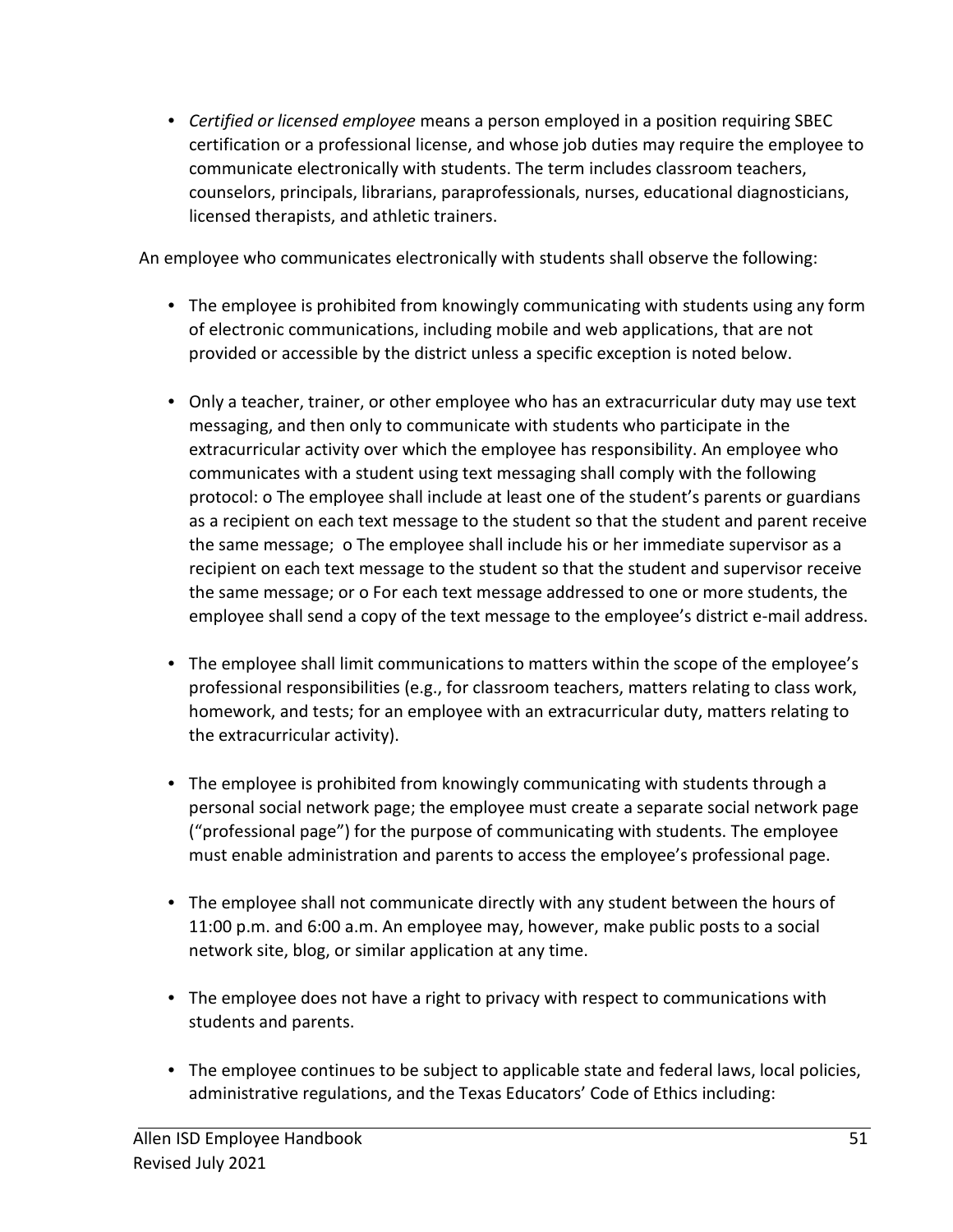- *Certified or licensed employee* means a person employed in a position requiring SBEC certification or a professional license, and whose job duties may require the employee to communicate electronically with students. The term includes classroom teachers, counselors, principals, librarians, paraprofessionals, nurses, educational diagnosticians, licensed therapists, and athletic trainers.

An employee who communicates electronically with students shall observe the following:

- The employee is prohibited from knowingly communicating with students using any form of electronic communications, including mobile and web applications, that are not provided or accessible by the district unless a specific exception is noted below.

- Only a teacher, trainer, or other employee who has an extracurricular duty may use text messaging, and then only to communicate with students who participate in the extracurricular activity over which the employee has responsibility. An employee who communicates with a student using text messaging shall comply with the following protocol: o The employee shall include at least one of the student's parents or guardians as a recipient on each text message to the student so that the student and parent receive the same message; o The employee shall include his or her immediate supervisor as a recipient on each text message to the student so that the student and supervisor receive the same message; or o For each text message addressed to one or more students, the employee shall send a copy of the text message to the employee's district e-mail address.

- The employee shall limit communications to matters within the scope of the employee's professional responsibilities (e.g., for classroom teachers, matters relating to class work, homework, and tests; for an employee with an extracurricular duty, matters relating to the extracurricular activity).

- The employee is prohibited from knowingly communicating with students through a personal social network page; the employee must create a separate social network page ("professional page") for the purpose of communicating with students. The employee must enable administration and parents to access the employee's professional page.

- The employee shall not communicate directly with any student between the hours of 11:00 p.m. and 6:00 a.m. An employee may, however, make public posts to a social network site, blog, or similar application at any time.

- The employee does not have a right to privacy with respect to communications with students and parents.

- The employee continues to be subject to applicable state and federal laws, local policies, administrative regulations, and the Texas Educators' Code of Ethics including: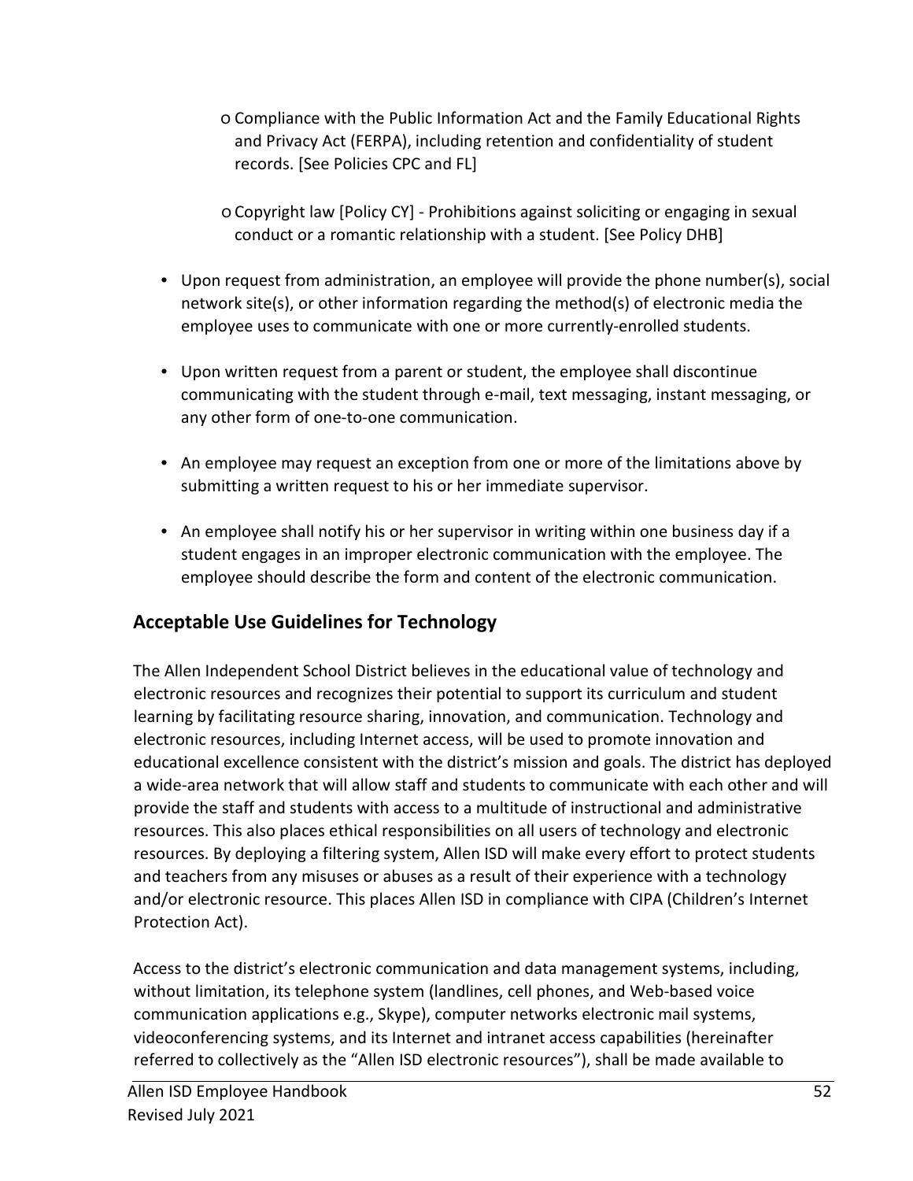- Compliance with the Public Information Act and the Family Educational Rights and Privacy Act (FERPA), including retention and confidentiality of student records. [See Policies CPC and FL]
    - Copyright law [Policy CY] - Prohibitions against soliciting or engaging in sexual conduct or a romantic relationship with a student. [See Policy DHB]

- Upon request from administration, an employee will provide the phone number(s), social network site(s), or other information regarding the method(s) of electronic media the employee uses to communicate with one or more currently-enrolled students.
- Upon written request from a parent or student, the employee shall discontinue communicating with the student through e-mail, text messaging, instant messaging, or any other form of one-to-one communication.
- An employee may request an exception from one or more of the limitations above by submitting a written request to his or her immediate supervisor.
- An employee shall notify his or her supervisor in writing within one business day if a student engages in an improper electronic communication with the employee. The employee should describe the form and content of the electronic communication.

## Acceptable Use Guidelines for Technology

The Allen Independent School District believes in the educational value of technology and electronic resources and recognizes their potential to support its curriculum and student learning by facilitating resource sharing, innovation, and communication. Technology and electronic resources, including Internet access, will be used to promote innovation and educational excellence consistent with the district's mission and goals. The district has deployed a wide-area network that will allow staff and students to communicate with each other and will provide the staff and students with access to a multitude of instructional and administrative resources. This also places ethical responsibilities on all users of technology and electronic resources. By deploying a filtering system, Allen ISD will make every effort to protect students and teachers from any misuses or abuses as a result of their experience with a technology and/or electronic resource. This places Allen ISD in compliance with CIPA (Children's Internet Protection Act).

Access to the district's electronic communication and data management systems, including, without limitation, its telephone system (landlines, cell phones, and Web-based voice communication applications e.g., Skype), computer networks electronic mail systems, videoconferencing systems, and its Internet and intranet access capabilities (hereinafter referred to collectively as the "Allen ISD electronic resources"), shall be made available to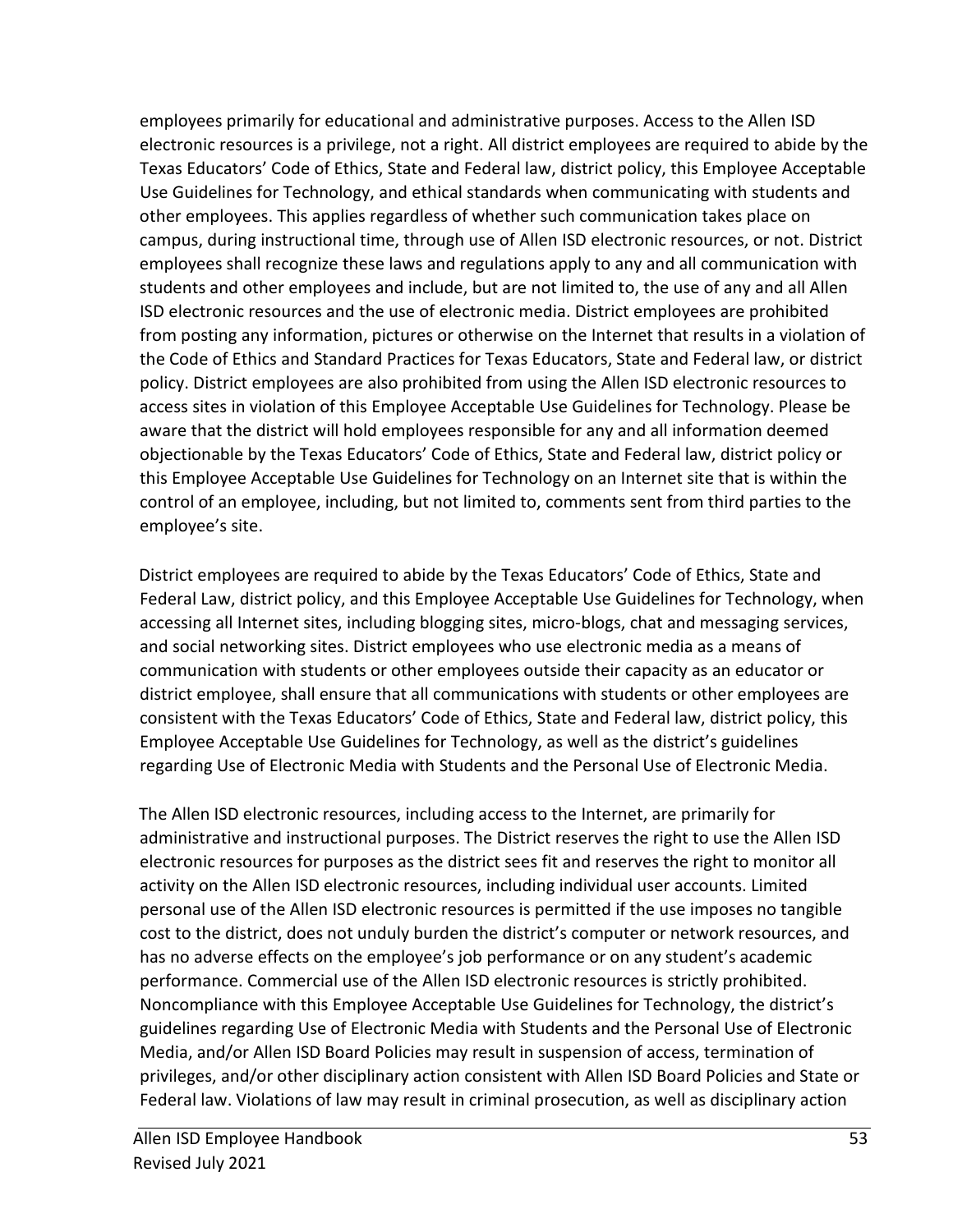employees primarily for educational and administrative purposes. Access to the Allen ISD electronic resources is a privilege, not a right. All district employees are required to abide by the Texas Educators' Code of Ethics, State and Federal law, district policy, this Employee Acceptable Use Guidelines for Technology, and ethical standards when communicating with students and other employees. This applies regardless of whether such communication takes place on campus, during instructional time, through use of Allen ISD electronic resources, or not. District employees shall recognize these laws and regulations apply to any and all communication with students and other employees and include, but are not limited to, the use of any and all Allen ISD electronic resources and the use of electronic media. District employees are prohibited from posting any information, pictures or otherwise on the Internet that results in a violation of the Code of Ethics and Standard Practices for Texas Educators, State and Federal law, or district policy. District employees are also prohibited from using the Allen ISD electronic resources to access sites in violation of this Employee Acceptable Use Guidelines for Technology. Please be aware that the district will hold employees responsible for any and all information deemed objectionable by the Texas Educators' Code of Ethics, State and Federal law, district policy or this Employee Acceptable Use Guidelines for Technology on an Internet site that is within the control of an employee, including, but not limited to, comments sent from third parties to the employee's site.

District employees are required to abide by the Texas Educators' Code of Ethics, State and Federal Law, district policy, and this Employee Acceptable Use Guidelines for Technology, when accessing all Internet sites, including blogging sites, micro-blogs, chat and messaging services, and social networking sites. District employees who use electronic media as a means of communication with students or other employees outside their capacity as an educator or district employee, shall ensure that all communications with students or other employees are consistent with the Texas Educators' Code of Ethics, State and Federal law, district policy, this Employee Acceptable Use Guidelines for Technology, as well as the district's guidelines regarding Use of Electronic Media with Students and the Personal Use of Electronic Media.

The Allen ISD electronic resources, including access to the Internet, are primarily for administrative and instructional purposes. The District reserves the right to use the Allen ISD electronic resources for purposes as the district sees fit and reserves the right to monitor all activity on the Allen ISD electronic resources, including individual user accounts. Limited personal use of the Allen ISD electronic resources is permitted if the use imposes no tangible cost to the district, does not unduly burden the district's computer or network resources, and has no adverse effects on the employee's job performance or on any student's academic performance. Commercial use of the Allen ISD electronic resources is strictly prohibited. Noncompliance with this Employee Acceptable Use Guidelines for Technology, the district's guidelines regarding Use of Electronic Media with Students and the Personal Use of Electronic Media, and/or Allen ISD Board Policies may result in suspension of access, termination of privileges, and/or other disciplinary action consistent with Allen ISD Board Policies and State or Federal law. Violations of law may result in criminal prosecution, as well as disciplinary action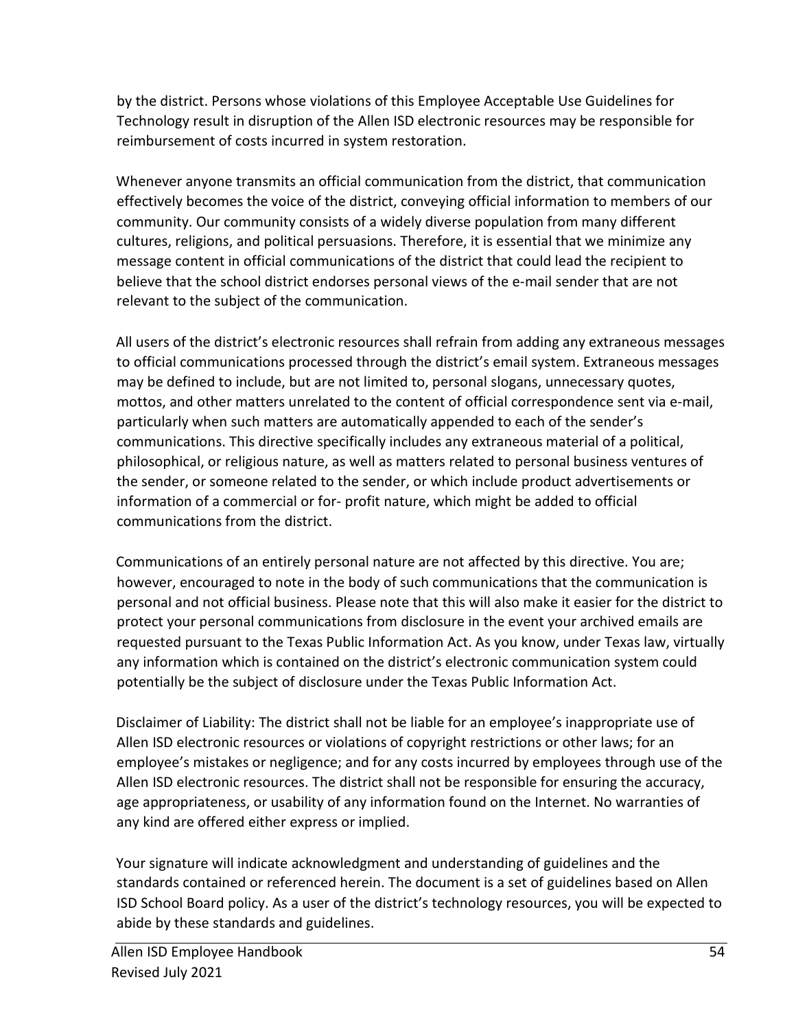by the district. Persons whose violations of this Employee Acceptable Use Guidelines for Technology result in disruption of the Allen ISD electronic resources may be responsible for reimbursement of costs incurred in system restoration.

Whenever anyone transmits an official communication from the district, that communication effectively becomes the voice of the district, conveying official information to members of our community. Our community consists of a widely diverse population from many different cultures, religions, and political persuasions. Therefore, it is essential that we minimize any message content in official communications of the district that could lead the recipient to believe that the school district endorses personal views of the e-mail sender that are not relevant to the subject of the communication.

All users of the district's electronic resources shall refrain from adding any extraneous messages to official communications processed through the district's email system. Extraneous messages may be defined to include, but are not limited to, personal slogans, unnecessary quotes, mottos, and other matters unrelated to the content of official correspondence sent via e-mail, particularly when such matters are automatically appended to each of the sender's communications. This directive specifically includes any extraneous material of a political, philosophical, or religious nature, as well as matters related to personal business ventures of the sender, or someone related to the sender, or which include product advertisements or information of a commercial or for- profit nature, which might be added to official communications from the district.

Communications of an entirely personal nature are not affected by this directive. You are; however, encouraged to note in the body of such communications that the communication is personal and not official business. Please note that this will also make it easier for the district to protect your personal communications from disclosure in the event your archived emails are requested pursuant to the Texas Public Information Act. As you know, under Texas law, virtually any information which is contained on the district's electronic communication system could potentially be the subject of disclosure under the Texas Public Information Act.

Disclaimer of Liability: The district shall not be liable for an employee's inappropriate use of Allen ISD electronic resources or violations of copyright restrictions or other laws; for an employee's mistakes or negligence; and for any costs incurred by employees through use of the Allen ISD electronic resources. The district shall not be responsible for ensuring the accuracy, age appropriateness, or usability of any information found on the Internet. No warranties of any kind are offered either express or implied.

Your signature will indicate acknowledgment and understanding of guidelines and the standards contained or referenced herein. The document is a set of guidelines based on Allen ISD School Board policy. As a user of the district's technology resources, you will be expected to abide by these standards and guidelines.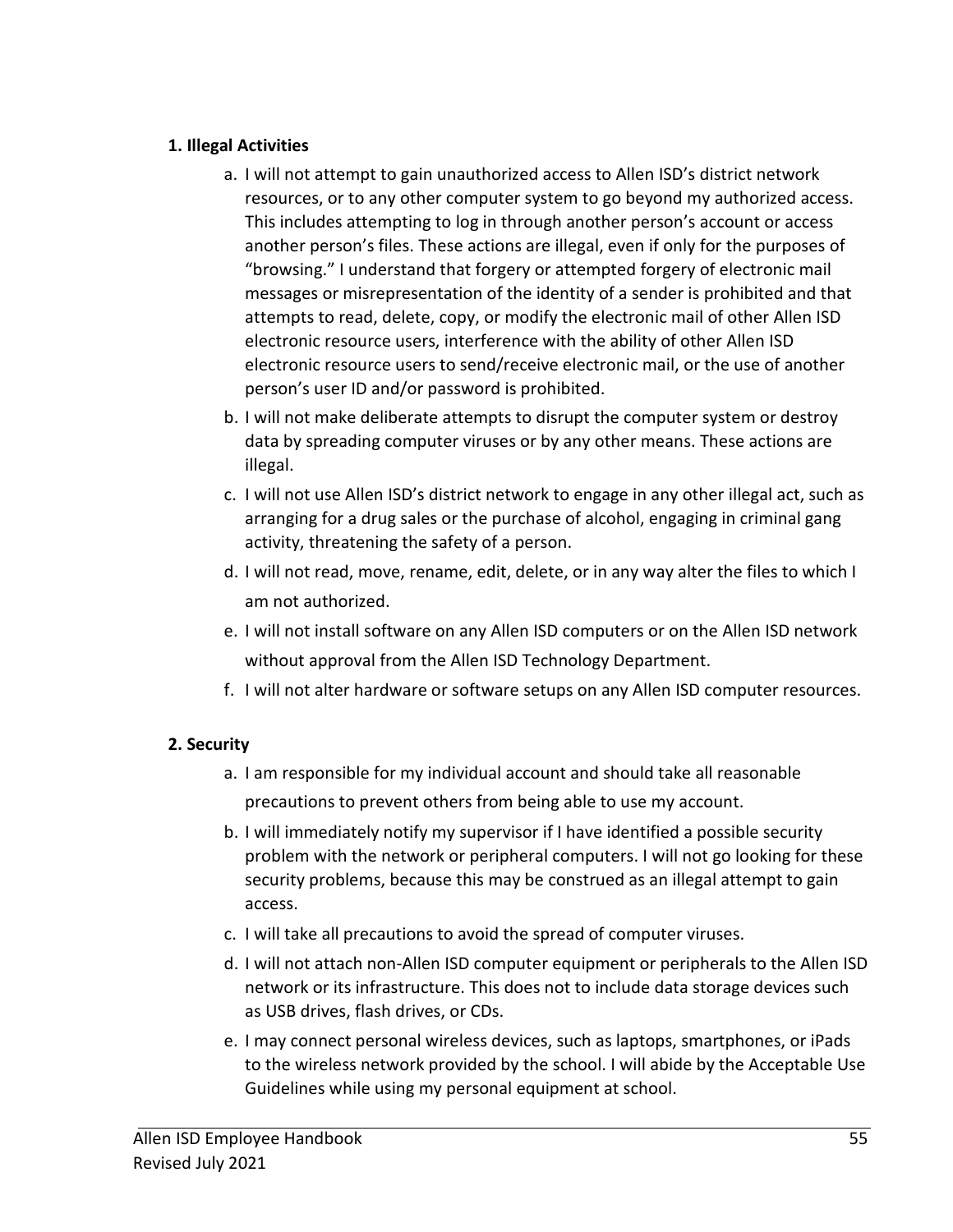**1. Illegal Activities**

a. I will not attempt to gain unauthorized access to Allen ISD's district network resources, or to any other computer system to go beyond my authorized access. This includes attempting to log in through another person's account or access another person's files. These actions are illegal, even if only for the purposes of "browsing." I understand that forgery or attempted forgery of electronic mail messages or misrepresentation of the identity of a sender is prohibited and that attempts to read, delete, copy, or modify the electronic mail of other Allen ISD electronic resource users, interference with the ability of other Allen ISD electronic resource users to send/receive electronic mail, or the use of another person's user ID and/or password is prohibited.

b. I will not make deliberate attempts to disrupt the computer system or destroy data by spreading computer viruses or by any other means. These actions are illegal.

c. I will not use Allen ISD's district network to engage in any other illegal act, such as arranging for a drug sales or the purchase of alcohol, engaging in criminal gang activity, threatening the safety of a person.

d. I will not read, move, rename, edit, delete, or in any way alter the files to which I am not authorized.

e. I will not install software on any Allen ISD computers or on the Allen ISD network without approval from the Allen ISD Technology Department.

f. I will not alter hardware or software setups on any Allen ISD computer resources.

**2. Security**

a. I am responsible for my individual account and should take all reasonable precautions to prevent others from being able to use my account.

b. I will immediately notify my supervisor if I have identified a possible security problem with the network or peripheral computers. I will not go looking for these security problems, because this may be construed as an illegal attempt to gain access.

c. I will take all precautions to avoid the spread of computer viruses.

d. I will not attach non-Allen ISD computer equipment or peripherals to the Allen ISD network or its infrastructure. This does not to include data storage devices such as USB drives, flash drives, or CDs.

e. I may connect personal wireless devices, such as laptops, smartphones, or iPads to the wireless network provided by the school. I will abide by the Acceptable Use Guidelines while using my personal equipment at school.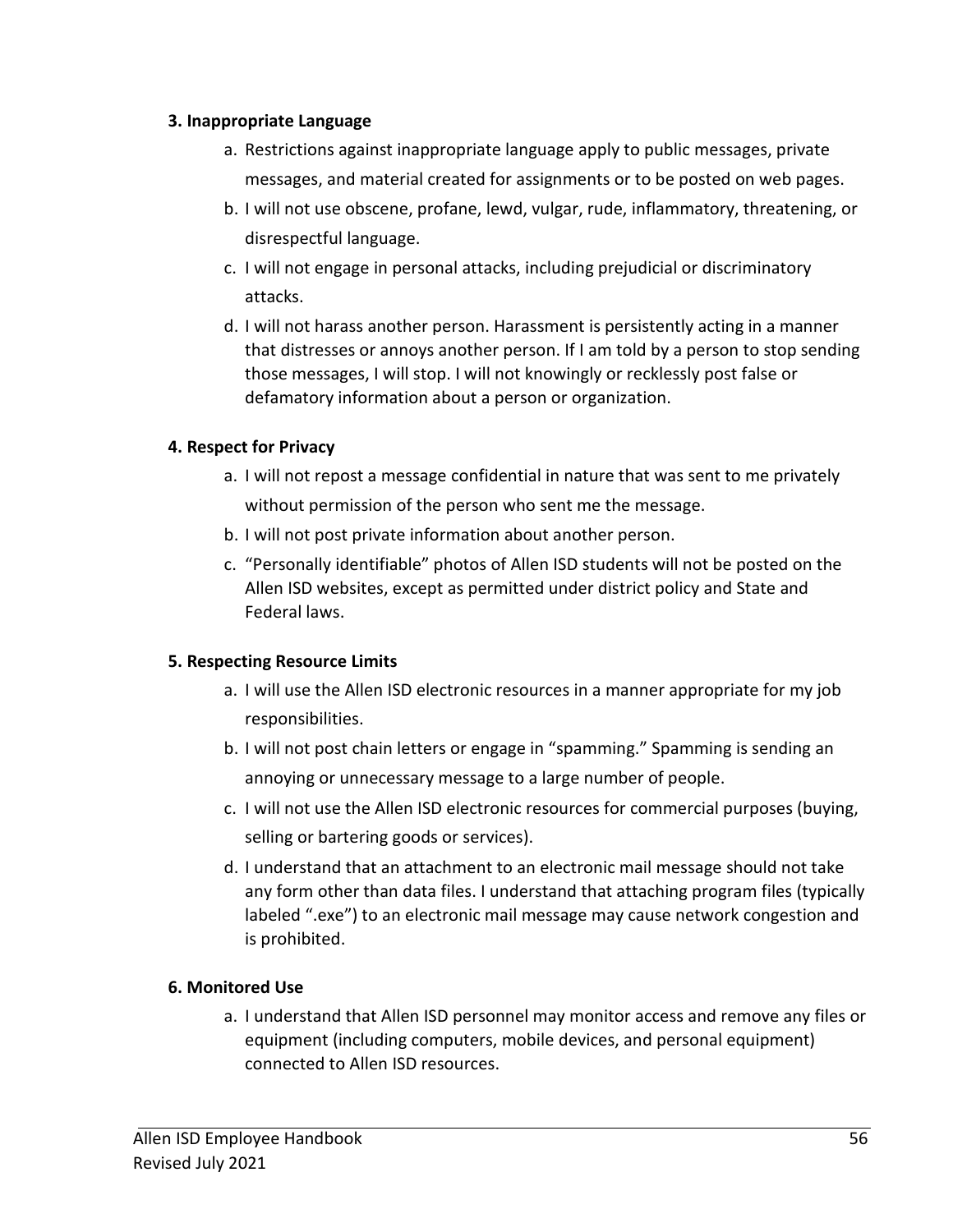**3. Inappropriate Language**

a. Restrictions against inappropriate language apply to public messages, private messages, and material created for assignments or to be posted on web pages.
b. I will not use obscene, profane, lewd, vulgar, rude, inflammatory, threatening, or disrespectful language.
c. I will not engage in personal attacks, including prejudicial or discriminatory attacks.
d. I will not harass another person. Harassment is persistently acting in a manner that distresses or annoys another person. If I am told by a person to stop sending those messages, I will stop. I will not knowingly or recklessly post false or defamatory information about a person or organization.

**4. Respect for Privacy**

a. I will not repost a message confidential in nature that was sent to me privately without permission of the person who sent me the message.
b. I will not post private information about another person.
c. "Personally identifiable" photos of Allen ISD students will not be posted on the Allen ISD websites, except as permitted under district policy and State and Federal laws.

**5. Respecting Resource Limits**

a. I will use the Allen ISD electronic resources in a manner appropriate for my job responsibilities.
b. I will not post chain letters or engage in "spamming." Spamming is sending an annoying or unnecessary message to a large number of people.
c. I will not use the Allen ISD electronic resources for commercial purposes (buying, selling or bartering goods or services).
d. I understand that an attachment to an electronic mail message should not take any form other than data files. I understand that attaching program files (typically labeled ".exe") to an electronic mail message may cause network congestion and is prohibited.

**6. Monitored Use**

a. I understand that Allen ISD personnel may monitor access and remove any files or equipment (including computers, mobile devices, and personal equipment) connected to Allen ISD resources.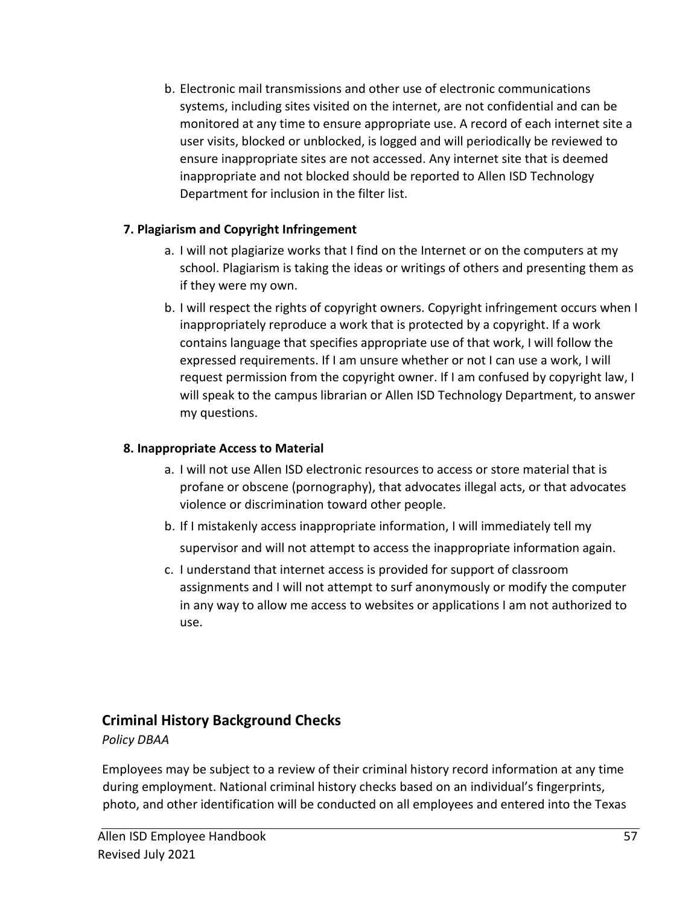b. Electronic mail transmissions and other use of electronic communications systems, including sites visited on the internet, are not confidential and can be monitored at any time to ensure appropriate use. A record of each internet site a user visits, blocked or unblocked, is logged and will periodically be reviewed to ensure inappropriate sites are not accessed. Any internet site that is deemed inappropriate and not blocked should be reported to Allen ISD Technology Department for inclusion in the filter list.

**7. Plagiarism and Copyright Infringement**

a. I will not plagiarize works that I find on the Internet or on the computers at my school. Plagiarism is taking the ideas or writings of others and presenting them as if they were my own.

b. I will respect the rights of copyright owners. Copyright infringement occurs when I inappropriately reproduce a work that is protected by a copyright. If a work contains language that specifies appropriate use of that work, I will follow the expressed requirements. If I am unsure whether or not I can use a work, I will request permission from the copyright owner. If I am confused by copyright law, I will speak to the campus librarian or Allen ISD Technology Department, to answer my questions.

**8. Inappropriate Access to Material**

a. I will not use Allen ISD electronic resources to access or store material that is profane or obscene (pornography), that advocates illegal acts, or that advocates violence or discrimination toward other people.

b. If I mistakenly access inappropriate information, I will immediately tell my supervisor and will not attempt to access the inappropriate information again.

c. I understand that internet access is provided for support of classroom assignments and I will not attempt to surf anonymously or modify the computer in any way to allow me access to websites or applications I am not authorized to use.

## Criminal History Background Checks

*Policy DBAA*

Employees may be subject to a review of their criminal history record information at any time during employment. National criminal history checks based on an individual's fingerprints, photo, and other identification will be conducted on all employees and entered into the Texas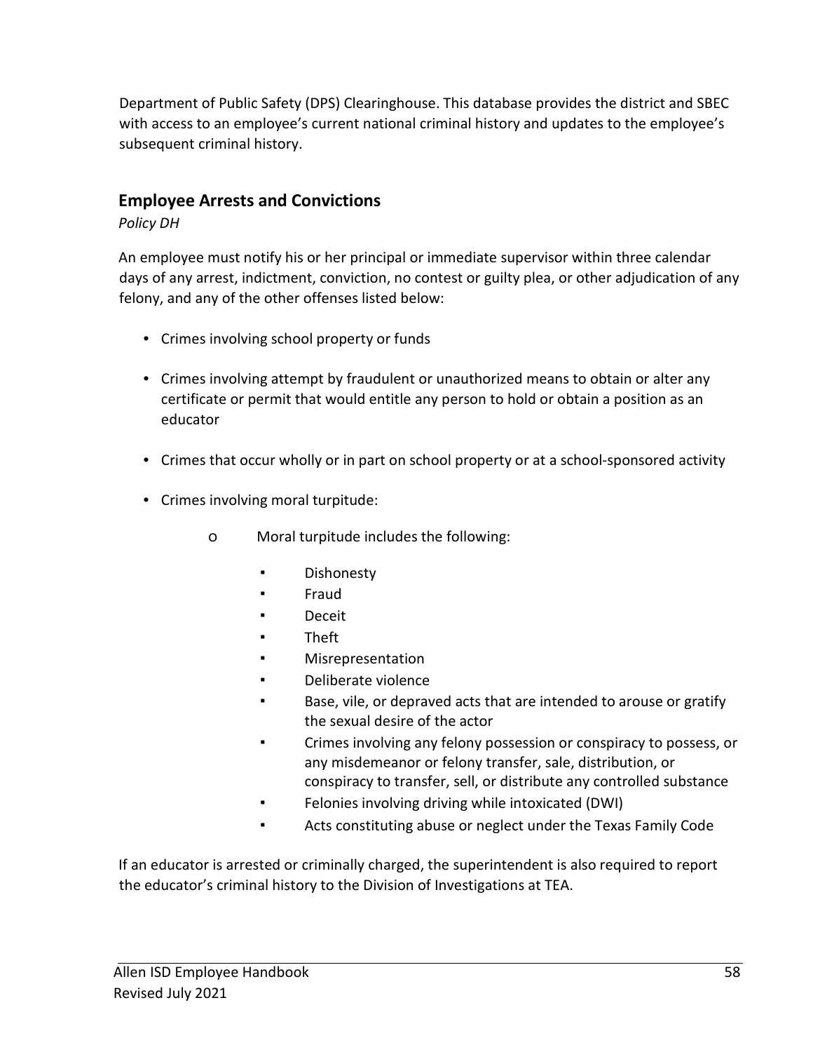Department of Public Safety (DPS) Clearinghouse. This database provides the district and SBEC with access to an employee's current national criminal history and updates to the employee's subsequent criminal history.

## Employee Arrests and Convictions

*Policy DH*

An employee must notify his or her principal or immediate supervisor within three calendar days of any arrest, indictment, conviction, no contest or guilty plea, or other adjudication of any felony, and any of the other offenses listed below:

- Crimes involving school property or funds
- Crimes involving attempt by fraudulent or unauthorized means to obtain or alter any certificate or permit that would entitle any person to hold or obtain a position as an educator
- Crimes that occur wholly or in part on school property or at a school-sponsored activity
- Crimes involving moral turpitude:
  - Moral turpitude includes the following:
    - Dishonesty
    - Fraud
    - Deceit
    - Theft
    - Misrepresentation
    - Deliberate violence
    - Base, vile, or depraved acts that are intended to arouse or gratify the sexual desire of the actor
    - Crimes involving any felony possession or conspiracy to possess, or any misdemeanor or felony transfer, sale, distribution, or conspiracy to transfer, sell, or distribute any controlled substance
    - Felonies involving driving while intoxicated (DWI)
    - Acts constituting abuse or neglect under the Texas Family Code

If an educator is arrested or criminally charged, the superintendent is also required to report the educator's criminal history to the Division of Investigations at TEA.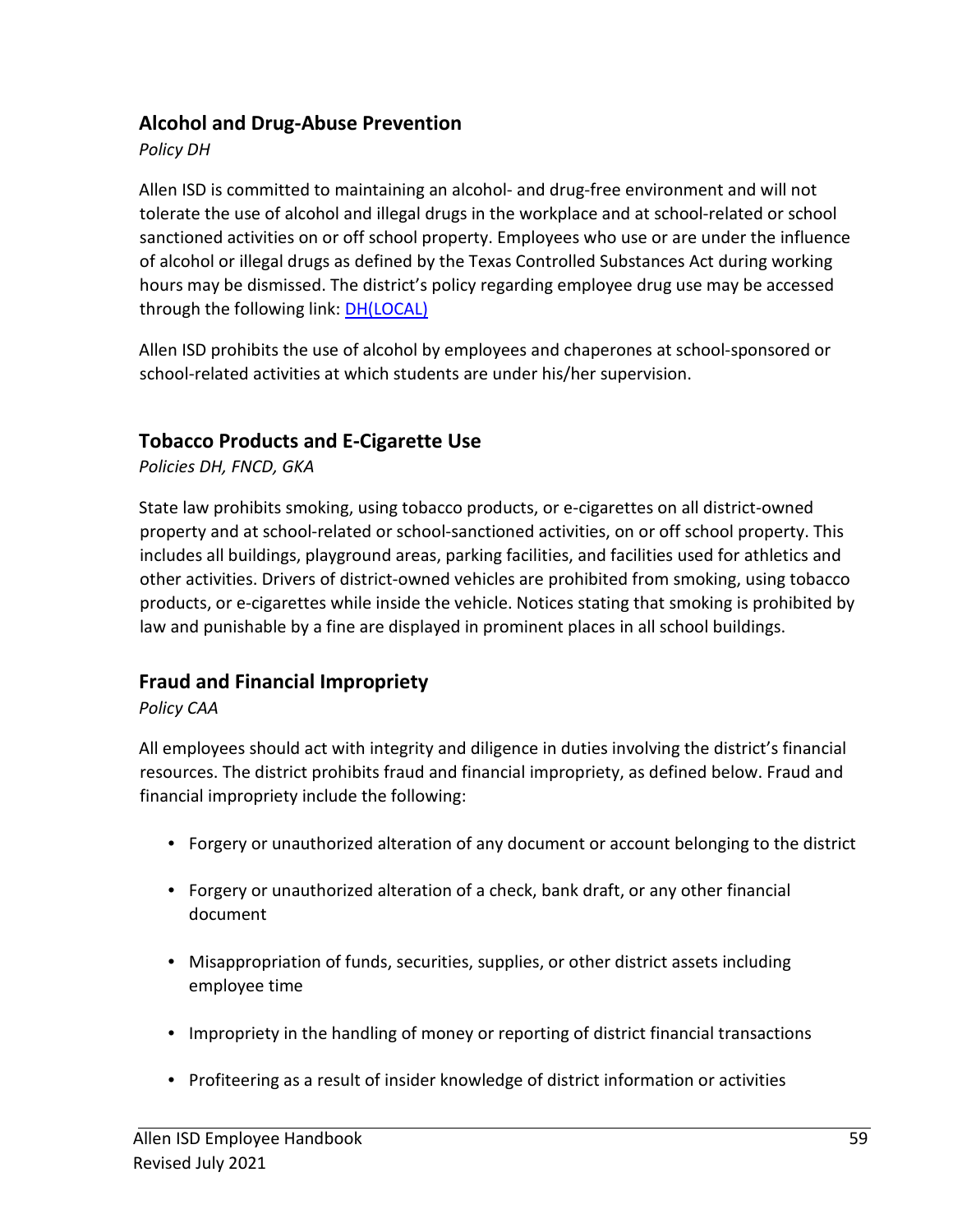## Alcohol and Drug-Abuse Prevention

*Policy DH*

Allen ISD is committed to maintaining an alcohol- and drug-free environment and will not tolerate the use of alcohol and illegal drugs in the workplace and at school-related or school sanctioned activities on or off school property. Employees who use or are under the influence of alcohol or illegal drugs as defined by the Texas Controlled Substances Act during working hours may be dismissed. The district's policy regarding employee drug use may be accessed through the following link: DH(LOCAL)

Allen ISD prohibits the use of alcohol by employees and chaperones at school-sponsored or school-related activities at which students are under his/her supervision.

## Tobacco Products and E-Cigarette Use

*Policies DH, FNCD, GKA*

State law prohibits smoking, using tobacco products, or e-cigarettes on all district-owned property and at school-related or school-sanctioned activities, on or off school property. This includes all buildings, playground areas, parking facilities, and facilities used for athletics and other activities. Drivers of district-owned vehicles are prohibited from smoking, using tobacco products, or e-cigarettes while inside the vehicle. Notices stating that smoking is prohibited by law and punishable by a fine are displayed in prominent places in all school buildings.

## Fraud and Financial Impropriety

*Policy CAA*

All employees should act with integrity and diligence in duties involving the district's financial resources. The district prohibits fraud and financial impropriety, as defined below. Fraud and financial impropriety include the following:

- Forgery or unauthorized alteration of any document or account belonging to the district
- Forgery or unauthorized alteration of a check, bank draft, or any other financial document
- Misappropriation of funds, securities, supplies, or other district assets including employee time
- Impropriety in the handling of money or reporting of district financial transactions
- Profiteering as a result of insider knowledge of district information or activities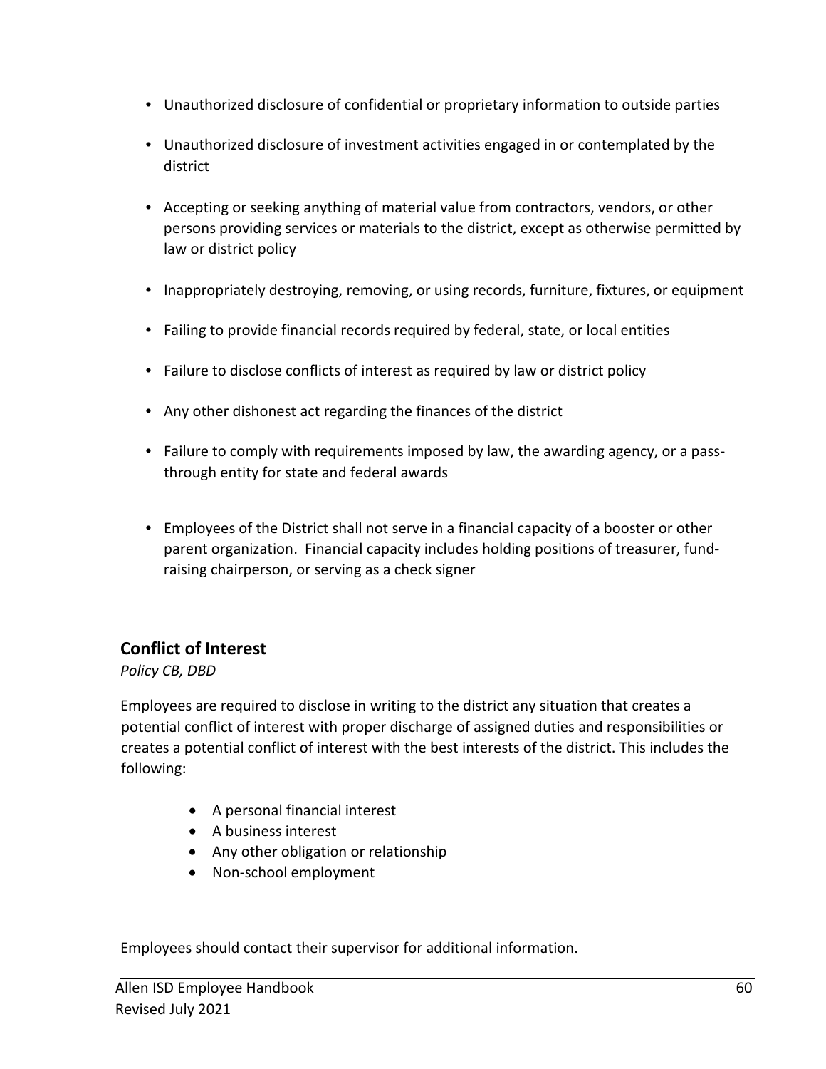- Unauthorized disclosure of confidential or proprietary information to outside parties
- Unauthorized disclosure of investment activities engaged in or contemplated by the district
- Accepting or seeking anything of material value from contractors, vendors, or other persons providing services or materials to the district, except as otherwise permitted by law or district policy
- Inappropriately destroying, removing, or using records, furniture, fixtures, or equipment
- Failing to provide financial records required by federal, state, or local entities
- Failure to disclose conflicts of interest as required by law or district policy
- Any other dishonest act regarding the finances of the district
- Failure to comply with requirements imposed by law, the awarding agency, or a pass-through entity for state and federal awards
- Employees of the District shall not serve in a financial capacity of a booster or other parent organization. Financial capacity includes holding positions of treasurer, fund-raising chairperson, or serving as a check signer

## Conflict of Interest

*Policy CB, DBD*

Employees are required to disclose in writing to the district any situation that creates a potential conflict of interest with proper discharge of assigned duties and responsibilities or creates a potential conflict of interest with the best interests of the district. This includes the following:

- A personal financial interest
- A business interest
- Any other obligation or relationship
- Non-school employment

Employees should contact their supervisor for additional information.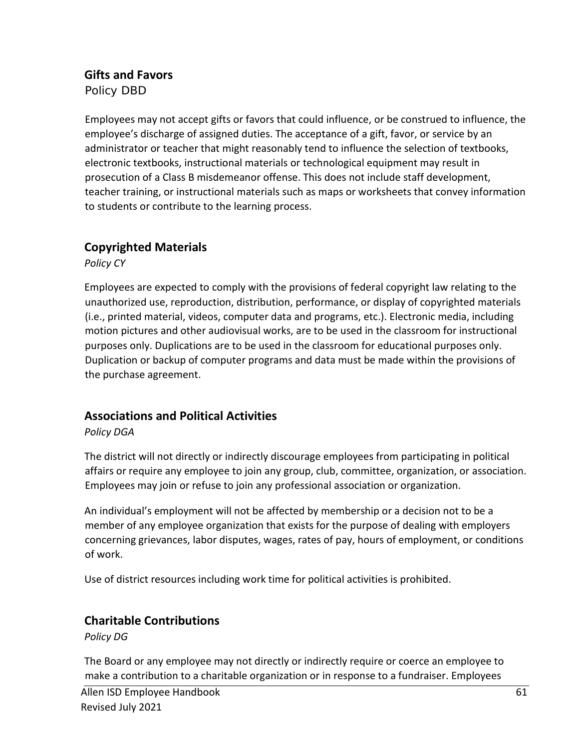## Gifts and Favors

Policy DBD

Employees may not accept gifts or favors that could influence, or be construed to influence, the employee's discharge of assigned duties. The acceptance of a gift, favor, or service by an administrator or teacher that might reasonably tend to influence the selection of textbooks, electronic textbooks, instructional materials or technological equipment may result in prosecution of a Class B misdemeanor offense. This does not include staff development, teacher training, or instructional materials such as maps or worksheets that convey information to students or contribute to the learning process.

## Copyrighted Materials

*Policy CY*

Employees are expected to comply with the provisions of federal copyright law relating to the unauthorized use, reproduction, distribution, performance, or display of copyrighted materials (i.e., printed material, videos, computer data and programs, etc.). Electronic media, including motion pictures and other audiovisual works, are to be used in the classroom for instructional purposes only. Duplications are to be used in the classroom for educational purposes only. Duplication or backup of computer programs and data must be made within the provisions of the purchase agreement.

## Associations and Political Activities

*Policy DGA*

The district will not directly or indirectly discourage employees from participating in political affairs or require any employee to join any group, club, committee, organization, or association. Employees may join or refuse to join any professional association or organization.

An individual's employment will not be affected by membership or a decision not to be a member of any employee organization that exists for the purpose of dealing with employers concerning grievances, labor disputes, wages, rates of pay, hours of employment, or conditions of work.

Use of district resources including work time for political activities is prohibited.

## Charitable Contributions

*Policy DG*

The Board or any employee may not directly or indirectly require or coerce an employee to make a contribution to a charitable organization or in response to a fundraiser. Employees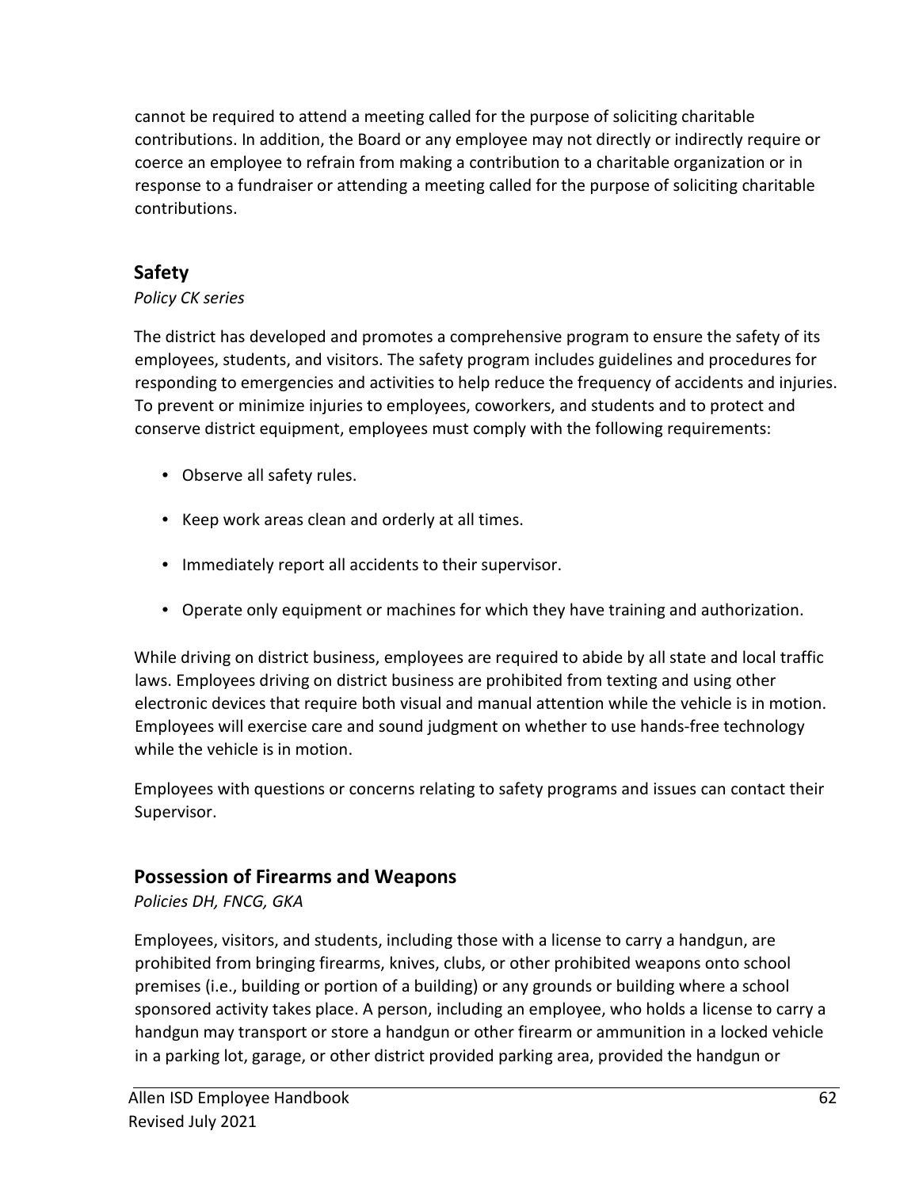cannot be required to attend a meeting called for the purpose of soliciting charitable contributions. In addition, the Board or any employee may not directly or indirectly require or coerce an employee to refrain from making a contribution to a charitable organization or in response to a fundraiser or attending a meeting called for the purpose of soliciting charitable contributions.

## Safety

*Policy CK series*

The district has developed and promotes a comprehensive program to ensure the safety of its employees, students, and visitors. The safety program includes guidelines and procedures for responding to emergencies and activities to help reduce the frequency of accidents and injuries. To prevent or minimize injuries to employees, coworkers, and students and to protect and conserve district equipment, employees must comply with the following requirements:

- Observe all safety rules.
- Keep work areas clean and orderly at all times.
- Immediately report all accidents to their supervisor.
- Operate only equipment or machines for which they have training and authorization.

While driving on district business, employees are required to abide by all state and local traffic laws. Employees driving on district business are prohibited from texting and using other electronic devices that require both visual and manual attention while the vehicle is in motion. Employees will exercise care and sound judgment on whether to use hands-free technology while the vehicle is in motion.

Employees with questions or concerns relating to safety programs and issues can contact their Supervisor.

## Possession of Firearms and Weapons

*Policies DH, FNCG, GKA*

Employees, visitors, and students, including those with a license to carry a handgun, are prohibited from bringing firearms, knives, clubs, or other prohibited weapons onto school premises (i.e., building or portion of a building) or any grounds or building where a school sponsored activity takes place. A person, including an employee, who holds a license to carry a handgun may transport or store a handgun or other firearm or ammunition in a locked vehicle in a parking lot, garage, or other district provided parking area, provided the handgun or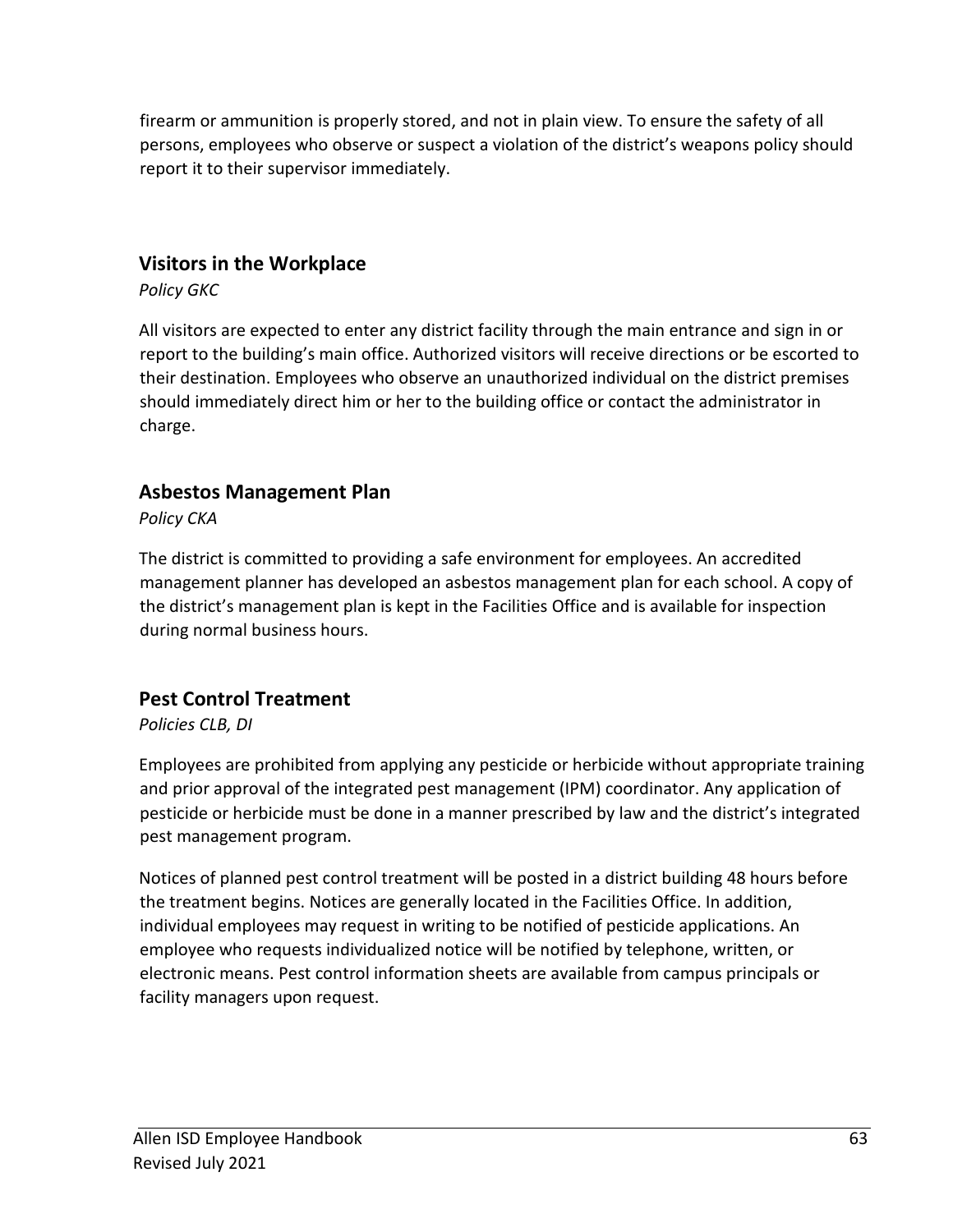firearm or ammunition is properly stored, and not in plain view. To ensure the safety of all persons, employees who observe or suspect a violation of the district's weapons policy should report it to their supervisor immediately.

## Visitors in the Workplace

*Policy GKC*

All visitors are expected to enter any district facility through the main entrance and sign in or report to the building's main office. Authorized visitors will receive directions or be escorted to their destination. Employees who observe an unauthorized individual on the district premises should immediately direct him or her to the building office or contact the administrator in charge.

## Asbestos Management Plan

*Policy CKA*

The district is committed to providing a safe environment for employees. An accredited management planner has developed an asbestos management plan for each school. A copy of the district's management plan is kept in the Facilities Office and is available for inspection during normal business hours.

## Pest Control Treatment

*Policies CLB, DI*

Employees are prohibited from applying any pesticide or herbicide without appropriate training and prior approval of the integrated pest management (IPM) coordinator. Any application of pesticide or herbicide must be done in a manner prescribed by law and the district's integrated pest management program.

Notices of planned pest control treatment will be posted in a district building 48 hours before the treatment begins. Notices are generally located in the Facilities Office. In addition, individual employees may request in writing to be notified of pesticide applications. An employee who requests individualized notice will be notified by telephone, written, or electronic means. Pest control information sheets are available from campus principals or facility managers upon request.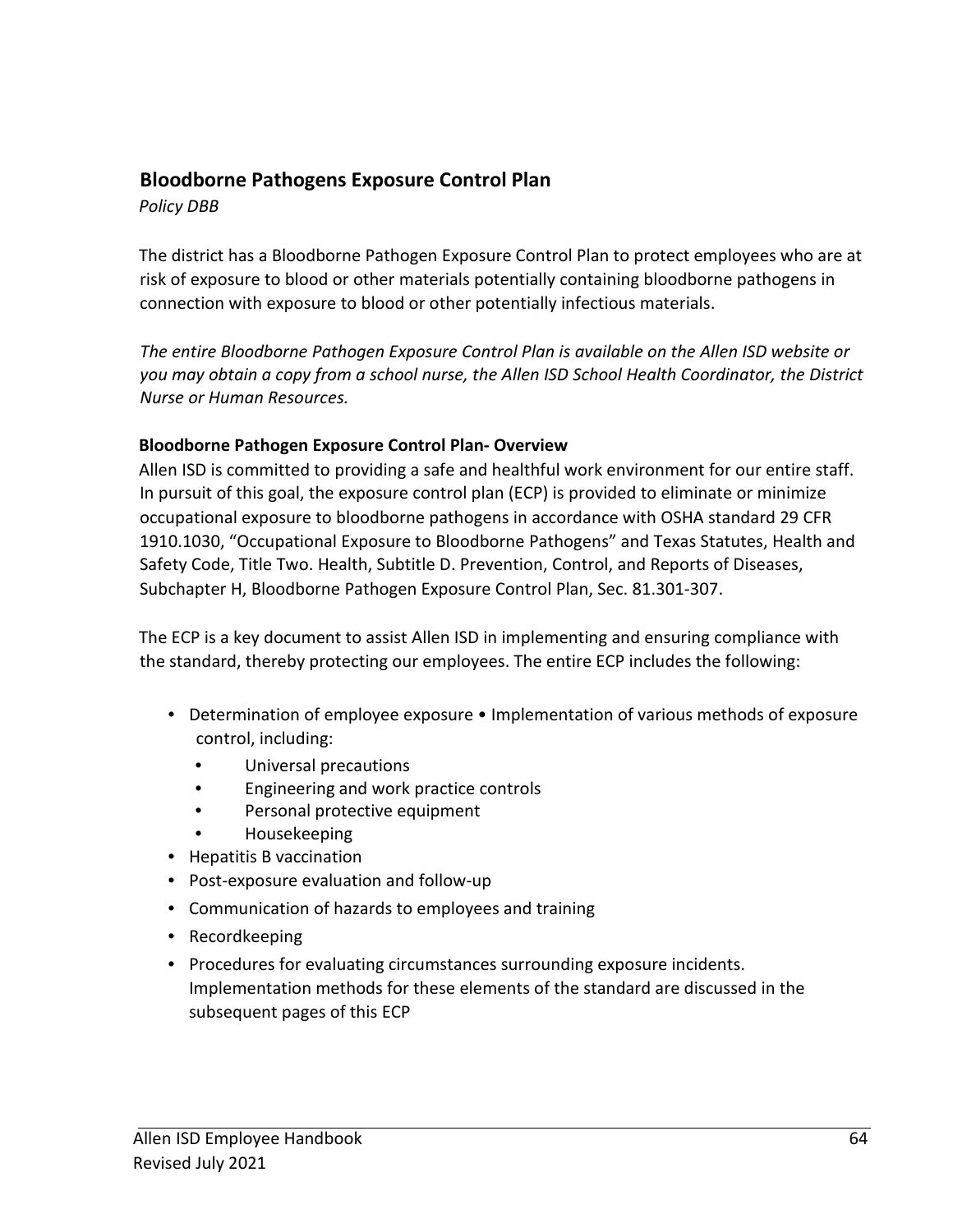## Bloodborne Pathogens Exposure Control Plan

*Policy DBB*

The district has a Bloodborne Pathogen Exposure Control Plan to protect employees who are at risk of exposure to blood or other materials potentially containing bloodborne pathogens in connection with exposure to blood or other potentially infectious materials.

*The entire Bloodborne Pathogen Exposure Control Plan is available on the Allen ISD website or you may obtain a copy from a school nurse, the Allen ISD School Health Coordinator, the District Nurse or Human Resources.*

### Bloodborne Pathogen Exposure Control Plan- Overview

Allen ISD is committed to providing a safe and healthful work environment for our entire staff. In pursuit of this goal, the exposure control plan (ECP) is provided to eliminate or minimize occupational exposure to bloodborne pathogens in accordance with OSHA standard 29 CFR 1910.1030, "Occupational Exposure to Bloodborne Pathogens" and Texas Statutes, Health and Safety Code, Title Two. Health, Subtitle D. Prevention, Control, and Reports of Diseases, Subchapter H, Bloodborne Pathogen Exposure Control Plan, Sec. 81.301-307.

The ECP is a key document to assist Allen ISD in implementing and ensuring compliance with the standard, thereby protecting our employees. The entire ECP includes the following:

- Determination of employee exposure • Implementation of various methods of exposure control, including:
  - Universal precautions
  - Engineering and work practice controls
  - Personal protective equipment
  - Housekeeping
- Hepatitis B vaccination
- Post-exposure evaluation and follow-up
- Communication of hazards to employees and training
- Recordkeeping
- Procedures for evaluating circumstances surrounding exposure incidents. Implementation methods for these elements of the standard are discussed in the subsequent pages of this ECP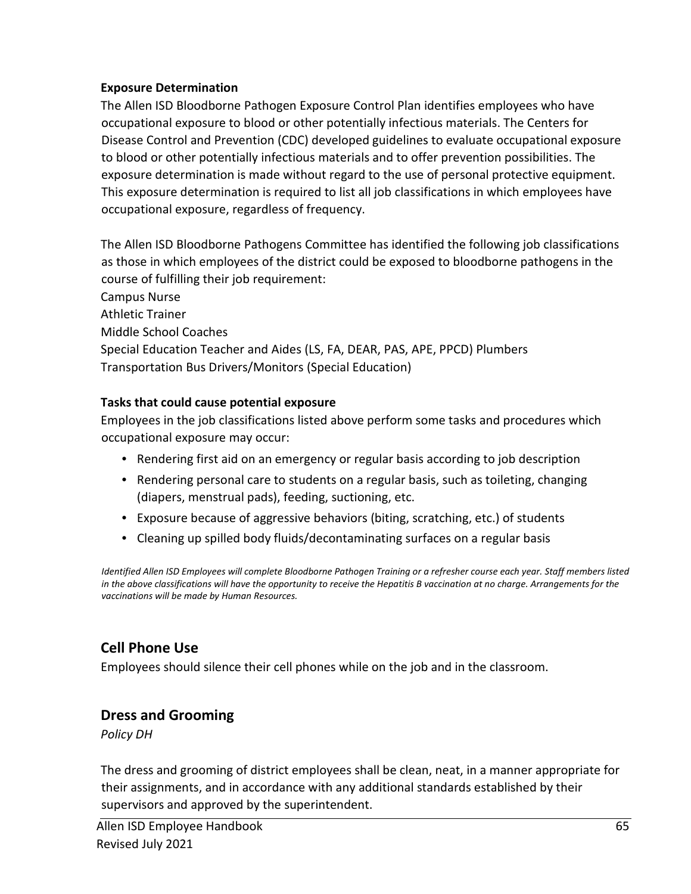**Exposure Determination**

The Allen ISD Bloodborne Pathogen Exposure Control Plan identifies employees who have occupational exposure to blood or other potentially infectious materials. The Centers for Disease Control and Prevention (CDC) developed guidelines to evaluate occupational exposure to blood or other potentially infectious materials and to offer prevention possibilities. The exposure determination is made without regard to the use of personal protective equipment. This exposure determination is required to list all job classifications in which employees have occupational exposure, regardless of frequency.

The Allen ISD Bloodborne Pathogens Committee has identified the following job classifications as those in which employees of the district could be exposed to bloodborne pathogens in the course of fulfilling their job requirement:
Campus Nurse
Athletic Trainer
Middle School Coaches
Special Education Teacher and Aides (LS, FA, DEAR, PAS, APE, PPCD) Plumbers
Transportation Bus Drivers/Monitors (Special Education)

**Tasks that could cause potential exposure**

Employees in the job classifications listed above perform some tasks and procedures which occupational exposure may occur:

- Rendering first aid on an emergency or regular basis according to job description
- Rendering personal care to students on a regular basis, such as toileting, changing (diapers, menstrual pads), feeding, suctioning, etc.
- Exposure because of aggressive behaviors (biting, scratching, etc.) of students
- Cleaning up spilled body fluids/decontaminating surfaces on a regular basis

*Identified Allen ISD Employees will complete Bloodborne Pathogen Training or a refresher course each year. Staff members listed in the above classifications will have the opportunity to receive the Hepatitis B vaccination at no charge. Arrangements for the vaccinations will be made by Human Resources.*

## Cell Phone Use

Employees should silence their cell phones while on the job and in the classroom.

## Dress and Grooming

*Policy DH*

The dress and grooming of district employees shall be clean, neat, in a manner appropriate for their assignments, and in accordance with any additional standards established by their supervisors and approved by the superintendent.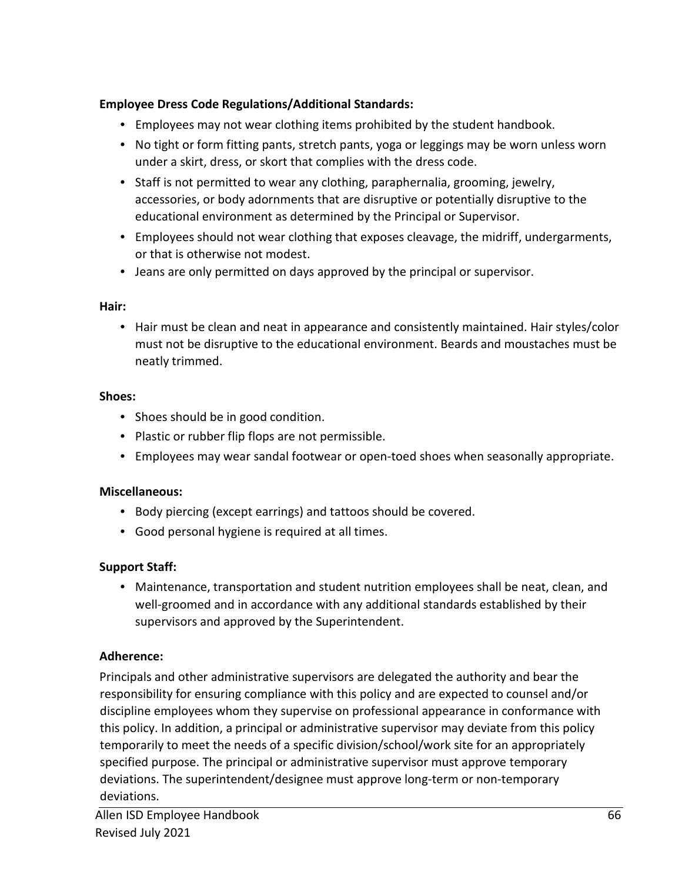**Employee Dress Code Regulations/Additional Standards:**

- Employees may not wear clothing items prohibited by the student handbook.
- No tight or form fitting pants, stretch pants, yoga or leggings may be worn unless worn under a skirt, dress, or skort that complies with the dress code.
- Staff is not permitted to wear any clothing, paraphernalia, grooming, jewelry, accessories, or body adornments that are disruptive or potentially disruptive to the educational environment as determined by the Principal or Supervisor.
- Employees should not wear clothing that exposes cleavage, the midriff, undergarments, or that is otherwise not modest.
- Jeans are only permitted on days approved by the principal or supervisor.

**Hair:**

- Hair must be clean and neat in appearance and consistently maintained. Hair styles/color must not be disruptive to the educational environment. Beards and moustaches must be neatly trimmed.

**Shoes:**

- Shoes should be in good condition.
- Plastic or rubber flip flops are not permissible.
- Employees may wear sandal footwear or open-toed shoes when seasonally appropriate.

**Miscellaneous:**

- Body piercing (except earrings) and tattoos should be covered.
- Good personal hygiene is required at all times.

**Support Staff:**

- Maintenance, transportation and student nutrition employees shall be neat, clean, and well-groomed and in accordance with any additional standards established by their supervisors and approved by the Superintendent.

**Adherence:**

Principals and other administrative supervisors are delegated the authority and bear the responsibility for ensuring compliance with this policy and are expected to counsel and/or discipline employees whom they supervise on professional appearance in conformance with this policy. In addition, a principal or administrative supervisor may deviate from this policy temporarily to meet the needs of a specific division/school/work site for an appropriately specified purpose. The principal or administrative supervisor must approve temporary deviations. The superintendent/designee must approve long-term or non-temporary deviations.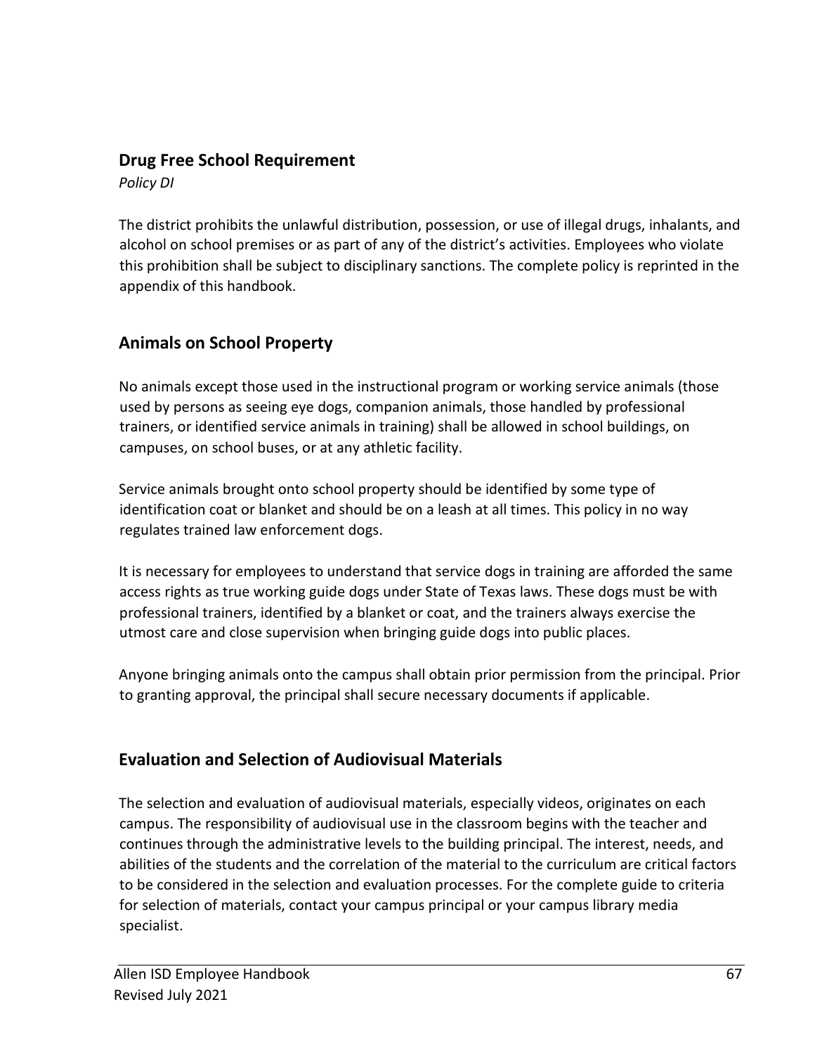## Drug Free School Requirement

*Policy DI*

The district prohibits the unlawful distribution, possession, or use of illegal drugs, inhalants, and alcohol on school premises or as part of any of the district's activities. Employees who violate this prohibition shall be subject to disciplinary sanctions. The complete policy is reprinted in the appendix of this handbook.

## Animals on School Property

No animals except those used in the instructional program or working service animals (those used by persons as seeing eye dogs, companion animals, those handled by professional trainers, or identified service animals in training) shall be allowed in school buildings, on campuses, on school buses, or at any athletic facility.

Service animals brought onto school property should be identified by some type of identification coat or blanket and should be on a leash at all times. This policy in no way regulates trained law enforcement dogs.

It is necessary for employees to understand that service dogs in training are afforded the same access rights as true working guide dogs under State of Texas laws. These dogs must be with professional trainers, identified by a blanket or coat, and the trainers always exercise the utmost care and close supervision when bringing guide dogs into public places.

Anyone bringing animals onto the campus shall obtain prior permission from the principal. Prior to granting approval, the principal shall secure necessary documents if applicable.

## Evaluation and Selection of Audiovisual Materials

The selection and evaluation of audiovisual materials, especially videos, originates on each campus. The responsibility of audiovisual use in the classroom begins with the teacher and continues through the administrative levels to the building principal. The interest, needs, and abilities of the students and the correlation of the material to the curriculum are critical factors to be considered in the selection and evaluation processes. For the complete guide to criteria for selection of materials, contact your campus principal or your campus library media specialist.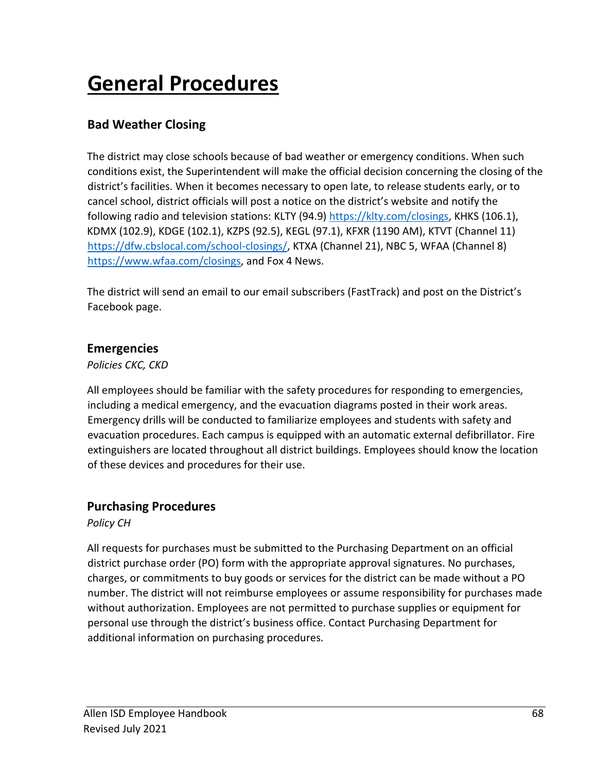# General Procedures

## Bad Weather Closing

The district may close schools because of bad weather or emergency conditions. When such conditions exist, the Superintendent will make the official decision concerning the closing of the district's facilities. When it becomes necessary to open late, to release students early, or to cancel school, district officials will post a notice on the district's website and notify the following radio and television stations: KLTY (94.9) https://klty.com/closings, KHKS (106.1), KDMX (102.9), KDGE (102.1), KZPS (92.5), KEGL (97.1), KFXR (1190 AM), KTVT (Channel 11) https://dfw.cbslocal.com/school-closings/, KTXA (Channel 21), NBC 5, WFAA (Channel 8) https://www.wfaa.com/closings, and Fox 4 News.

The district will send an email to our email subscribers (FastTrack) and post on the District's Facebook page.

## Emergencies

*Policies CKC, CKD*

All employees should be familiar with the safety procedures for responding to emergencies, including a medical emergency, and the evacuation diagrams posted in their work areas. Emergency drills will be conducted to familiarize employees and students with safety and evacuation procedures. Each campus is equipped with an automatic external defibrillator. Fire extinguishers are located throughout all district buildings. Employees should know the location of these devices and procedures for their use.

## Purchasing Procedures

*Policy CH*

All requests for purchases must be submitted to the Purchasing Department on an official district purchase order (PO) form with the appropriate approval signatures. No purchases, charges, or commitments to buy goods or services for the district can be made without a PO number. The district will not reimburse employees or assume responsibility for purchases made without authorization. Employees are not permitted to purchase supplies or equipment for personal use through the district's business office. Contact Purchasing Department for additional information on purchasing procedures.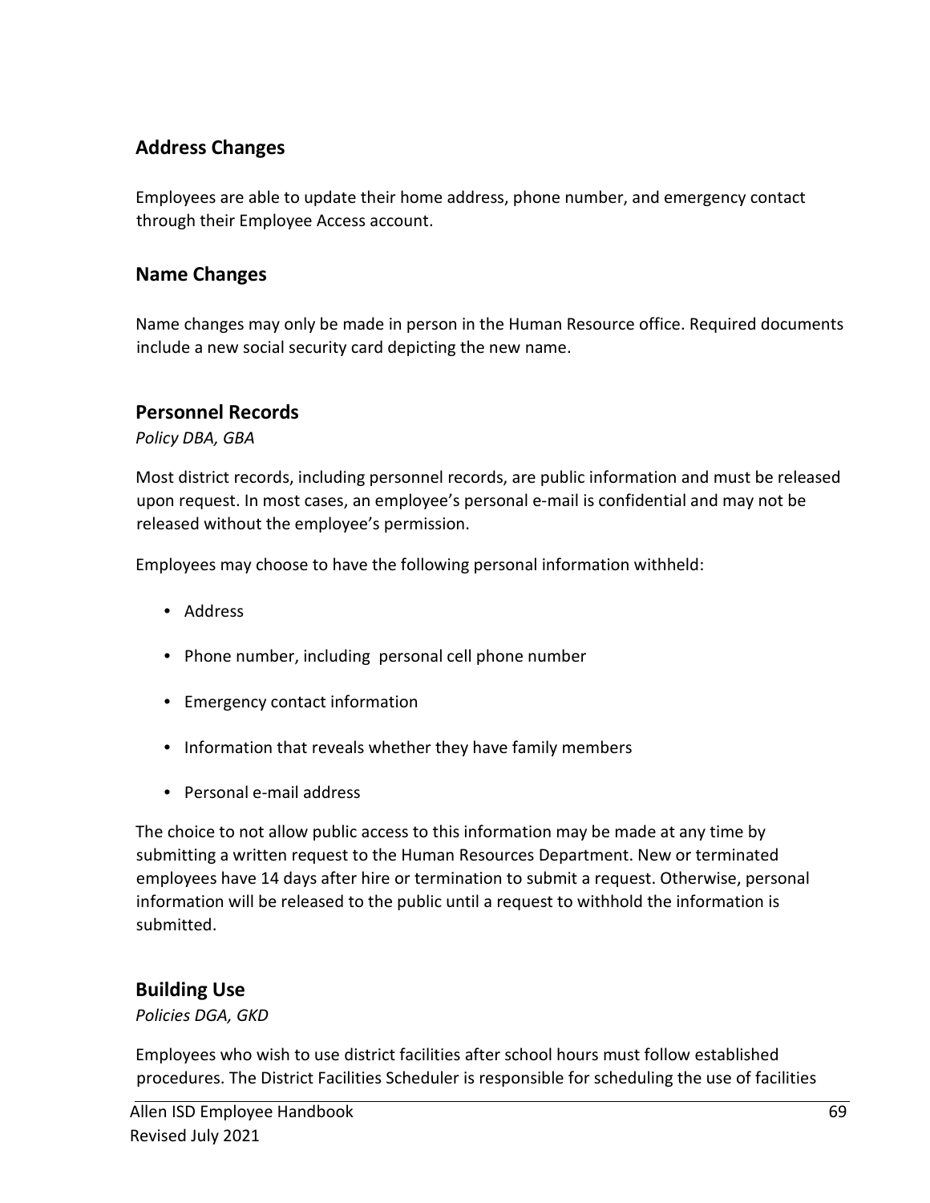## Address Changes

Employees are able to update their home address, phone number, and emergency contact through their Employee Access account.

## Name Changes

Name changes may only be made in person in the Human Resource office. Required documents include a new social security card depicting the new name.

## Personnel Records

*Policy DBA, GBA*

Most district records, including personnel records, are public information and must be released upon request. In most cases, an employee's personal e-mail is confidential and may not be released without the employee's permission.

Employees may choose to have the following personal information withheld:

- Address
- Phone number, including personal cell phone number
- Emergency contact information
- Information that reveals whether they have family members
- Personal e-mail address

The choice to not allow public access to this information may be made at any time by submitting a written request to the Human Resources Department. New or terminated employees have 14 days after hire or termination to submit a request. Otherwise, personal information will be released to the public until a request to withhold the information is submitted.

## Building Use

*Policies DGA, GKD*

Employees who wish to use district facilities after school hours must follow established procedures. The District Facilities Scheduler is responsible for scheduling the use of facilities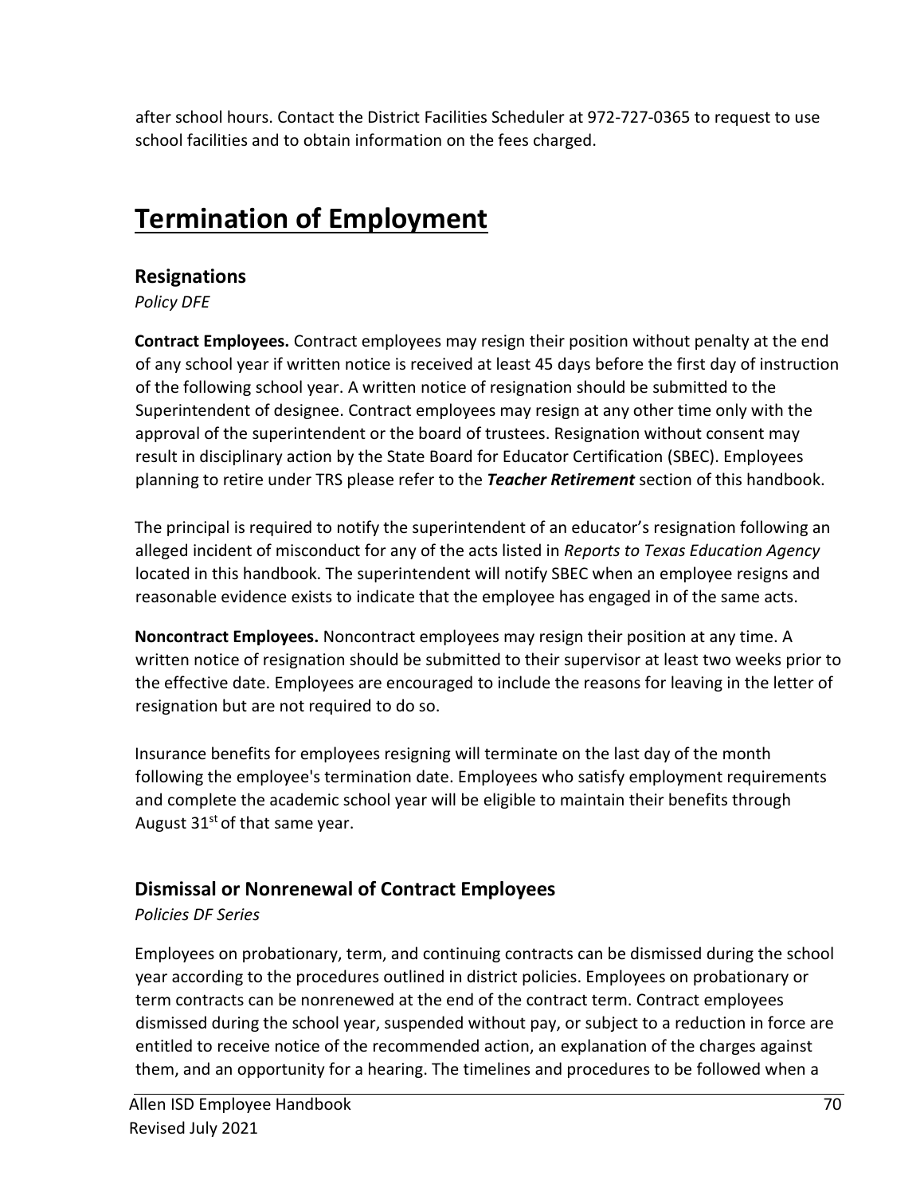after school hours. Contact the District Facilities Scheduler at 972-727-0365 to request to use school facilities and to obtain information on the fees charged.

# Termination of Employment

## Resignations

*Policy DFE*

**Contract Employees.** Contract employees may resign their position without penalty at the end of any school year if written notice is received at least 45 days before the first day of instruction of the following school year. A written notice of resignation should be submitted to the Superintendent of designee. Contract employees may resign at any other time only with the approval of the superintendent or the board of trustees. Resignation without consent may result in disciplinary action by the State Board for Educator Certification (SBEC). Employees planning to retire under TRS please refer to the ***Teacher Retirement*** section of this handbook.

The principal is required to notify the superintendent of an educator's resignation following an alleged incident of misconduct for any of the acts listed in *Reports to Texas Education Agency* located in this handbook. The superintendent will notify SBEC when an employee resigns and reasonable evidence exists to indicate that the employee has engaged in of the same acts.

**Noncontract Employees.** Noncontract employees may resign their position at any time. A written notice of resignation should be submitted to their supervisor at least two weeks prior to the effective date. Employees are encouraged to include the reasons for leaving in the letter of resignation but are not required to do so.

Insurance benefits for employees resigning will terminate on the last day of the month following the employee's termination date. Employees who satisfy employment requirements and complete the academic school year will be eligible to maintain their benefits through August 31st of that same year.

## Dismissal or Nonrenewal of Contract Employees

*Policies DF Series*

Employees on probationary, term, and continuing contracts can be dismissed during the school year according to the procedures outlined in district policies. Employees on probationary or term contracts can be nonrenewed at the end of the contract term. Contract employees dismissed during the school year, suspended without pay, or subject to a reduction in force are entitled to receive notice of the recommended action, an explanation of the charges against them, and an opportunity for a hearing. The timelines and procedures to be followed when a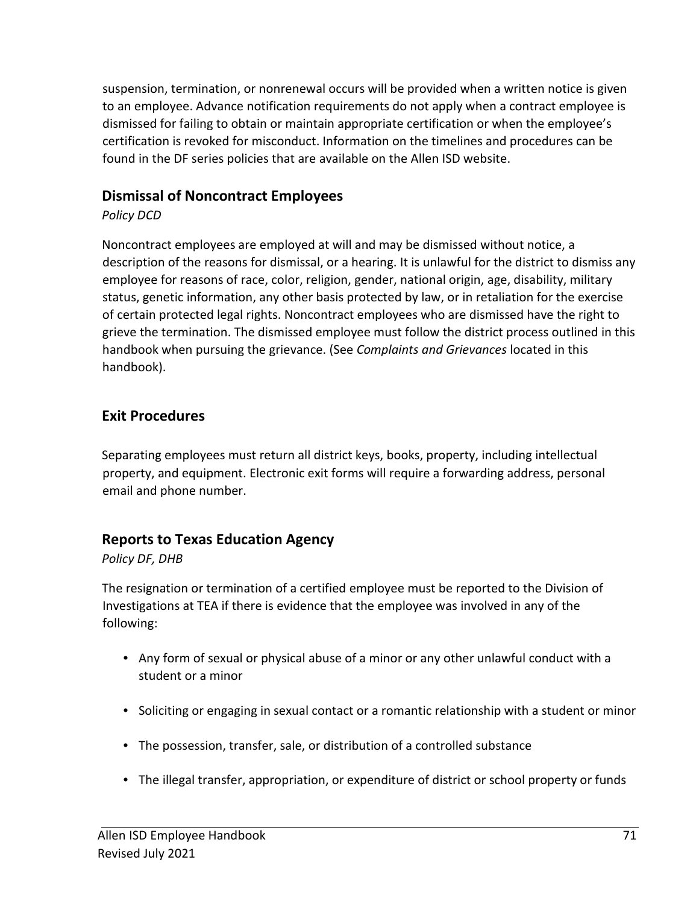suspension, termination, or nonrenewal occurs will be provided when a written notice is given to an employee. Advance notification requirements do not apply when a contract employee is dismissed for failing to obtain or maintain appropriate certification or when the employee's certification is revoked for misconduct. Information on the timelines and procedures can be found in the DF series policies that are available on the Allen ISD website.

## Dismissal of Noncontract Employees

*Policy DCD*

Noncontract employees are employed at will and may be dismissed without notice, a description of the reasons for dismissal, or a hearing. It is unlawful for the district to dismiss any employee for reasons of race, color, religion, gender, national origin, age, disability, military status, genetic information, any other basis protected by law, or in retaliation for the exercise of certain protected legal rights. Noncontract employees who are dismissed have the right to grieve the termination. The dismissed employee must follow the district process outlined in this handbook when pursuing the grievance. (See *Complaints and Grievances* located in this handbook).

## Exit Procedures

Separating employees must return all district keys, books, property, including intellectual property, and equipment. Electronic exit forms will require a forwarding address, personal email and phone number.

## Reports to Texas Education Agency

*Policy DF, DHB*

The resignation or termination of a certified employee must be reported to the Division of Investigations at TEA if there is evidence that the employee was involved in any of the following:

- Any form of sexual or physical abuse of a minor or any other unlawful conduct with a student or a minor
- Soliciting or engaging in sexual contact or a romantic relationship with a student or minor
- The possession, transfer, sale, or distribution of a controlled substance
- The illegal transfer, appropriation, or expenditure of district or school property or funds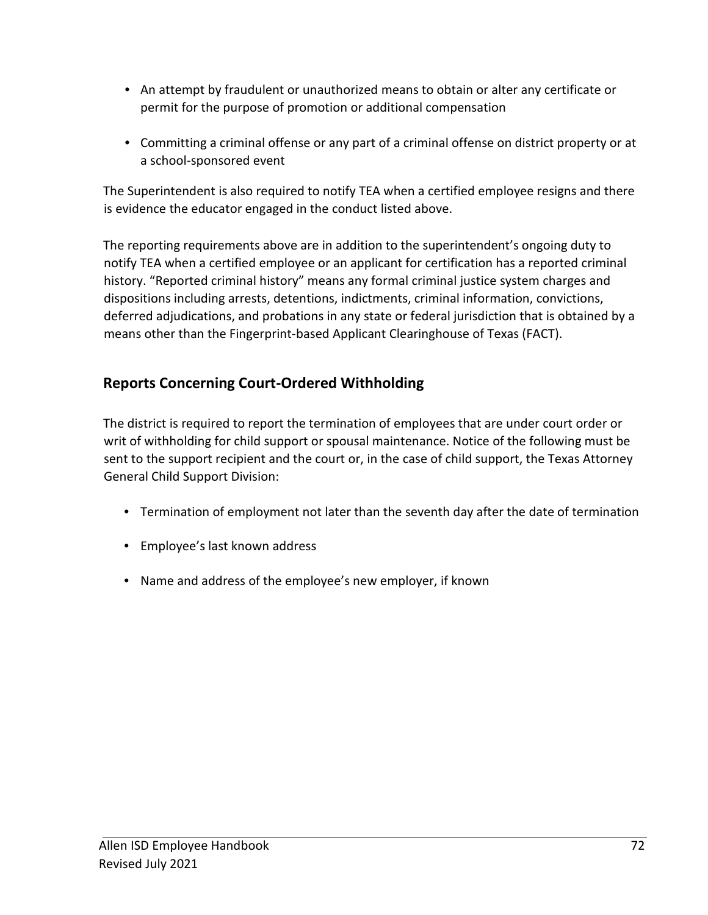- An attempt by fraudulent or unauthorized means to obtain or alter any certificate or permit for the purpose of promotion or additional compensation

- Committing a criminal offense or any part of a criminal offense on district property or at a school-sponsored event

The Superintendent is also required to notify TEA when a certified employee resigns and there is evidence the educator engaged in the conduct listed above.

The reporting requirements above are in addition to the superintendent's ongoing duty to notify TEA when a certified employee or an applicant for certification has a reported criminal history. "Reported criminal history" means any formal criminal justice system charges and dispositions including arrests, detentions, indictments, criminal information, convictions, deferred adjudications, and probations in any state or federal jurisdiction that is obtained by a means other than the Fingerprint-based Applicant Clearinghouse of Texas (FACT).

## Reports Concerning Court-Ordered Withholding

The district is required to report the termination of employees that are under court order or writ of withholding for child support or spousal maintenance. Notice of the following must be sent to the support recipient and the court or, in the case of child support, the Texas Attorney General Child Support Division:

- Termination of employment not later than the seventh day after the date of termination

- Employee's last known address

- Name and address of the employee's new employer, if known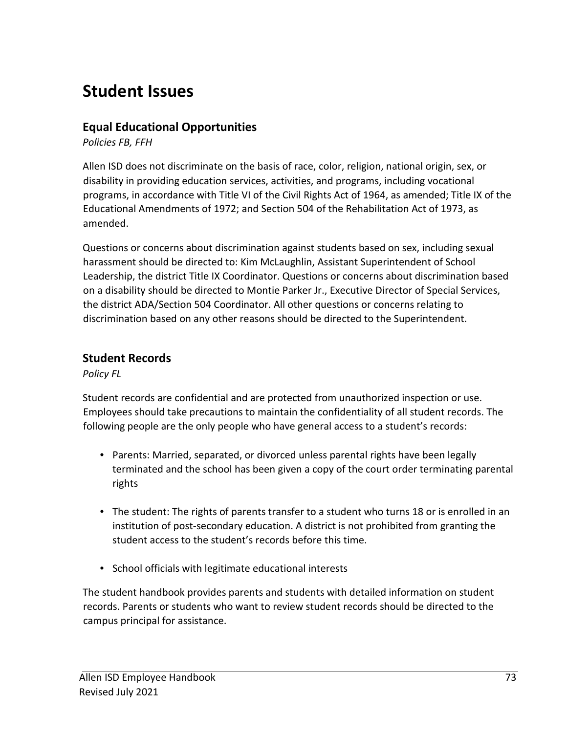# Student Issues

## Equal Educational Opportunities

*Policies FB, FFH*

Allen ISD does not discriminate on the basis of race, color, religion, national origin, sex, or disability in providing education services, activities, and programs, including vocational programs, in accordance with Title VI of the Civil Rights Act of 1964, as amended; Title IX of the Educational Amendments of 1972; and Section 504 of the Rehabilitation Act of 1973, as amended.

Questions or concerns about discrimination against students based on sex, including sexual harassment should be directed to: Kim McLaughlin, Assistant Superintendent of School Leadership, the district Title IX Coordinator. Questions or concerns about discrimination based on a disability should be directed to Montie Parker Jr., Executive Director of Special Services, the district ADA/Section 504 Coordinator. All other questions or concerns relating to discrimination based on any other reasons should be directed to the Superintendent.

## Student Records

*Policy FL*

Student records are confidential and are protected from unauthorized inspection or use. Employees should take precautions to maintain the confidentiality of all student records. The following people are the only people who have general access to a student's records:

- Parents: Married, separated, or divorced unless parental rights have been legally terminated and the school has been given a copy of the court order terminating parental rights
- The student: The rights of parents transfer to a student who turns 18 or is enrolled in an institution of post-secondary education. A district is not prohibited from granting the student access to the student's records before this time.
- School officials with legitimate educational interests

The student handbook provides parents and students with detailed information on student records. Parents or students who want to review student records should be directed to the campus principal for assistance.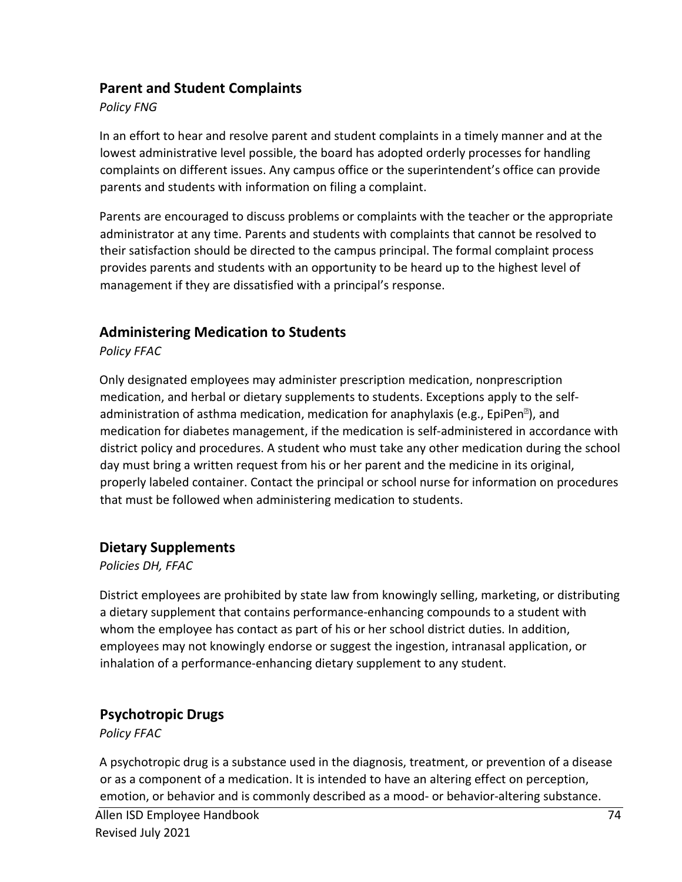## Parent and Student Complaints

*Policy FNG*

In an effort to hear and resolve parent and student complaints in a timely manner and at the lowest administrative level possible, the board has adopted orderly processes for handling complaints on different issues. Any campus office or the superintendent's office can provide parents and students with information on filing a complaint.

Parents are encouraged to discuss problems or complaints with the teacher or the appropriate administrator at any time. Parents and students with complaints that cannot be resolved to their satisfaction should be directed to the campus principal. The formal complaint process provides parents and students with an opportunity to be heard up to the highest level of management if they are dissatisfied with a principal's response.

## Administering Medication to Students

*Policy FFAC*

Only designated employees may administer prescription medication, nonprescription medication, and herbal or dietary supplements to students. Exceptions apply to the self-administration of asthma medication, medication for anaphylaxis (e.g., EpiPen®), and medication for diabetes management, if the medication is self-administered in accordance with district policy and procedures. A student who must take any other medication during the school day must bring a written request from his or her parent and the medicine in its original, properly labeled container. Contact the principal or school nurse for information on procedures that must be followed when administering medication to students.

## Dietary Supplements

*Policies DH, FFAC*

District employees are prohibited by state law from knowingly selling, marketing, or distributing a dietary supplement that contains performance-enhancing compounds to a student with whom the employee has contact as part of his or her school district duties. In addition, employees may not knowingly endorse or suggest the ingestion, intranasal application, or inhalation of a performance-enhancing dietary supplement to any student.

## Psychotropic Drugs

*Policy FFAC*

A psychotropic drug is a substance used in the diagnosis, treatment, or prevention of a disease or as a component of a medication. It is intended to have an altering effect on perception, emotion, or behavior and is commonly described as a mood- or behavior-altering substance.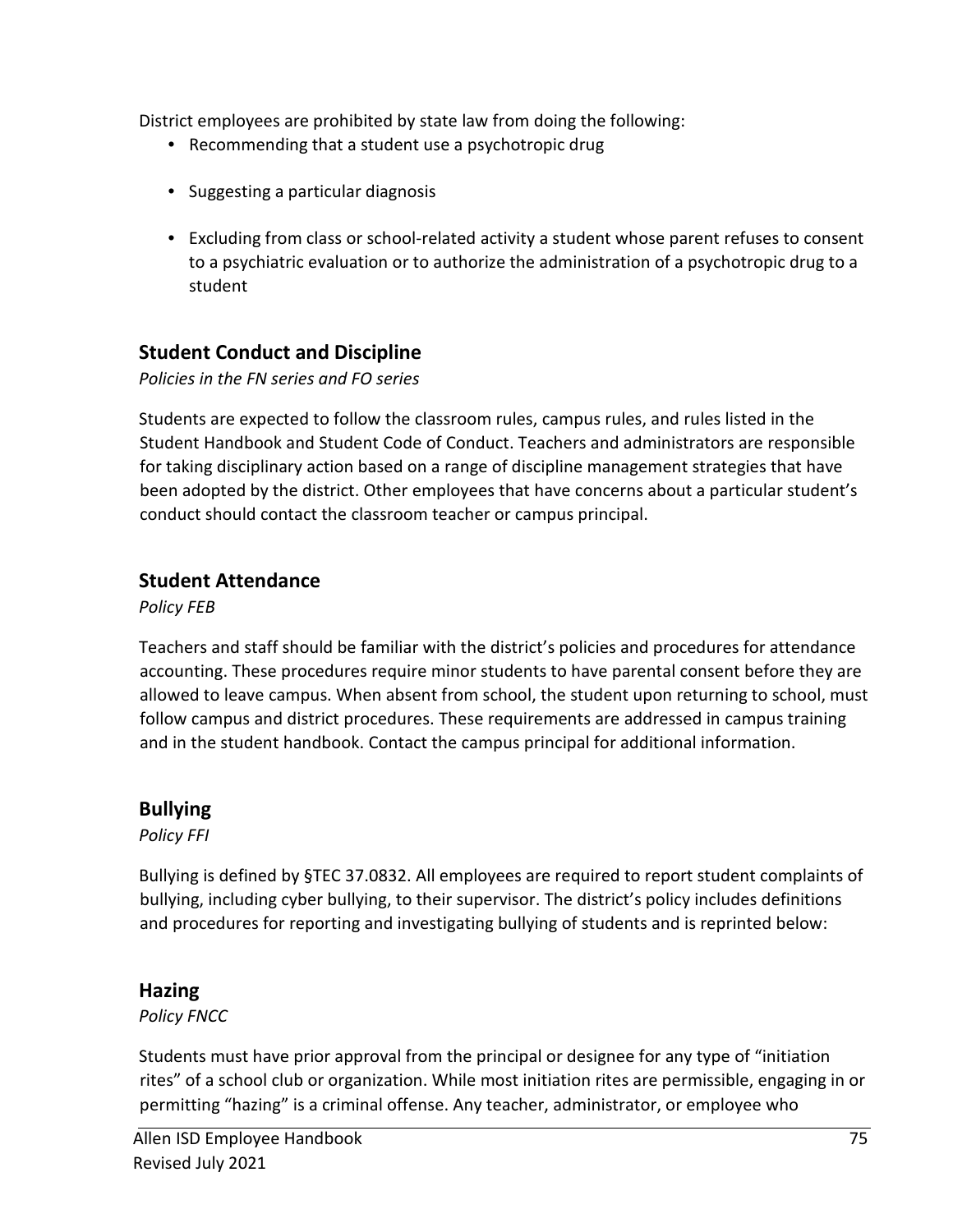District employees are prohibited by state law from doing the following:

- Recommending that a student use a psychotropic drug
- Suggesting a particular diagnosis
- Excluding from class or school-related activity a student whose parent refuses to consent to a psychiatric evaluation or to authorize the administration of a psychotropic drug to a student

## Student Conduct and Discipline

*Policies in the FN series and FO series*

Students are expected to follow the classroom rules, campus rules, and rules listed in the Student Handbook and Student Code of Conduct. Teachers and administrators are responsible for taking disciplinary action based on a range of discipline management strategies that have been adopted by the district. Other employees that have concerns about a particular student's conduct should contact the classroom teacher or campus principal.

## Student Attendance

*Policy FEB*

Teachers and staff should be familiar with the district's policies and procedures for attendance accounting. These procedures require minor students to have parental consent before they are allowed to leave campus. When absent from school, the student upon returning to school, must follow campus and district procedures. These requirements are addressed in campus training and in the student handbook. Contact the campus principal for additional information.

## Bullying

*Policy FFI*

Bullying is defined by §TEC 37.0832. All employees are required to report student complaints of bullying, including cyber bullying, to their supervisor. The district's policy includes definitions and procedures for reporting and investigating bullying of students and is reprinted below:

## Hazing

*Policy FNCC*

Students must have prior approval from the principal or designee for any type of "initiation rites" of a school club or organization. While most initiation rites are permissible, engaging in or permitting "hazing" is a criminal offense. Any teacher, administrator, or employee who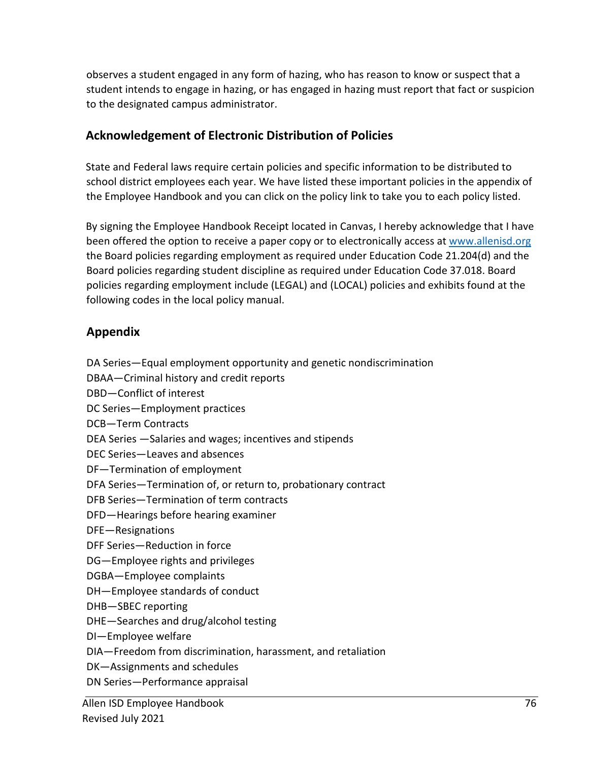observes a student engaged in any form of hazing, who has reason to know or suspect that a student intends to engage in hazing, or has engaged in hazing must report that fact or suspicion to the designated campus administrator.

## Acknowledgement of Electronic Distribution of Policies

State and Federal laws require certain policies and specific information to be distributed to school district employees each year. We have listed these important policies in the appendix of the Employee Handbook and you can click on the policy link to take you to each policy listed.

By signing the Employee Handbook Receipt located in Canvas, I hereby acknowledge that I have been offered the option to receive a paper copy or to electronically access at [www.allenisd.org](www.allenisd.org) the Board policies regarding employment as required under Education Code 21.204(d) and the Board policies regarding student discipline as required under Education Code 37.018. Board policies regarding employment include (LEGAL) and (LOCAL) policies and exhibits found at the following codes in the local policy manual.

## Appendix

DA Series—Equal employment opportunity and genetic nondiscrimination
DBAA—Criminal history and credit reports
DBD—Conflict of interest
DC Series—Employment practices
DCB—Term Contracts
DEA Series —Salaries and wages; incentives and stipends
DEC Series—Leaves and absences
DF—Termination of employment
DFA Series—Termination of, or return to, probationary contract
DFB Series—Termination of term contracts
DFD—Hearings before hearing examiner
DFE—Resignations
DFF Series—Reduction in force
DG—Employee rights and privileges
DGBA—Employee complaints
DH—Employee standards of conduct
DHB—SBEC reporting
DHE—Searches and drug/alcohol testing
DI—Employee welfare
DIA—Freedom from discrimination, harassment, and retaliation
DK—Assignments and schedules
DN Series—Performance appraisal